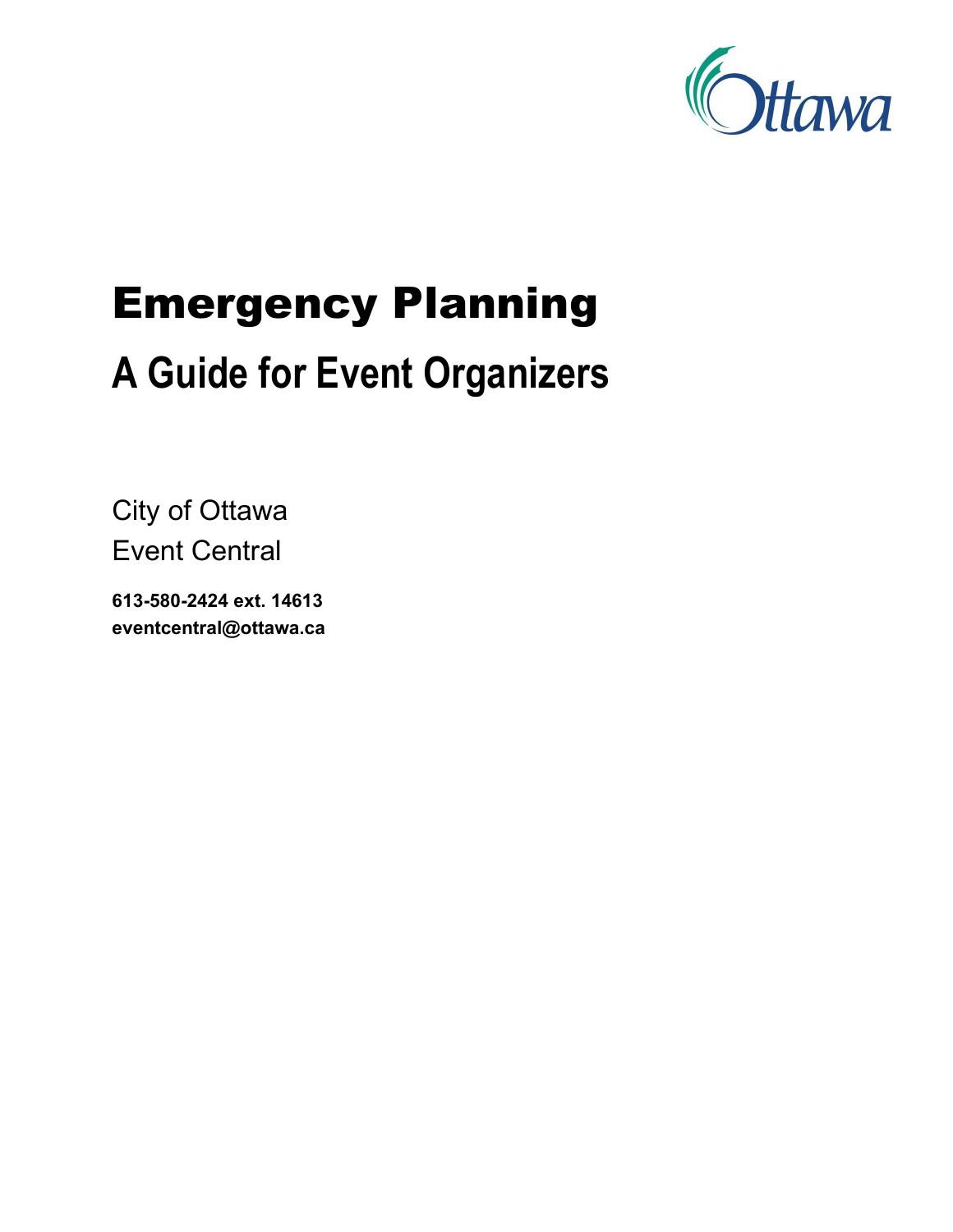Ottawa

# Emergency Planning

## A Guide for Event Organizers

City of Ottawa
Event Central

**613-580-2424 ext. 14613**
**eventcentral@ottawa.ca**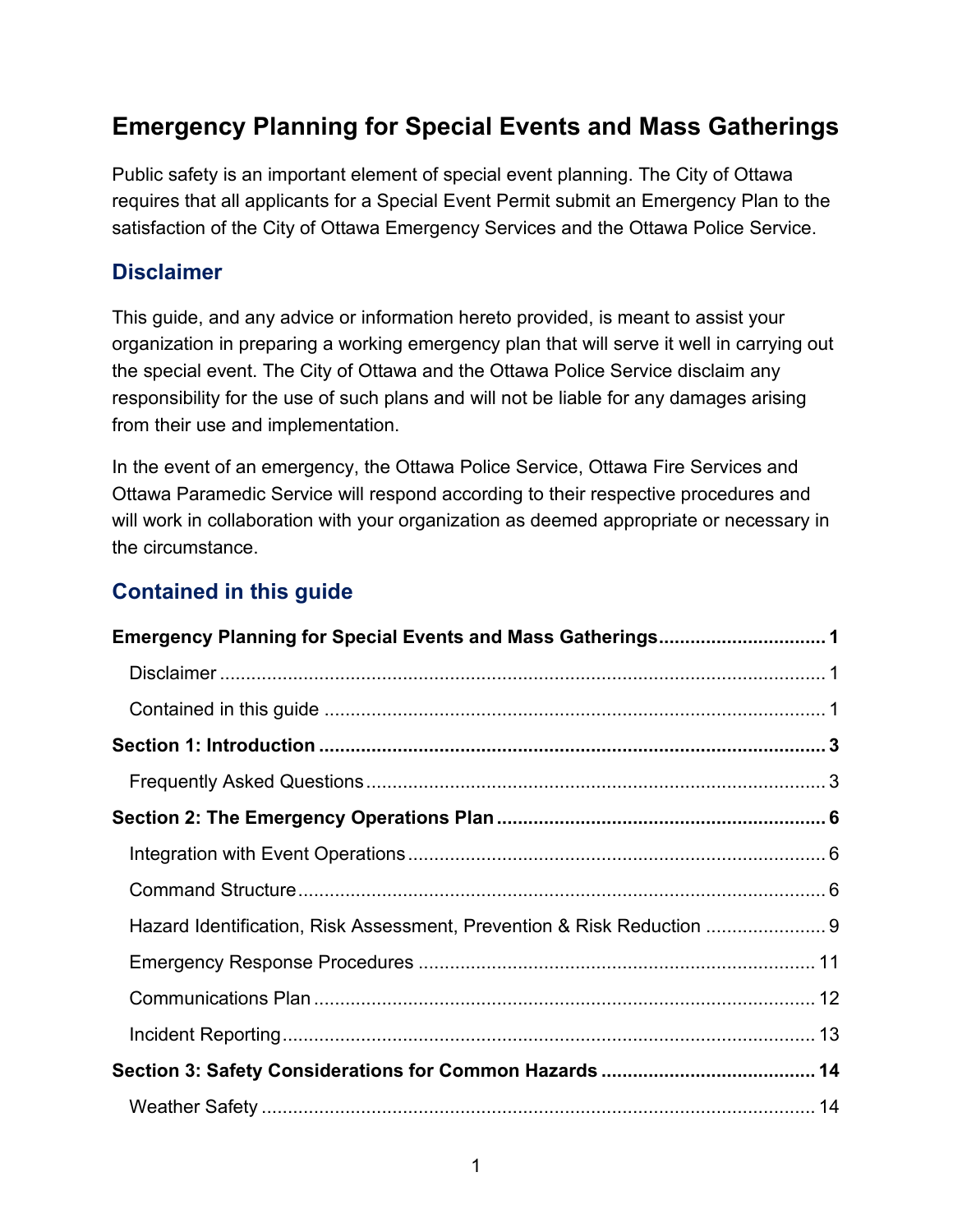# Emergency Planning for Special Events and Mass Gatherings

Public safety is an important element of special event planning. The City of Ottawa requires that all applicants for a Special Event Permit submit an Emergency Plan to the satisfaction of the City of Ottawa Emergency Services and the Ottawa Police Service.

## Disclaimer

This guide, and any advice or information hereto provided, is meant to assist your organization in preparing a working emergency plan that will serve it well in carrying out the special event. The City of Ottawa and the Ottawa Police Service disclaim any responsibility for the use of such plans and will not be liable for any damages arising from their use and implementation.

In the event of an emergency, the Ottawa Police Service, Ottawa Fire Services and Ottawa Paramedic Service will respond according to their respective procedures and will work in collaboration with your organization as deemed appropriate or necessary in the circumstance.

## Contained in this guide

**Emergency Planning for Special Events and Mass Gatherings ................................ 1**

- Disclaimer ..................................................................................................... 1
- Contained in this guide ................................................................................ 1

**Section 1: Introduction ................................................................................. 3**

- Frequently Asked Questions ........................................................................ 3

**Section 2: The Emergency Operations Plan .............................................................. 6**

- Integration with Event Operations ............................................................... 6
- Command Structure ..................................................................................... 6
- Hazard Identification, Risk Assessment, Prevention & Risk Reduction ....................... 9
- Emergency Response Procedures ............................................................ 11
- Communications Plan ................................................................................ 12
- Incident Reporting ..................................................................................... 13

**Section 3: Safety Considerations for Common Hazards ........................................ 14**

- Weather Safety .......................................................................................... 14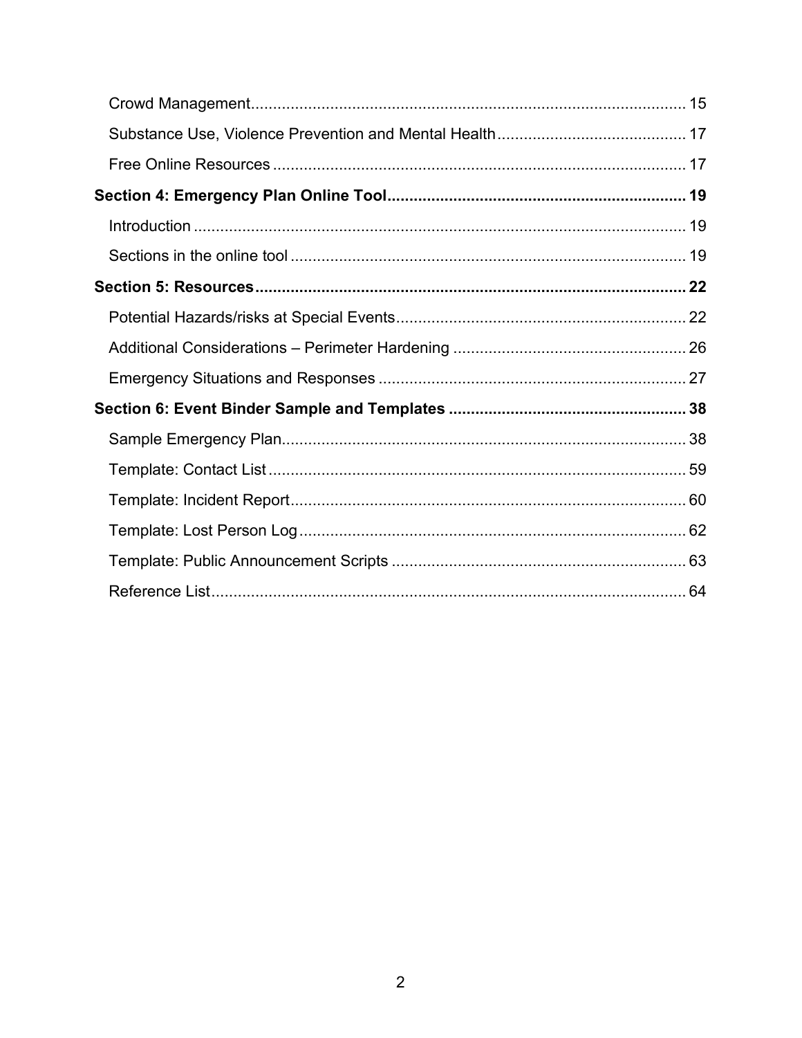Crowd Management .......... 15

Substance Use, Violence Prevention and Mental Health .......... 17

Free Online Resources .......... 17

**Section 4: Emergency Plan Online Tool .......... 19**

Introduction .......... 19

Sections in the online tool .......... 19

**Section 5: Resources .......... 22**

Potential Hazards/risks at Special Events .......... 22

Additional Considerations – Perimeter Hardening .......... 26

Emergency Situations and Responses .......... 27

**Section 6: Event Binder Sample and Templates .......... 38**

Sample Emergency Plan .......... 38

Template: Contact List .......... 59

Template: Incident Report .......... 60

Template: Lost Person Log .......... 62

Template: Public Announcement Scripts .......... 63

Reference List .......... 64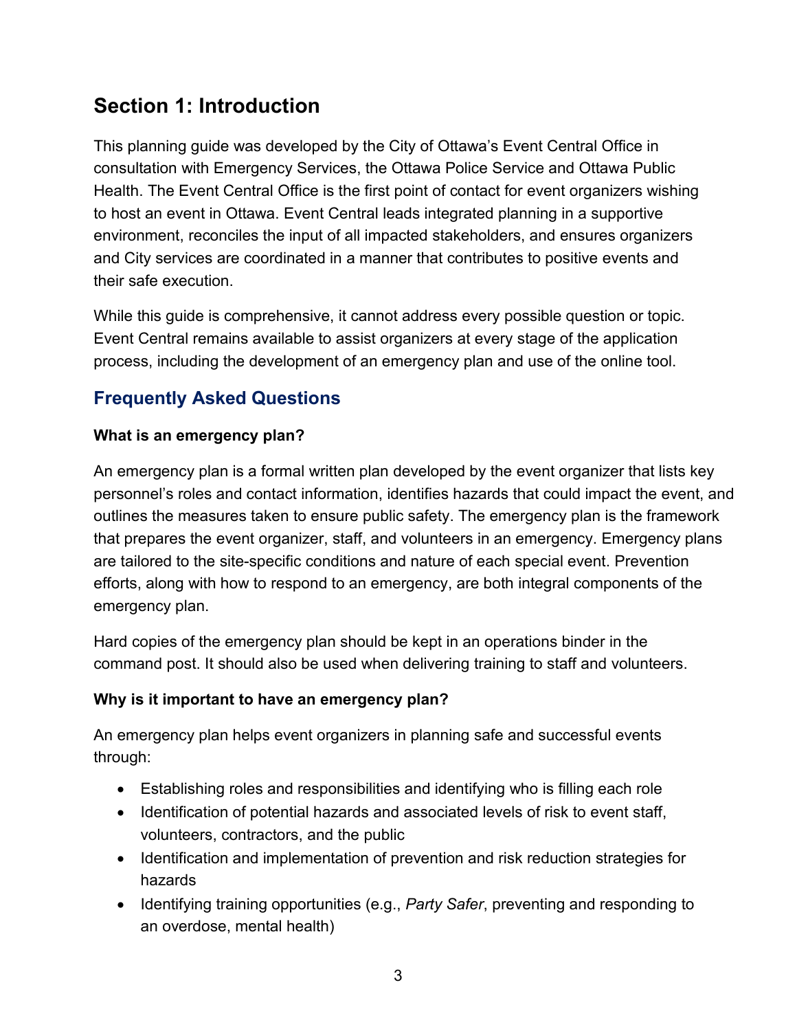# Section 1: Introduction

This planning guide was developed by the City of Ottawa's Event Central Office in consultation with Emergency Services, the Ottawa Police Service and Ottawa Public Health. The Event Central Office is the first point of contact for event organizers wishing to host an event in Ottawa. Event Central leads integrated planning in a supportive environment, reconciles the input of all impacted stakeholders, and ensures organizers and City services are coordinated in a manner that contributes to positive events and their safe execution.

While this guide is comprehensive, it cannot address every possible question or topic. Event Central remains available to assist organizers at every stage of the application process, including the development of an emergency plan and use of the online tool.

## Frequently Asked Questions

**What is an emergency plan?**

An emergency plan is a formal written plan developed by the event organizer that lists key personnel's roles and contact information, identifies hazards that could impact the event, and outlines the measures taken to ensure public safety. The emergency plan is the framework that prepares the event organizer, staff, and volunteers in an emergency. Emergency plans are tailored to the site-specific conditions and nature of each special event. Prevention efforts, along with how to respond to an emergency, are both integral components of the emergency plan.

Hard copies of the emergency plan should be kept in an operations binder in the command post. It should also be used when delivering training to staff and volunteers.

**Why is it important to have an emergency plan?**

An emergency plan helps event organizers in planning safe and successful events through:

- Establishing roles and responsibilities and identifying who is filling each role
- Identification of potential hazards and associated levels of risk to event staff, volunteers, contractors, and the public
- Identification and implementation of prevention and risk reduction strategies for hazards
- Identifying training opportunities (e.g., *Party Safer*, preventing and responding to an overdose, mental health)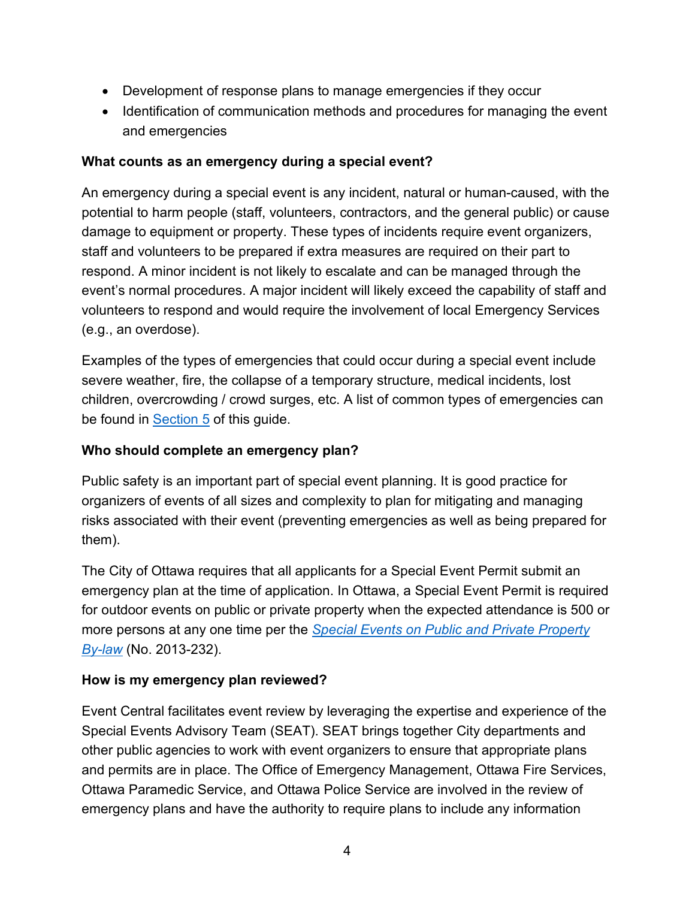- Development of response plans to manage emergencies if they occur
- Identification of communication methods and procedures for managing the event and emergencies

**What counts as an emergency during a special event?**

An emergency during a special event is any incident, natural or human-caused, with the potential to harm people (staff, volunteers, contractors, and the general public) or cause damage to equipment or property. These types of incidents require event organizers, staff and volunteers to be prepared if extra measures are required on their part to respond. A minor incident is not likely to escalate and can be managed through the event's normal procedures. A major incident will likely exceed the capability of staff and volunteers to respond and would require the involvement of local Emergency Services (e.g., an overdose).

Examples of the types of emergencies that could occur during a special event include severe weather, fire, the collapse of a temporary structure, medical incidents, lost children, overcrowding / crowd surges, etc. A list of common types of emergencies can be found in Section 5 of this guide.

**Who should complete an emergency plan?**

Public safety is an important part of special event planning. It is good practice for organizers of events of all sizes and complexity to plan for mitigating and managing risks associated with their event (preventing emergencies as well as being prepared for them).

The City of Ottawa requires that all applicants for a Special Event Permit submit an emergency plan at the time of application. In Ottawa, a Special Event Permit is required for outdoor events on public or private property when the expected attendance is 500 or more persons at any one time per the *Special Events on Public and Private Property By-law* (No. 2013-232).

**How is my emergency plan reviewed?**

Event Central facilitates event review by leveraging the expertise and experience of the Special Events Advisory Team (SEAT). SEAT brings together City departments and other public agencies to work with event organizers to ensure that appropriate plans and permits are in place. The Office of Emergency Management, Ottawa Fire Services, Ottawa Paramedic Service, and Ottawa Police Service are involved in the review of emergency plans and have the authority to require plans to include any information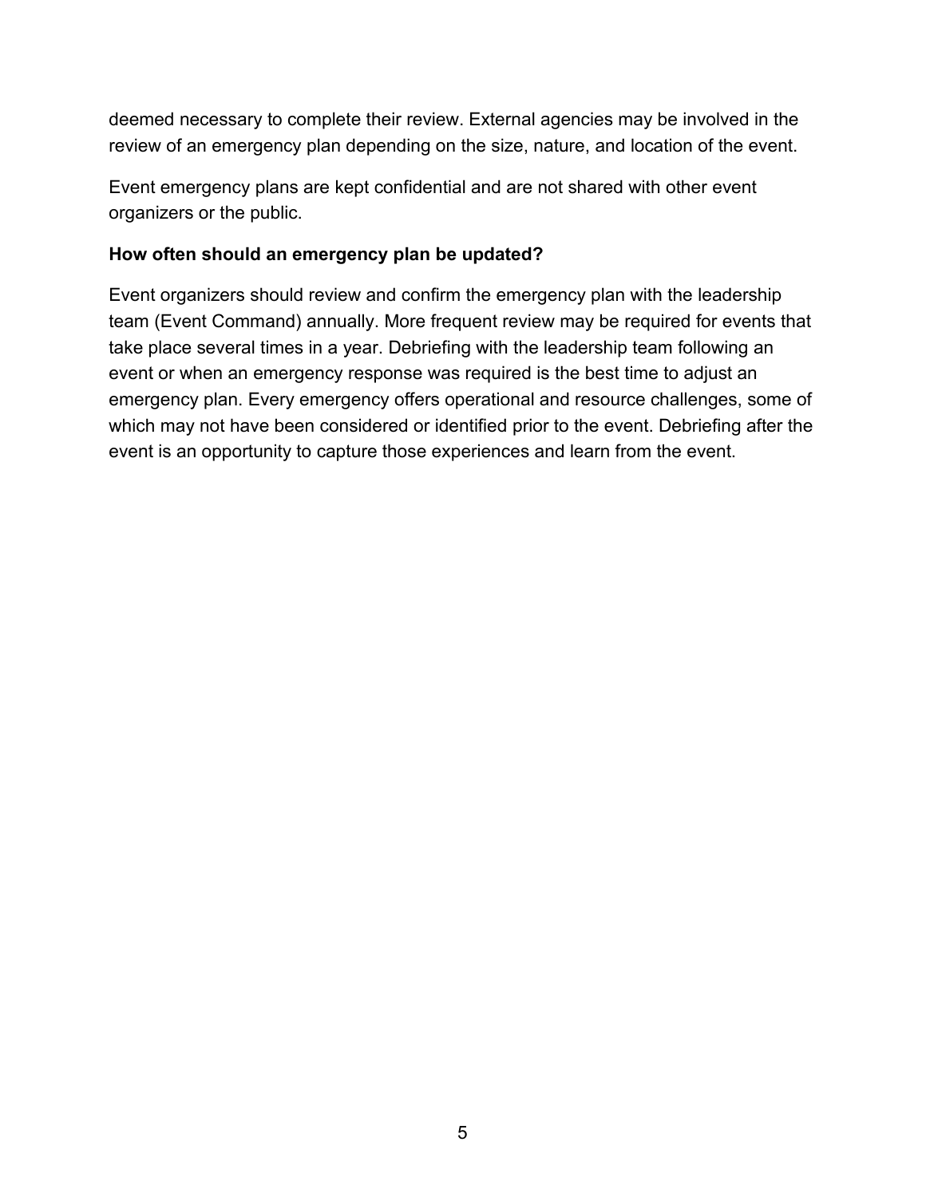deemed necessary to complete their review. External agencies may be involved in the review of an emergency plan depending on the size, nature, and location of the event.

Event emergency plans are kept confidential and are not shared with other event organizers or the public.

**How often should an emergency plan be updated?**

Event organizers should review and confirm the emergency plan with the leadership team (Event Command) annually. More frequent review may be required for events that take place several times in a year. Debriefing with the leadership team following an event or when an emergency response was required is the best time to adjust an emergency plan. Every emergency offers operational and resource challenges, some of which may not have been considered or identified prior to the event. Debriefing after the event is an opportunity to capture those experiences and learn from the event.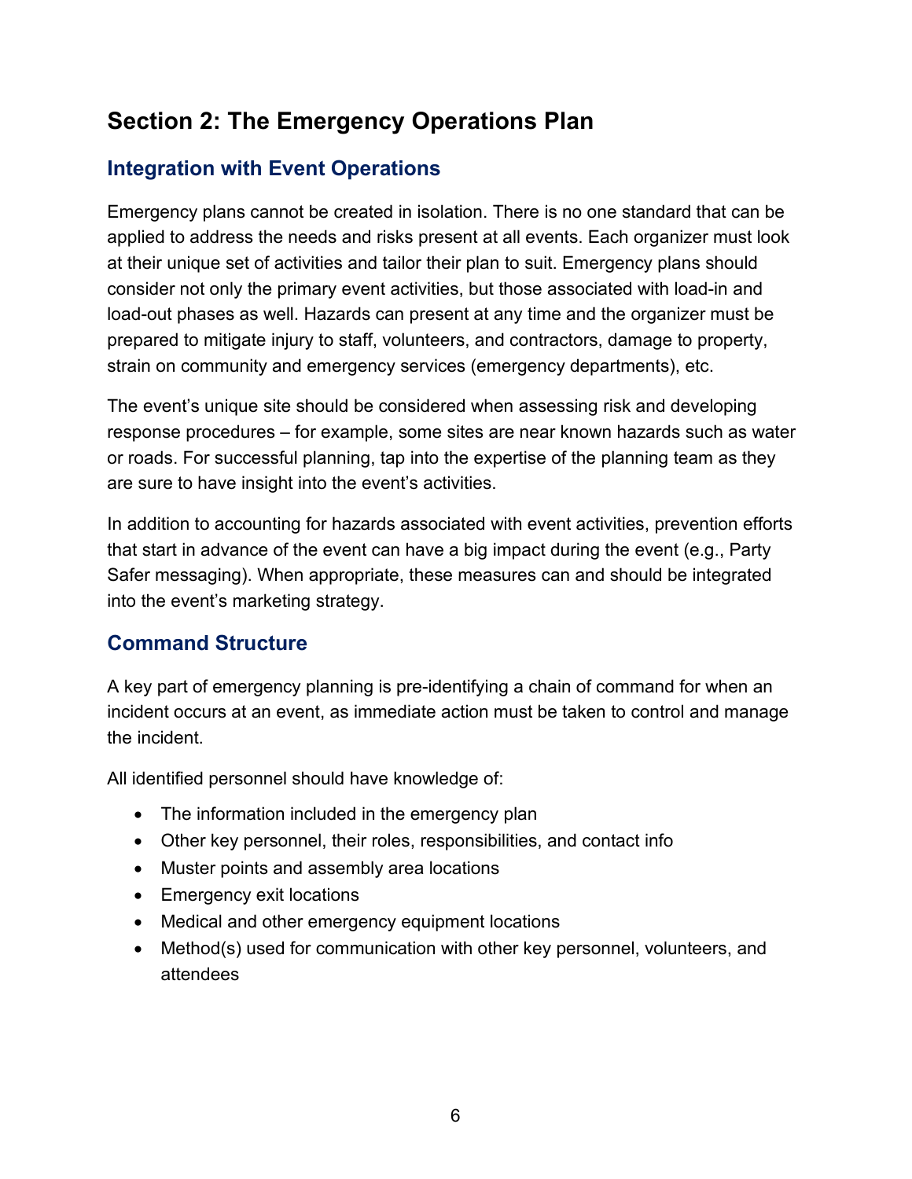## Section 2: The Emergency Operations Plan

### Integration with Event Operations

Emergency plans cannot be created in isolation. There is no one standard that can be applied to address the needs and risks present at all events. Each organizer must look at their unique set of activities and tailor their plan to suit. Emergency plans should consider not only the primary event activities, but those associated with load-in and load-out phases as well. Hazards can present at any time and the organizer must be prepared to mitigate injury to staff, volunteers, and contractors, damage to property, strain on community and emergency services (emergency departments), etc.

The event's unique site should be considered when assessing risk and developing response procedures – for example, some sites are near known hazards such as water or roads. For successful planning, tap into the expertise of the planning team as they are sure to have insight into the event's activities.

In addition to accounting for hazards associated with event activities, prevention efforts that start in advance of the event can have a big impact during the event (e.g., Party Safer messaging). When appropriate, these measures can and should be integrated into the event's marketing strategy.

### Command Structure

A key part of emergency planning is pre-identifying a chain of command for when an incident occurs at an event, as immediate action must be taken to control and manage the incident.

All identified personnel should have knowledge of:

- The information included in the emergency plan
- Other key personnel, their roles, responsibilities, and contact info
- Muster points and assembly area locations
- Emergency exit locations
- Medical and other emergency equipment locations
- Method(s) used for communication with other key personnel, volunteers, and attendees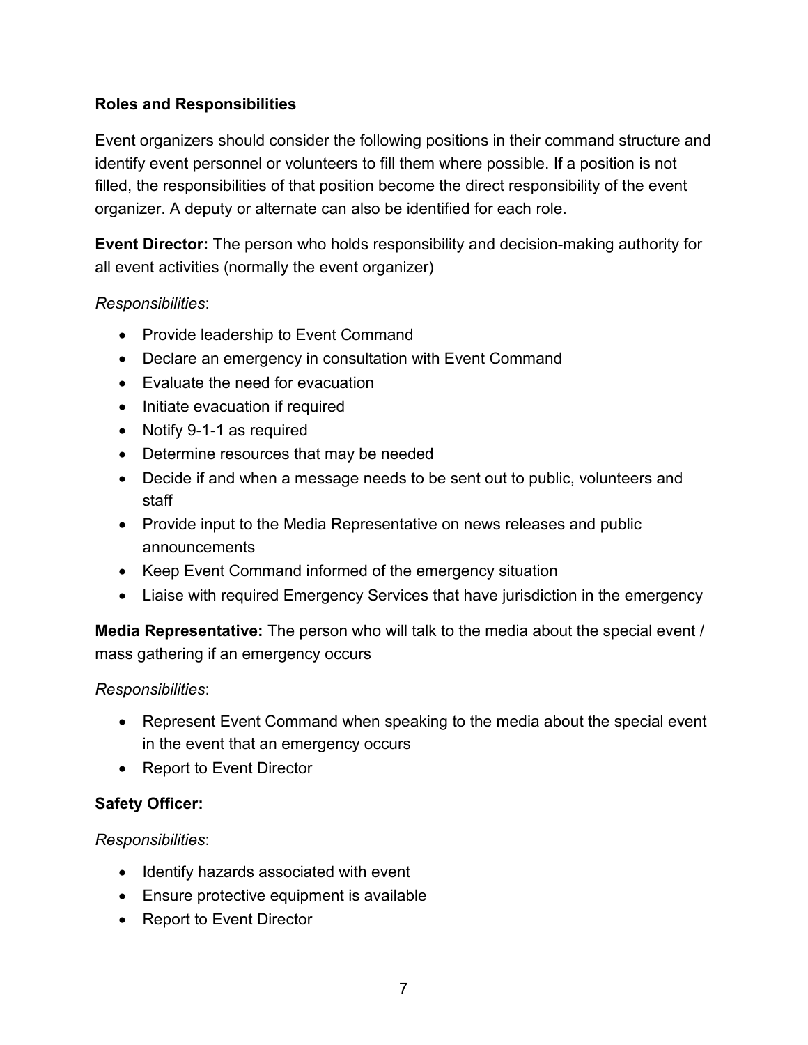**Roles and Responsibilities**

Event organizers should consider the following positions in their command structure and identify event personnel or volunteers to fill them where possible. If a position is not filled, the responsibilities of that position become the direct responsibility of the event organizer. A deputy or alternate can also be identified for each role.

**Event Director:** The person who holds responsibility and decision-making authority for all event activities (normally the event organizer)

*Responsibilities*:

- Provide leadership to Event Command
- Declare an emergency in consultation with Event Command
- Evaluate the need for evacuation
- Initiate evacuation if required
- Notify 9-1-1 as required
- Determine resources that may be needed
- Decide if and when a message needs to be sent out to public, volunteers and staff
- Provide input to the Media Representative on news releases and public announcements
- Keep Event Command informed of the emergency situation
- Liaise with required Emergency Services that have jurisdiction in the emergency

**Media Representative:** The person who will talk to the media about the special event / mass gathering if an emergency occurs

*Responsibilities*:

- Represent Event Command when speaking to the media about the special event in the event that an emergency occurs
- Report to Event Director

**Safety Officer:**

*Responsibilities*:

- Identify hazards associated with event
- Ensure protective equipment is available
- Report to Event Director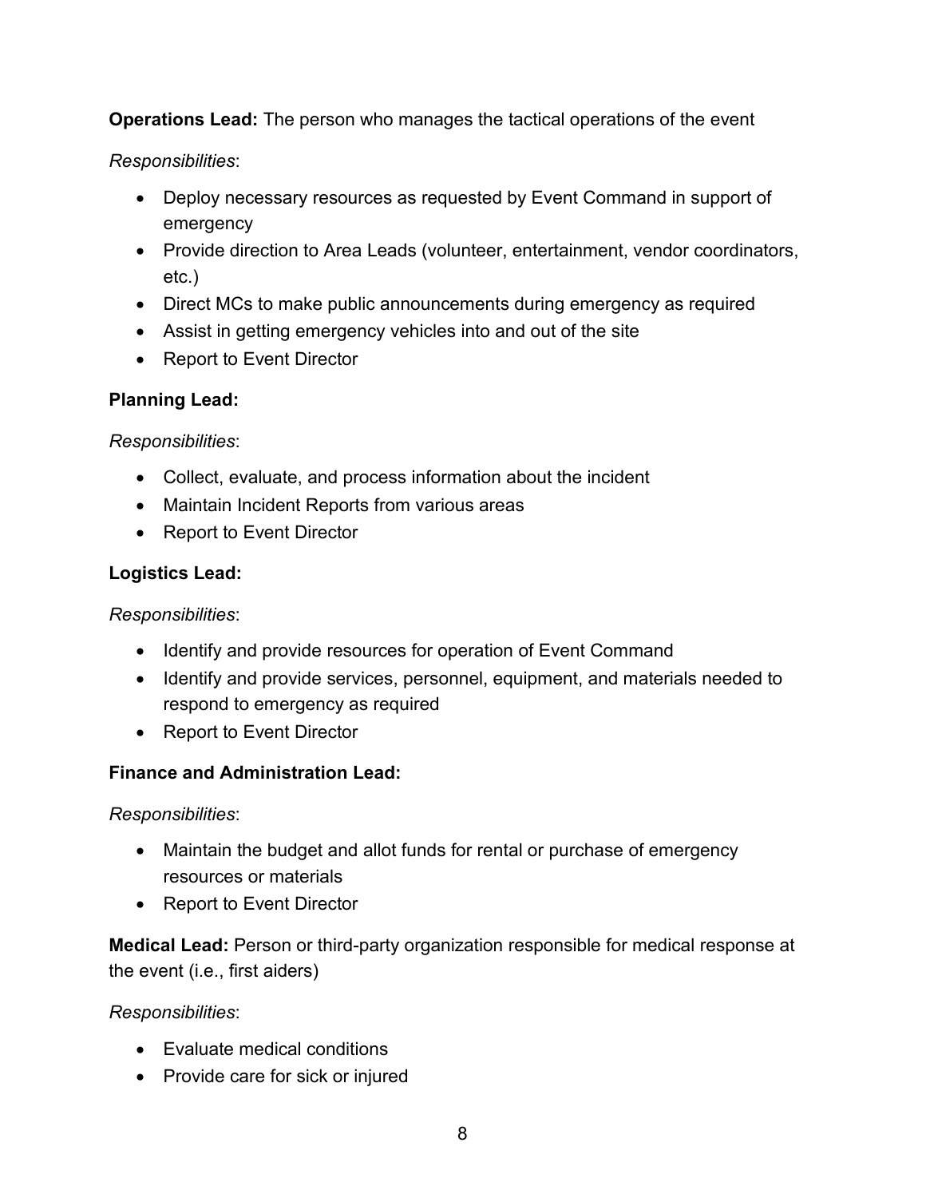**Operations Lead:** The person who manages the tactical operations of the event

*Responsibilities*:

- Deploy necessary resources as requested by Event Command in support of emergency
- Provide direction to Area Leads (volunteer, entertainment, vendor coordinators, etc.)
- Direct MCs to make public announcements during emergency as required
- Assist in getting emergency vehicles into and out of the site
- Report to Event Director

**Planning Lead:**

*Responsibilities*:

- Collect, evaluate, and process information about the incident
- Maintain Incident Reports from various areas
- Report to Event Director

**Logistics Lead:**

*Responsibilities*:

- Identify and provide resources for operation of Event Command
- Identify and provide services, personnel, equipment, and materials needed to respond to emergency as required
- Report to Event Director

**Finance and Administration Lead:**

*Responsibilities*:

- Maintain the budget and allot funds for rental or purchase of emergency resources or materials
- Report to Event Director

**Medical Lead:** Person or third-party organization responsible for medical response at the event (i.e., first aiders)

*Responsibilities*:

- Evaluate medical conditions
- Provide care for sick or injured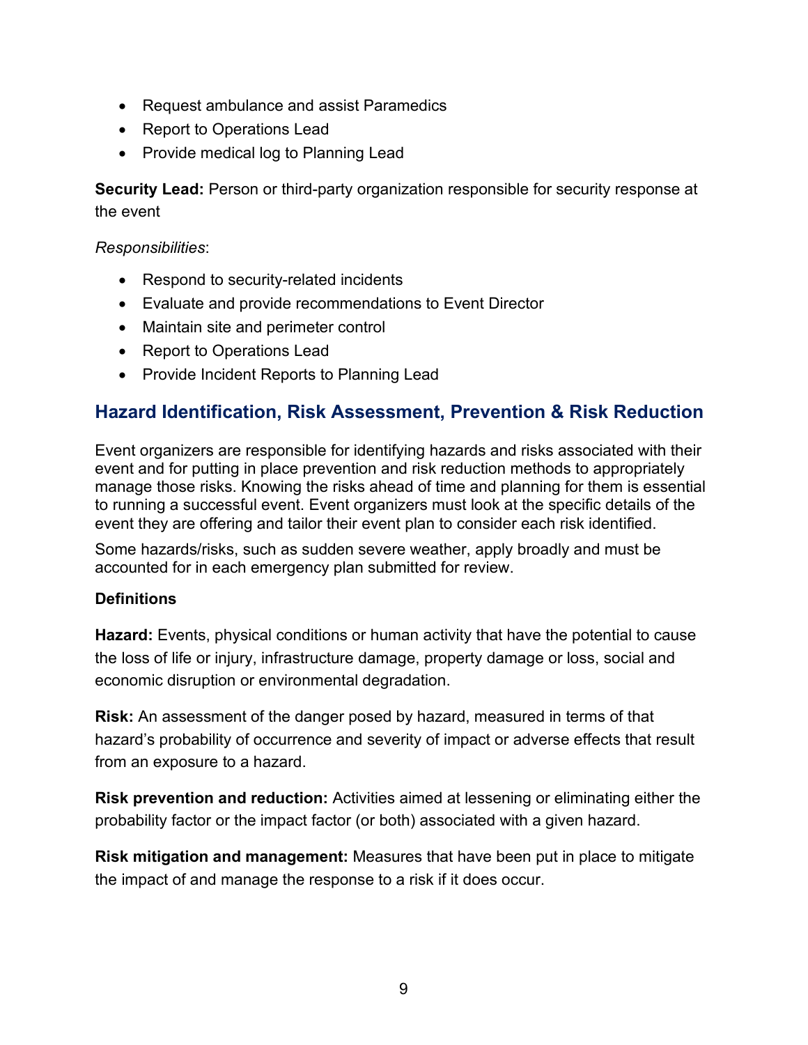- Request ambulance and assist Paramedics
- Report to Operations Lead
- Provide medical log to Planning Lead

**Security Lead:** Person or third-party organization responsible for security response at the event

*Responsibilities*:

- Respond to security-related incidents
- Evaluate and provide recommendations to Event Director
- Maintain site and perimeter control
- Report to Operations Lead
- Provide Incident Reports to Planning Lead

## Hazard Identification, Risk Assessment, Prevention & Risk Reduction

Event organizers are responsible for identifying hazards and risks associated with their event and for putting in place prevention and risk reduction methods to appropriately manage those risks. Knowing the risks ahead of time and planning for them is essential to running a successful event. Event organizers must look at the specific details of the event they are offering and tailor their event plan to consider each risk identified.

Some hazards/risks, such as sudden severe weather, apply broadly and must be accounted for in each emergency plan submitted for review.

**Definitions**

**Hazard:** Events, physical conditions or human activity that have the potential to cause the loss of life or injury, infrastructure damage, property damage or loss, social and economic disruption or environmental degradation.

**Risk:** An assessment of the danger posed by hazard, measured in terms of that hazard's probability of occurrence and severity of impact or adverse effects that result from an exposure to a hazard.

**Risk prevention and reduction:** Activities aimed at lessening or eliminating either the probability factor or the impact factor (or both) associated with a given hazard.

**Risk mitigation and management:** Measures that have been put in place to mitigate the impact of and manage the response to a risk if it does occur.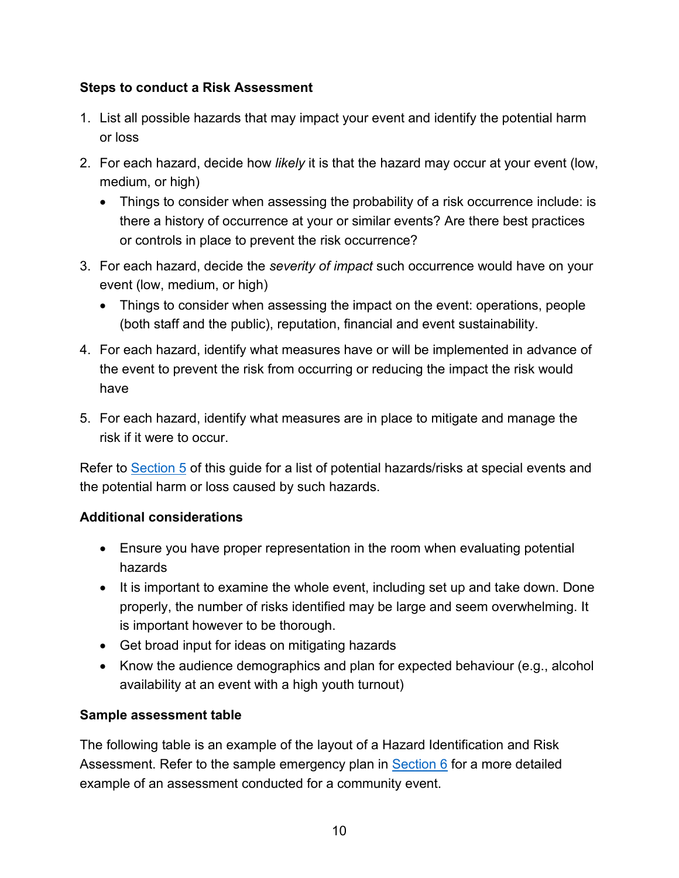**Steps to conduct a Risk Assessment**

1. List all possible hazards that may impact your event and identify the potential harm or loss
2. For each hazard, decide how *likely* it is that the hazard may occur at your event (low, medium, or high)
   - Things to consider when assessing the probability of a risk occurrence include: is there a history of occurrence at your or similar events? Are there best practices or controls in place to prevent the risk occurrence?
3. For each hazard, decide the *severity of impact* such occurrence would have on your event (low, medium, or high)
   - Things to consider when assessing the impact on the event: operations, people (both staff and the public), reputation, financial and event sustainability.
4. For each hazard, identify what measures have or will be implemented in advance of the event to prevent the risk from occurring or reducing the impact the risk would have
5. For each hazard, identify what measures are in place to mitigate and manage the risk if it were to occur.

Refer to Section 5 of this guide for a list of potential hazards/risks at special events and the potential harm or loss caused by such hazards.

**Additional considerations**

- Ensure you have proper representation in the room when evaluating potential hazards
- It is important to examine the whole event, including set up and take down. Done properly, the number of risks identified may be large and seem overwhelming. It is important however to be thorough.
- Get broad input for ideas on mitigating hazards
- Know the audience demographics and plan for expected behaviour (e.g., alcohol availability at an event with a high youth turnout)

**Sample assessment table**

The following table is an example of the layout of a Hazard Identification and Risk Assessment. Refer to the sample emergency plan in Section 6 for a more detailed example of an assessment conducted for a community event.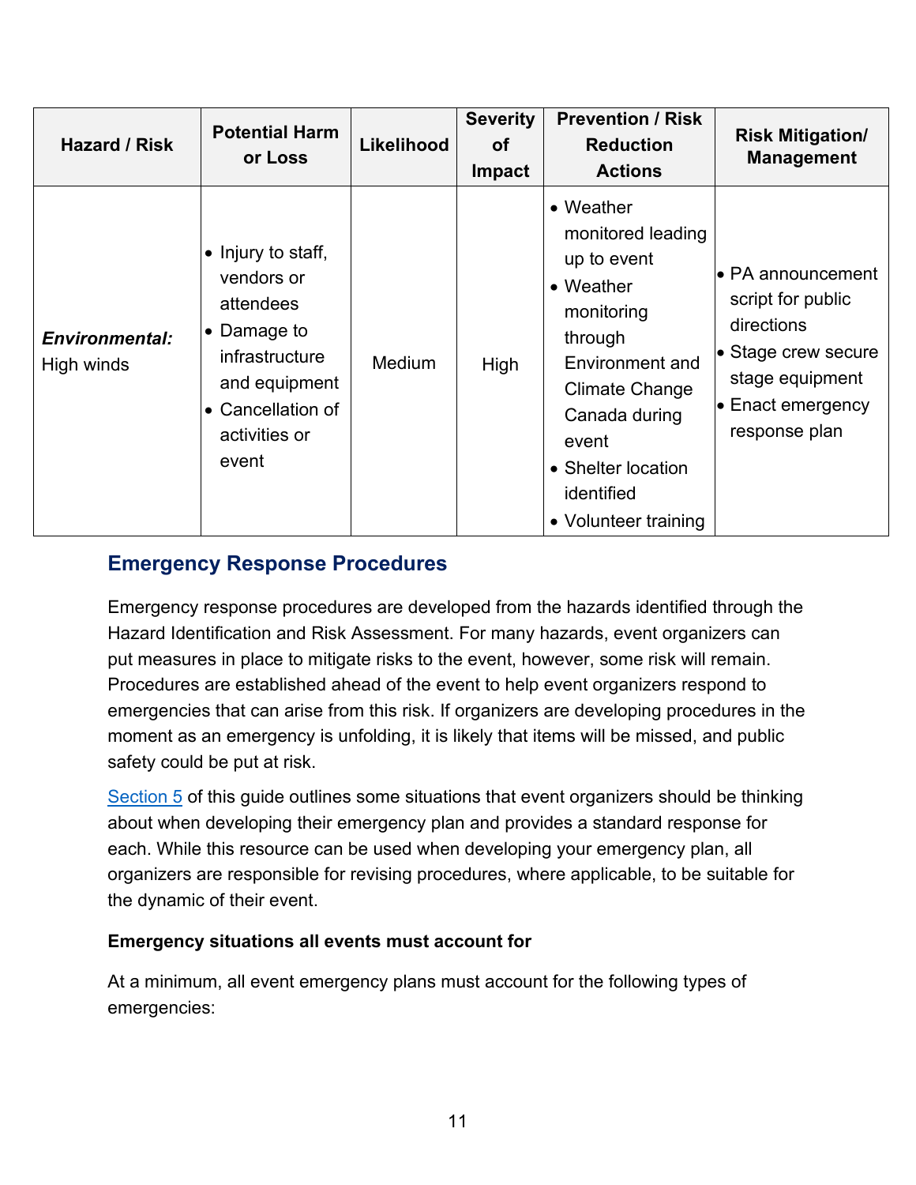| Hazard / Risk | Potential Harm or Loss | Likelihood | Severity of Impact | Prevention / Risk Reduction Actions | Risk Mitigation/ Management |
| --- | --- | --- | --- | --- | --- |
| ***Environmental:*** High winds | • Injury to staff, vendors or attendees<br>• Damage to infrastructure and equipment<br>• Cancellation of activities or event | Medium | High | • Weather monitored leading up to event<br>• Weather monitoring through Environment and Climate Change Canada during event<br>• Shelter location identified<br>• Volunteer training | • PA announcement script for public directions<br>• Stage crew secure stage equipment<br>• Enact emergency response plan |

## Emergency Response Procedures

Emergency response procedures are developed from the hazards identified through the Hazard Identification and Risk Assessment. For many hazards, event organizers can put measures in place to mitigate risks to the event, however, some risk will remain. Procedures are established ahead of the event to help event organizers respond to emergencies that can arise from this risk. If organizers are developing procedures in the moment as an emergency is unfolding, it is likely that items will be missed, and public safety could be put at risk.

Section 5 of this guide outlines some situations that event organizers should be thinking about when developing their emergency plan and provides a standard response for each. While this resource can be used when developing your emergency plan, all organizers are responsible for revising procedures, where applicable, to be suitable for the dynamic of their event.

**Emergency situations all events must account for**

At a minimum, all event emergency plans must account for the following types of emergencies: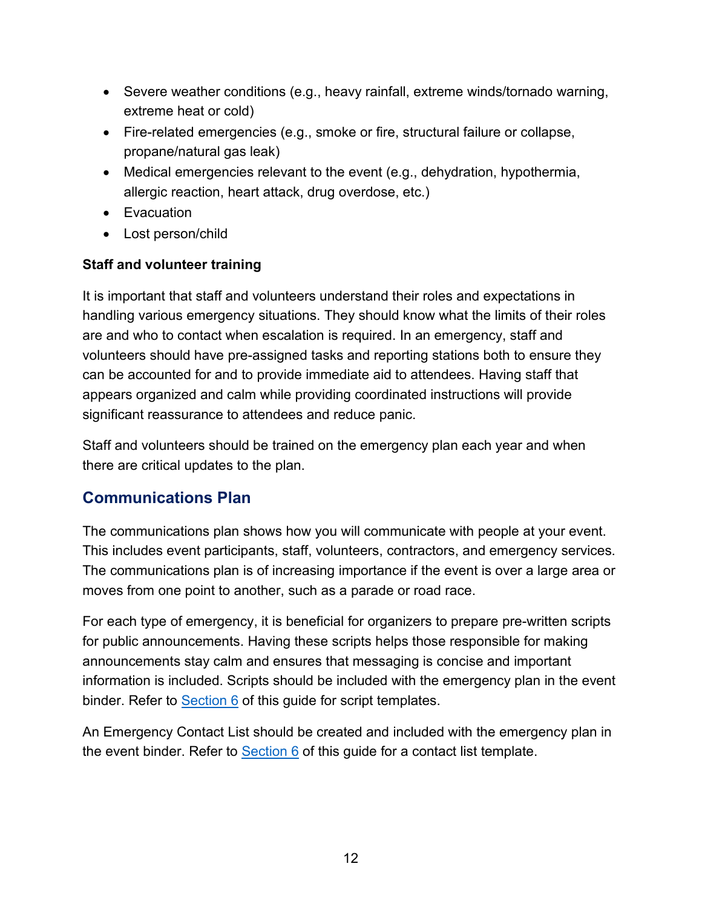- Severe weather conditions (e.g., heavy rainfall, extreme winds/tornado warning, extreme heat or cold)
- Fire-related emergencies (e.g., smoke or fire, structural failure or collapse, propane/natural gas leak)
- Medical emergencies relevant to the event (e.g., dehydration, hypothermia, allergic reaction, heart attack, drug overdose, etc.)
- Evacuation
- Lost person/child

**Staff and volunteer training**

It is important that staff and volunteers understand their roles and expectations in handling various emergency situations. They should know what the limits of their roles are and who to contact when escalation is required. In an emergency, staff and volunteers should have pre-assigned tasks and reporting stations both to ensure they can be accounted for and to provide immediate aid to attendees. Having staff that appears organized and calm while providing coordinated instructions will provide significant reassurance to attendees and reduce panic.

Staff and volunteers should be trained on the emergency plan each year and when there are critical updates to the plan.

## Communications Plan

The communications plan shows how you will communicate with people at your event. This includes event participants, staff, volunteers, contractors, and emergency services. The communications plan is of increasing importance if the event is over a large area or moves from one point to another, such as a parade or road race.

For each type of emergency, it is beneficial for organizers to prepare pre-written scripts for public announcements. Having these scripts helps those responsible for making announcements stay calm and ensures that messaging is concise and important information is included. Scripts should be included with the emergency plan in the event binder. Refer to Section 6 of this guide for script templates.

An Emergency Contact List should be created and included with the emergency plan in the event binder. Refer to Section 6 of this guide for a contact list template.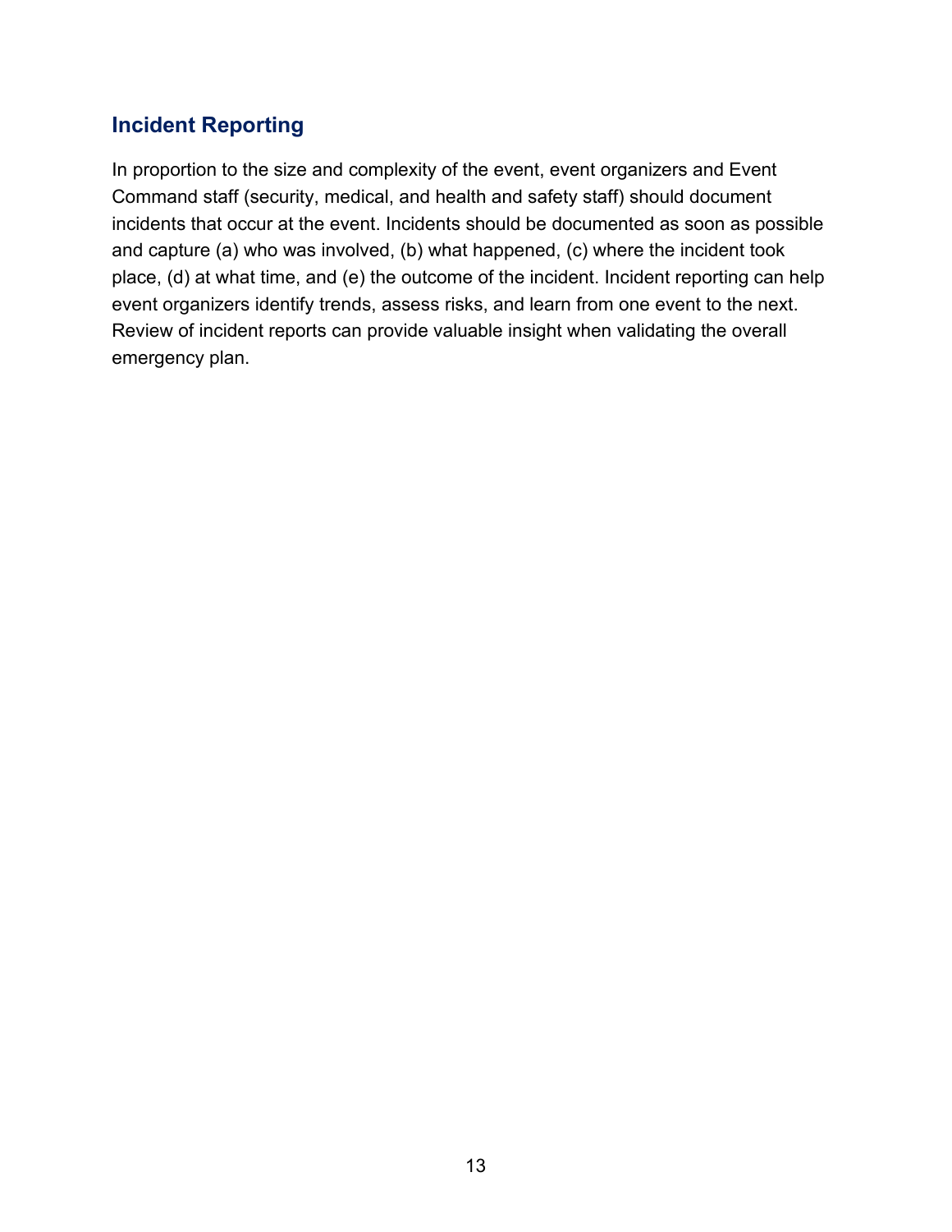## Incident Reporting

In proportion to the size and complexity of the event, event organizers and Event Command staff (security, medical, and health and safety staff) should document incidents that occur at the event. Incidents should be documented as soon as possible and capture (a) who was involved, (b) what happened, (c) where the incident took place, (d) at what time, and (e) the outcome of the incident. Incident reporting can help event organizers identify trends, assess risks, and learn from one event to the next. Review of incident reports can provide valuable insight when validating the overall emergency plan.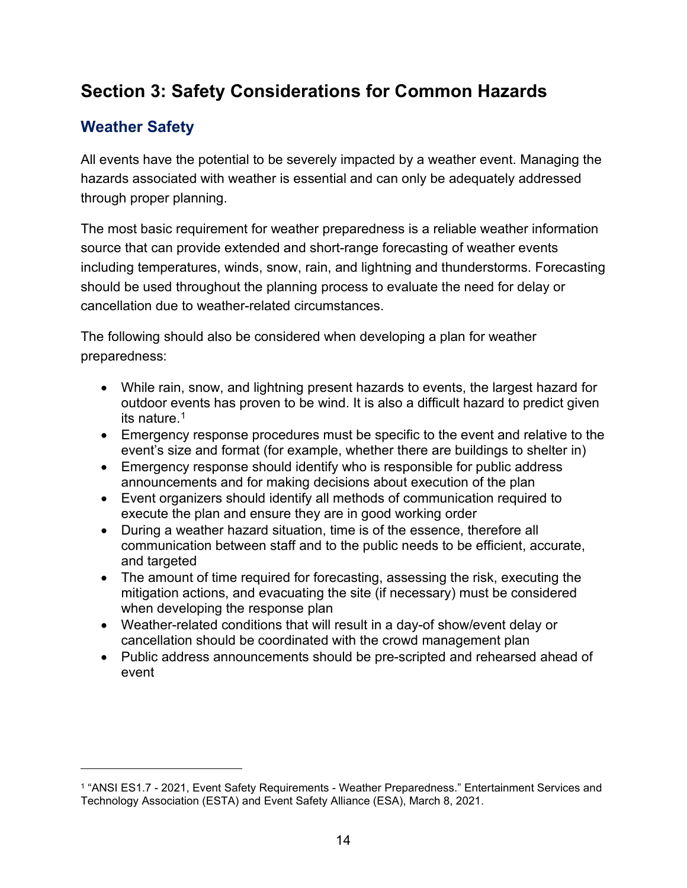## Section 3: Safety Considerations for Common Hazards

### Weather Safety

All events have the potential to be severely impacted by a weather event. Managing the hazards associated with weather is essential and can only be adequately addressed through proper planning.

The most basic requirement for weather preparedness is a reliable weather information source that can provide extended and short-range forecasting of weather events including temperatures, winds, snow, rain, and lightning and thunderstorms. Forecasting should be used throughout the planning process to evaluate the need for delay or cancellation due to weather-related circumstances.

The following should also be considered when developing a plan for weather preparedness:

- While rain, snow, and lightning present hazards to events, the largest hazard for outdoor events has proven to be wind. It is also a difficult hazard to predict given its nature.[1]
- Emergency response procedures must be specific to the event and relative to the event's size and format (for example, whether there are buildings to shelter in)
- Emergency response should identify who is responsible for public address announcements and for making decisions about execution of the plan
- Event organizers should identify all methods of communication required to execute the plan and ensure they are in good working order
- During a weather hazard situation, time is of the essence, therefore all communication between staff and to the public needs to be efficient, accurate, and targeted
- The amount of time required for forecasting, assessing the risk, executing the mitigation actions, and evacuating the site (if necessary) must be considered when developing the response plan
- Weather-related conditions that will result in a day-of show/event delay or cancellation should be coordinated with the crowd management plan
- Public address announcements should be pre-scripted and rehearsed ahead of event

---

[1] "ANSI ES1.7 - 2021, Event Safety Requirements - Weather Preparedness." Entertainment Services and Technology Association (ESTA) and Event Safety Alliance (ESA), March 8, 2021.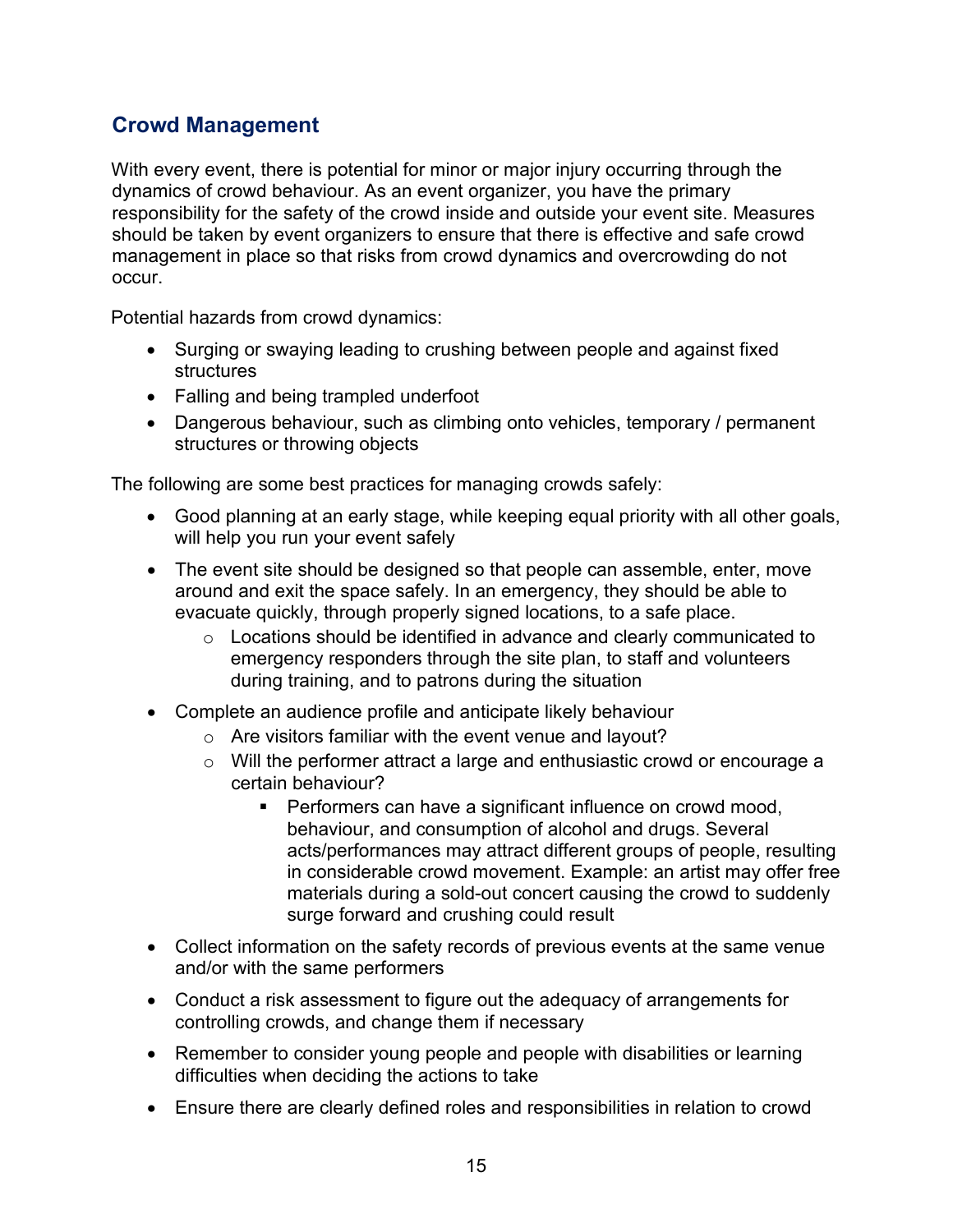## Crowd Management

With every event, there is potential for minor or major injury occurring through the dynamics of crowd behaviour. As an event organizer, you have the primary responsibility for the safety of the crowd inside and outside your event site. Measures should be taken by event organizers to ensure that there is effective and safe crowd management in place so that risks from crowd dynamics and overcrowding do not occur.

Potential hazards from crowd dynamics:

- Surging or swaying leading to crushing between people and against fixed structures
- Falling and being trampled underfoot
- Dangerous behaviour, such as climbing onto vehicles, temporary / permanent structures or throwing objects

The following are some best practices for managing crowds safely:

- Good planning at an early stage, while keeping equal priority with all other goals, will help you run your event safely
- The event site should be designed so that people can assemble, enter, move around and exit the space safely. In an emergency, they should be able to evacuate quickly, through properly signed locations, to a safe place.
    - Locations should be identified in advance and clearly communicated to emergency responders through the site plan, to staff and volunteers during training, and to patrons during the situation
- Complete an audience profile and anticipate likely behaviour
    - Are visitors familiar with the event venue and layout?
    - Will the performer attract a large and enthusiastic crowd or encourage a certain behaviour?
        - Performers can have a significant influence on crowd mood, behaviour, and consumption of alcohol and drugs. Several acts/performances may attract different groups of people, resulting in considerable crowd movement. Example: an artist may offer free materials during a sold-out concert causing the crowd to suddenly surge forward and crushing could result
- Collect information on the safety records of previous events at the same venue and/or with the same performers
- Conduct a risk assessment to figure out the adequacy of arrangements for controlling crowds, and change them if necessary
- Remember to consider young people and people with disabilities or learning difficulties when deciding the actions to take
- Ensure there are clearly defined roles and responsibilities in relation to crowd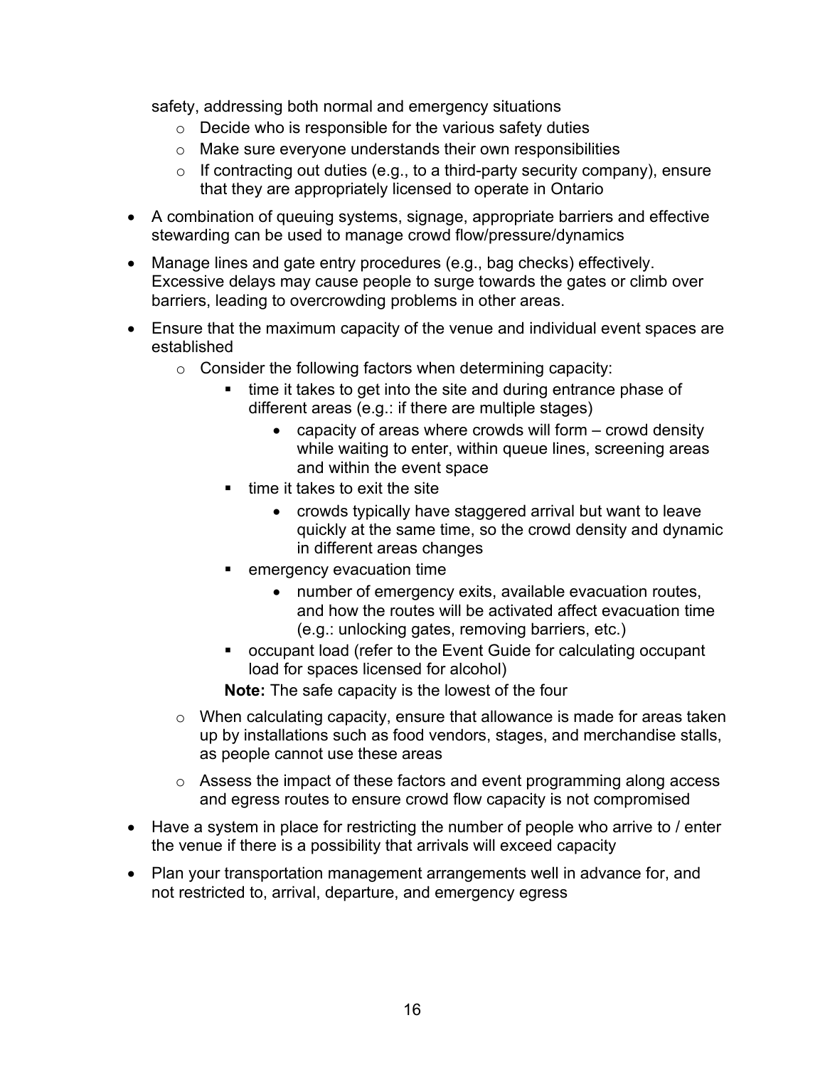safety, addressing both normal and emergency situations

    - Decide who is responsible for the various safety duties
    - Make sure everyone understands their own responsibilities
    - If contracting out duties (e.g., to a third-party security company), ensure that they are appropriately licensed to operate in Ontario

- A combination of queuing systems, signage, appropriate barriers and effective stewarding can be used to manage crowd flow/pressure/dynamics
- Manage lines and gate entry procedures (e.g., bag checks) effectively. Excessive delays may cause people to surge towards the gates or climb over barriers, leading to overcrowding problems in other areas.
- Ensure that the maximum capacity of the venue and individual event spaces are established
    - Consider the following factors when determining capacity:
        - time it takes to get into the site and during entrance phase of different areas (e.g.: if there are multiple stages)
            - capacity of areas where crowds will form – crowd density while waiting to enter, within queue lines, screening areas and within the event space
        - time it takes to exit the site
            - crowds typically have staggered arrival but want to leave quickly at the same time, so the crowd density and dynamic in different areas changes
        - emergency evacuation time
            - number of emergency exits, available evacuation routes, and how the routes will be activated affect evacuation time (e.g.: unlocking gates, removing barriers, etc.)
        - occupant load (refer to the Event Guide for calculating occupant load for spaces licensed for alcohol)

      **Note:** The safe capacity is the lowest of the four

    - When calculating capacity, ensure that allowance is made for areas taken up by installations such as food vendors, stages, and merchandise stalls, as people cannot use these areas
    - Assess the impact of these factors and event programming along access and egress routes to ensure crowd flow capacity is not compromised
- Have a system in place for restricting the number of people who arrive to / enter the venue if there is a possibility that arrivals will exceed capacity
- Plan your transportation management arrangements well in advance for, and not restricted to, arrival, departure, and emergency egress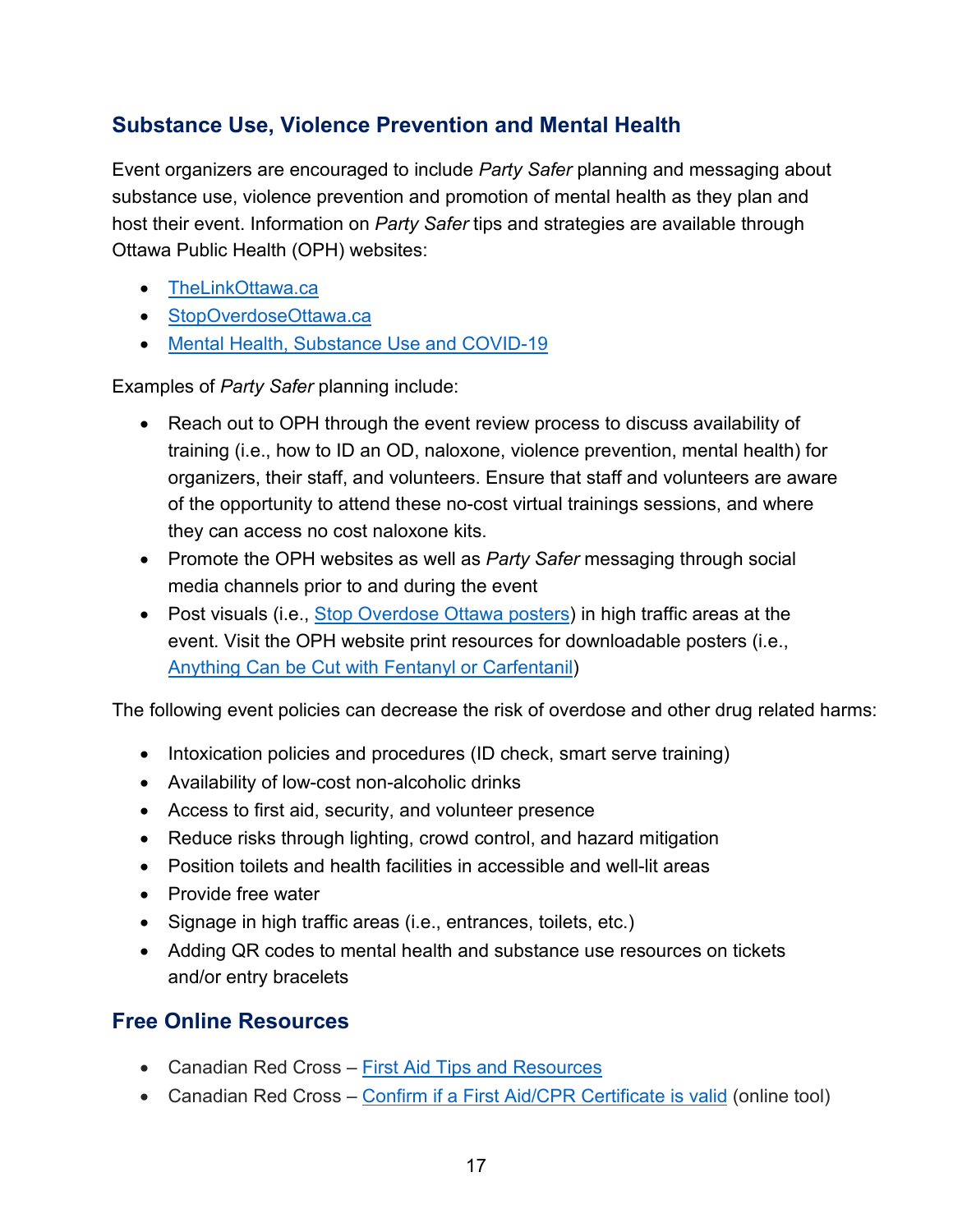## Substance Use, Violence Prevention and Mental Health

Event organizers are encouraged to include *Party Safer* planning and messaging about substance use, violence prevention and promotion of mental health as they plan and host their event. Information on *Party Safer* tips and strategies are available through Ottawa Public Health (OPH) websites:

- TheLinkOttawa.ca
- StopOverdoseOttawa.ca
- Mental Health, Substance Use and COVID-19

Examples of *Party Safer* planning include:

- Reach out to OPH through the event review process to discuss availability of training (i.e., how to ID an OD, naloxone, violence prevention, mental health) for organizers, their staff, and volunteers. Ensure that staff and volunteers are aware of the opportunity to attend these no-cost virtual trainings sessions, and where they can access no cost naloxone kits.
- Promote the OPH websites as well as *Party Safer* messaging through social media channels prior to and during the event
- Post visuals (i.e., Stop Overdose Ottawa posters) in high traffic areas at the event. Visit the OPH website print resources for downloadable posters (i.e., Anything Can be Cut with Fentanyl or Carfentanil)

The following event policies can decrease the risk of overdose and other drug related harms:

- Intoxication policies and procedures (ID check, smart serve training)
- Availability of low-cost non-alcoholic drinks
- Access to first aid, security, and volunteer presence
- Reduce risks through lighting, crowd control, and hazard mitigation
- Position toilets and health facilities in accessible and well-lit areas
- Provide free water
- Signage in high traffic areas (i.e., entrances, toilets, etc.)
- Adding QR codes to mental health and substance use resources on tickets and/or entry bracelets

## Free Online Resources

- Canadian Red Cross – First Aid Tips and Resources
- Canadian Red Cross – Confirm if a First Aid/CPR Certificate is valid (online tool)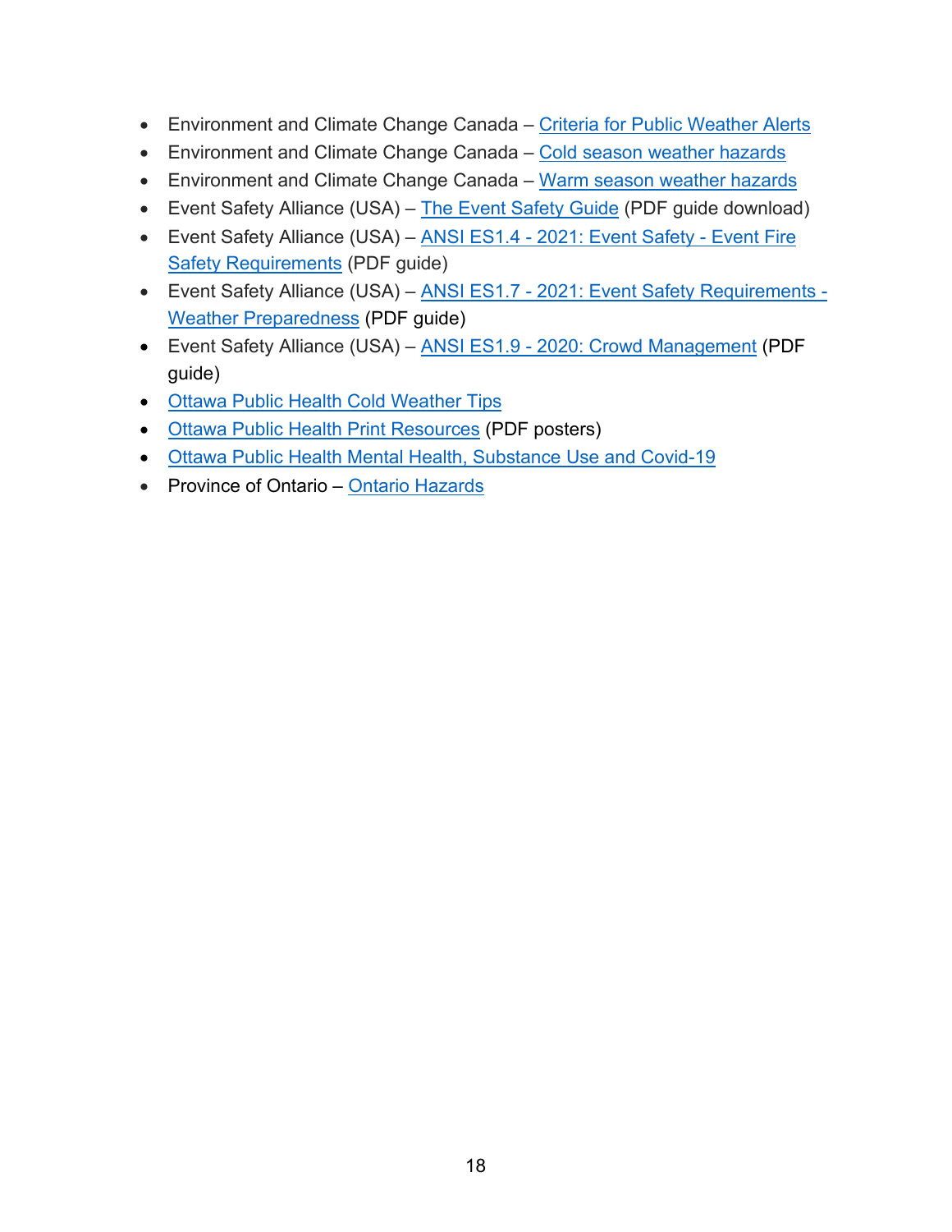- Environment and Climate Change Canada – Criteria for Public Weather Alerts
- Environment and Climate Change Canada – Cold season weather hazards
- Environment and Climate Change Canada – Warm season weather hazards
- Event Safety Alliance (USA) – The Event Safety Guide (PDF guide download)
- Event Safety Alliance (USA) – ANSI ES1.4 - 2021: Event Safety - Event Fire Safety Requirements (PDF guide)
- Event Safety Alliance (USA) – ANSI ES1.7 - 2021: Event Safety Requirements - Weather Preparedness (PDF guide)
- Event Safety Alliance (USA) – ANSI ES1.9 - 2020: Crowd Management (PDF guide)
- Ottawa Public Health Cold Weather Tips
- Ottawa Public Health Print Resources (PDF posters)
- Ottawa Public Health Mental Health, Substance Use and Covid-19
- Province of Ontario – Ontario Hazards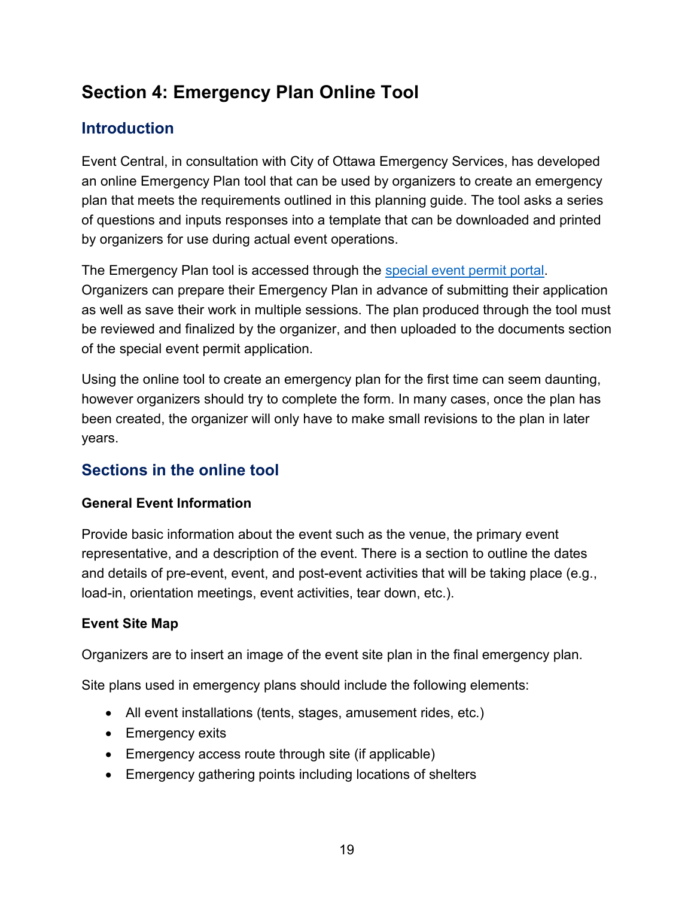# Section 4: Emergency Plan Online Tool

## Introduction

Event Central, in consultation with City of Ottawa Emergency Services, has developed an online Emergency Plan tool that can be used by organizers to create an emergency plan that meets the requirements outlined in this planning guide. The tool asks a series of questions and inputs responses into a template that can be downloaded and printed by organizers for use during actual event operations.

The Emergency Plan tool is accessed through the special event permit portal. Organizers can prepare their Emergency Plan in advance of submitting their application as well as save their work in multiple sessions. The plan produced through the tool must be reviewed and finalized by the organizer, and then uploaded to the documents section of the special event permit application.

Using the online tool to create an emergency plan for the first time can seem daunting, however organizers should try to complete the form. In many cases, once the plan has been created, the organizer will only have to make small revisions to the plan in later years.

## Sections in the online tool

### General Event Information

Provide basic information about the event such as the venue, the primary event representative, and a description of the event. There is a section to outline the dates and details of pre-event, event, and post-event activities that will be taking place (e.g., load-in, orientation meetings, event activities, tear down, etc.).

### Event Site Map

Organizers are to insert an image of the event site plan in the final emergency plan.

Site plans used in emergency plans should include the following elements:

- All event installations (tents, stages, amusement rides, etc.)
- Emergency exits
- Emergency access route through site (if applicable)
- Emergency gathering points including locations of shelters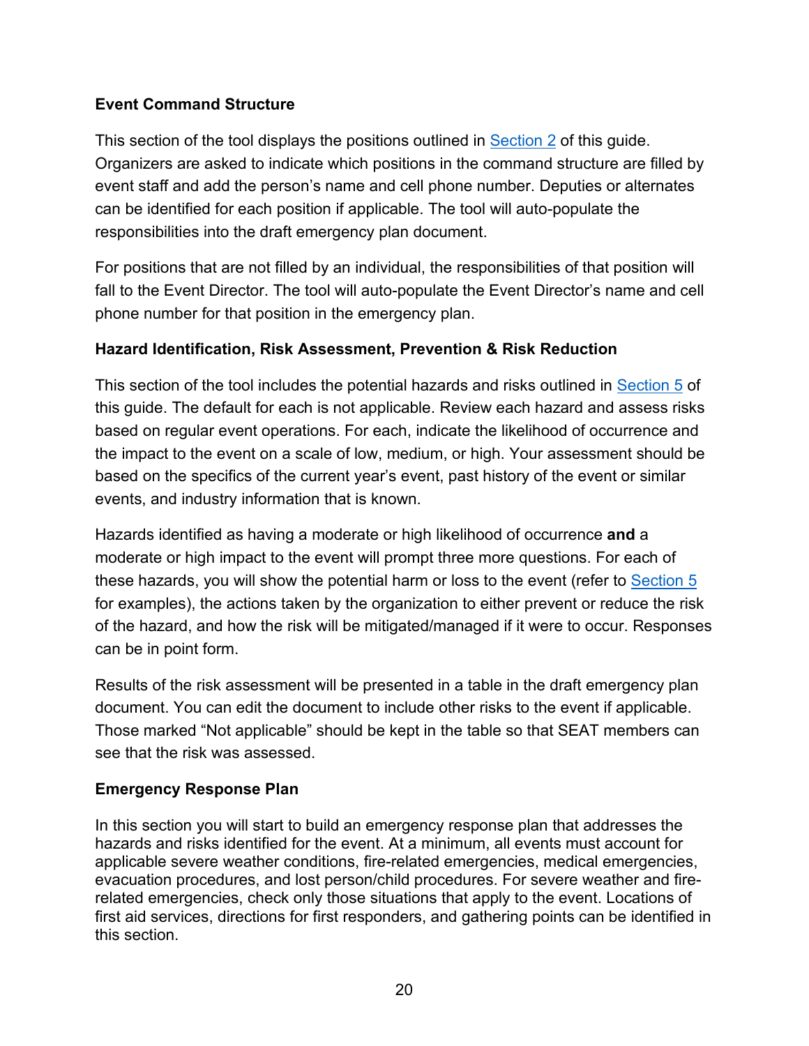**Event Command Structure**

This section of the tool displays the positions outlined in Section 2 of this guide. Organizers are asked to indicate which positions in the command structure are filled by event staff and add the person's name and cell phone number. Deputies or alternates can be identified for each position if applicable. The tool will auto-populate the responsibilities into the draft emergency plan document.

For positions that are not filled by an individual, the responsibilities of that position will fall to the Event Director. The tool will auto-populate the Event Director's name and cell phone number for that position in the emergency plan.

**Hazard Identification, Risk Assessment, Prevention & Risk Reduction**

This section of the tool includes the potential hazards and risks outlined in Section 5 of this guide. The default for each is not applicable. Review each hazard and assess risks based on regular event operations. For each, indicate the likelihood of occurrence and the impact to the event on a scale of low, medium, or high. Your assessment should be based on the specifics of the current year's event, past history of the event or similar events, and industry information that is known.

Hazards identified as having a moderate or high likelihood of occurrence **and** a moderate or high impact to the event will prompt three more questions. For each of these hazards, you will show the potential harm or loss to the event (refer to Section 5 for examples), the actions taken by the organization to either prevent or reduce the risk of the hazard, and how the risk will be mitigated/managed if it were to occur. Responses can be in point form.

Results of the risk assessment will be presented in a table in the draft emergency plan document. You can edit the document to include other risks to the event if applicable. Those marked "Not applicable" should be kept in the table so that SEAT members can see that the risk was assessed.

**Emergency Response Plan**

In this section you will start to build an emergency response plan that addresses the hazards and risks identified for the event. At a minimum, all events must account for applicable severe weather conditions, fire-related emergencies, medical emergencies, evacuation procedures, and lost person/child procedures. For severe weather and fire-related emergencies, check only those situations that apply to the event. Locations of first aid services, directions for first responders, and gathering points can be identified in this section.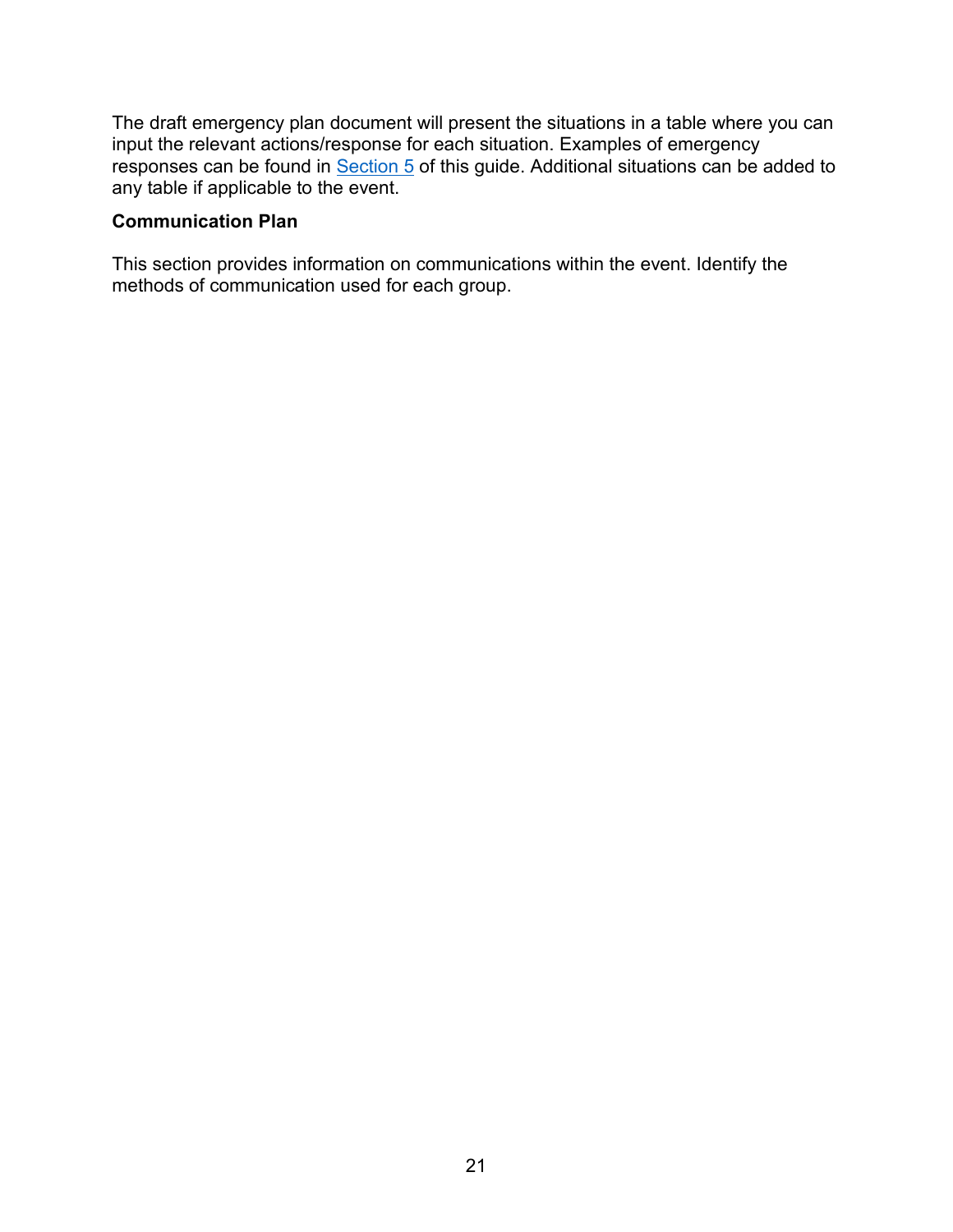The draft emergency plan document will present the situations in a table where you can input the relevant actions/response for each situation. Examples of emergency responses can be found in Section 5 of this guide. Additional situations can be added to any table if applicable to the event.

**Communication Plan**

This section provides information on communications within the event. Identify the methods of communication used for each group.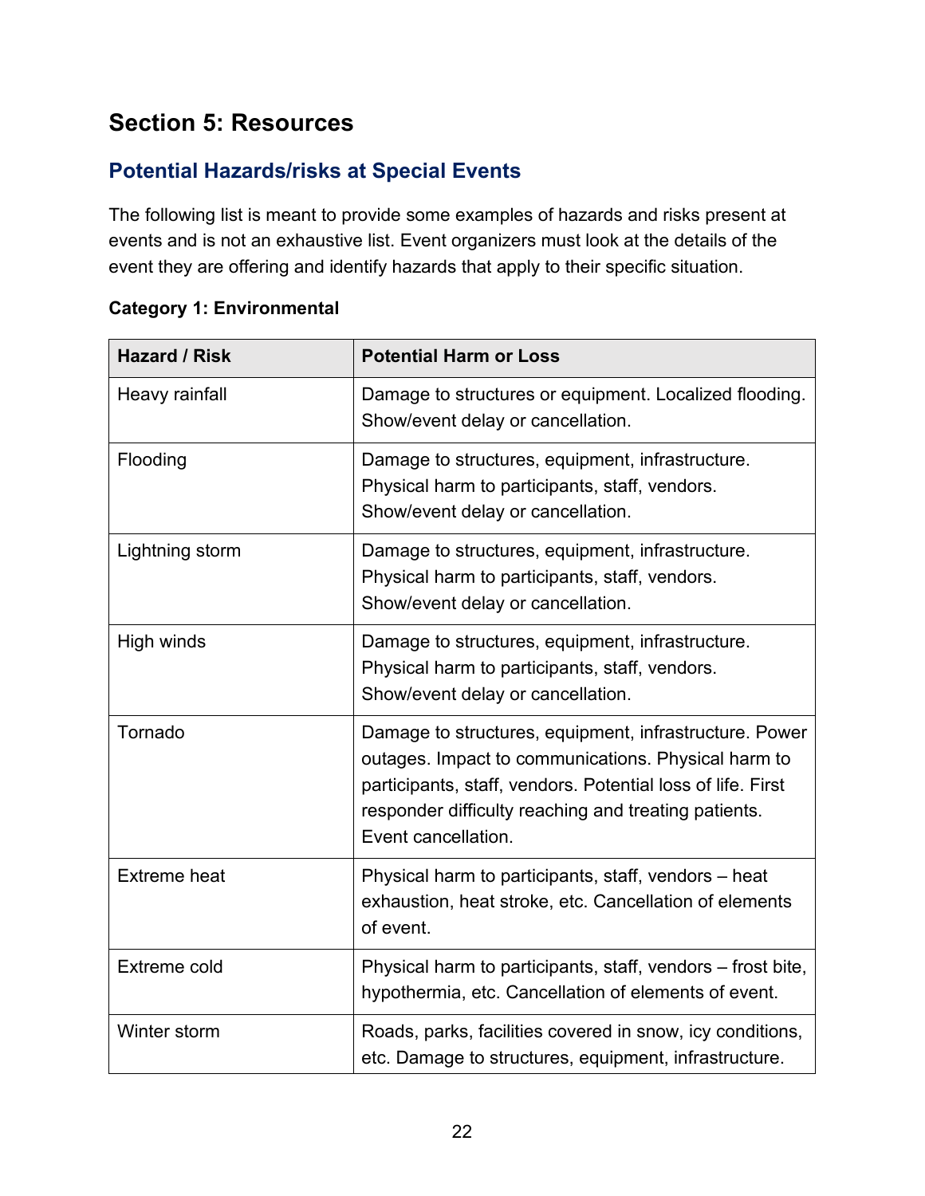# Section 5: Resources

## Potential Hazards/risks at Special Events

The following list is meant to provide some examples of hazards and risks present at events and is not an exhaustive list. Event organizers must look at the details of the event they are offering and identify hazards that apply to their specific situation.

**Category 1: Environmental**

| Hazard / Risk | Potential Harm or Loss |
|---|---|
| Heavy rainfall | Damage to structures or equipment. Localized flooding. Show/event delay or cancellation. |
| Flooding | Damage to structures, equipment, infrastructure. Physical harm to participants, staff, vendors. Show/event delay or cancellation. |
| Lightning storm | Damage to structures, equipment, infrastructure. Physical harm to participants, staff, vendors. Show/event delay or cancellation. |
| High winds | Damage to structures, equipment, infrastructure. Physical harm to participants, staff, vendors. Show/event delay or cancellation. |
| Tornado | Damage to structures, equipment, infrastructure. Power outages. Impact to communications. Physical harm to participants, staff, vendors. Potential loss of life. First responder difficulty reaching and treating patients. Event cancellation. |
| Extreme heat | Physical harm to participants, staff, vendors – heat exhaustion, heat stroke, etc. Cancellation of elements of event. |
| Extreme cold | Physical harm to participants, staff, vendors – frost bite, hypothermia, etc. Cancellation of elements of event. |
| Winter storm | Roads, parks, facilities covered in snow, icy conditions, etc. Damage to structures, equipment, infrastructure. |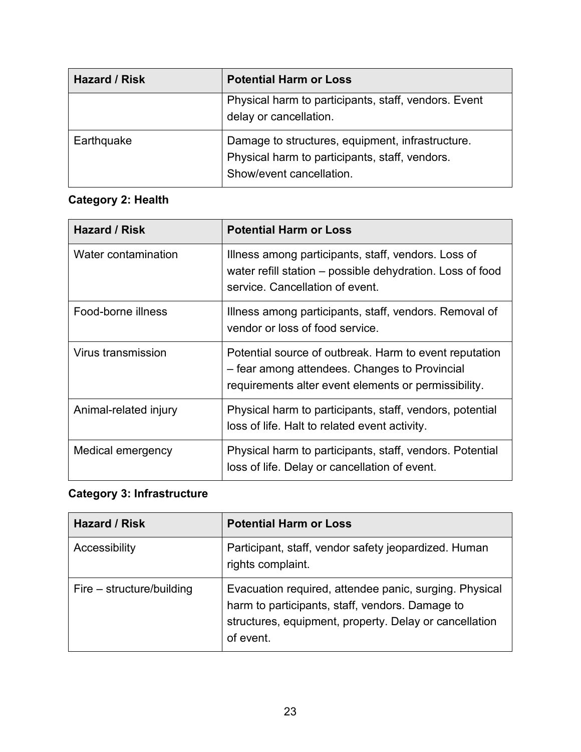| Hazard / Risk | Potential Harm or Loss |
| --- | --- |
| | Physical harm to participants, staff, vendors. Event delay or cancellation. |
| Earthquake | Damage to structures, equipment, infrastructure. Physical harm to participants, staff, vendors. Show/event cancellation. |

**Category 2: Health**

| Hazard / Risk | Potential Harm or Loss |
| --- | --- |
| Water contamination | Illness among participants, staff, vendors. Loss of water refill station – possible dehydration. Loss of food service. Cancellation of event. |
| Food-borne illness | Illness among participants, staff, vendors. Removal of vendor or loss of food service. |
| Virus transmission | Potential source of outbreak. Harm to event reputation – fear among attendees. Changes to Provincial requirements alter event elements or permissibility. |
| Animal-related injury | Physical harm to participants, staff, vendors, potential loss of life. Halt to related event activity. |
| Medical emergency | Physical harm to participants, staff, vendors. Potential loss of life. Delay or cancellation of event. |

**Category 3: Infrastructure**

| Hazard / Risk | Potential Harm or Loss |
| --- | --- |
| Accessibility | Participant, staff, vendor safety jeopardized. Human rights complaint. |
| Fire – structure/building | Evacuation required, attendee panic, surging. Physical harm to participants, staff, vendors. Damage to structures, equipment, property. Delay or cancellation of event. |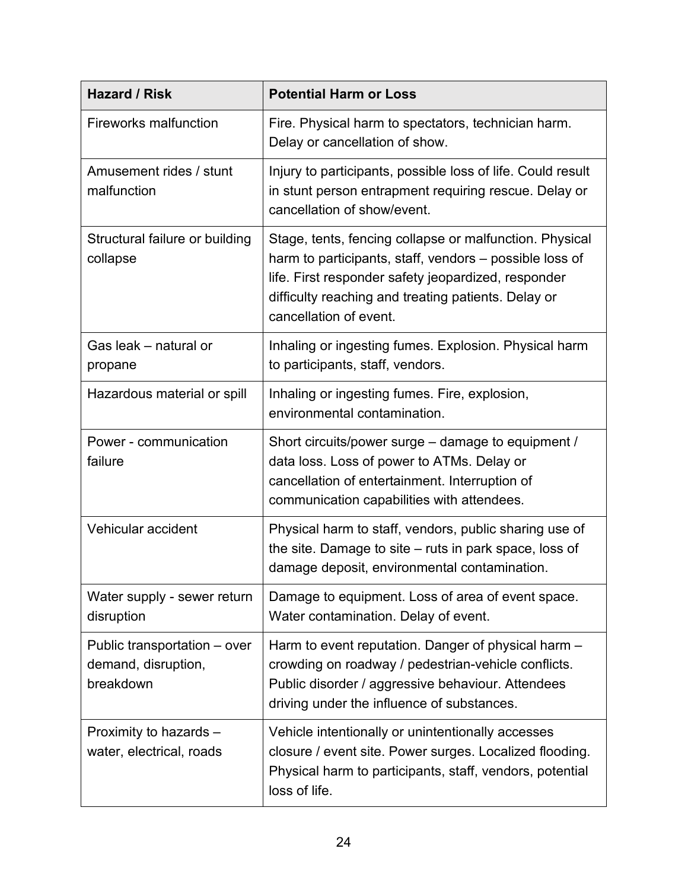| Hazard / Risk | Potential Harm or Loss |
|---|---|
| Fireworks malfunction | Fire. Physical harm to spectators, technician harm. Delay or cancellation of show. |
| Amusement rides / stunt malfunction | Injury to participants, possible loss of life. Could result in stunt person entrapment requiring rescue. Delay or cancellation of show/event. |
| Structural failure or building collapse | Stage, tents, fencing collapse or malfunction. Physical harm to participants, staff, vendors – possible loss of life. First responder safety jeopardized, responder difficulty reaching and treating patients. Delay or cancellation of event. |
| Gas leak – natural or propane | Inhaling or ingesting fumes. Explosion. Physical harm to participants, staff, vendors. |
| Hazardous material or spill | Inhaling or ingesting fumes. Fire, explosion, environmental contamination. |
| Power - communication failure | Short circuits/power surge – damage to equipment / data loss. Loss of power to ATMs. Delay or cancellation of entertainment. Interruption of communication capabilities with attendees. |
| Vehicular accident | Physical harm to staff, vendors, public sharing use of the site. Damage to site – ruts in park space, loss of damage deposit, environmental contamination. |
| Water supply - sewer return disruption | Damage to equipment. Loss of area of event space. Water contamination. Delay of event. |
| Public transportation – over demand, disruption, breakdown | Harm to event reputation. Danger of physical harm – crowding on roadway / pedestrian-vehicle conflicts. Public disorder / aggressive behaviour. Attendees driving under the influence of substances. |
| Proximity to hazards – water, electrical, roads | Vehicle intentionally or unintentionally accesses closure / event site. Power surges. Localized flooding. Physical harm to participants, staff, vendors, potential loss of life. |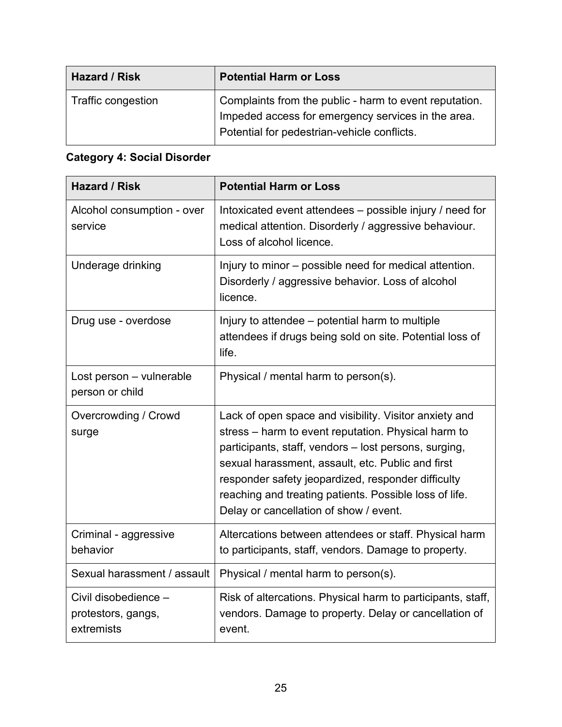| Hazard / Risk | Potential Harm or Loss |
|---|---|
| Traffic congestion | Complaints from the public - harm to event reputation. Impeded access for emergency services in the area. Potential for pedestrian-vehicle conflicts. |

**Category 4: Social Disorder**

| Hazard / Risk | Potential Harm or Loss |
|---|---|
| Alcohol consumption - over service | Intoxicated event attendees – possible injury / need for medical attention. Disorderly / aggressive behaviour. Loss of alcohol licence. |
| Underage drinking | Injury to minor – possible need for medical attention. Disorderly / aggressive behavior. Loss of alcohol licence. |
| Drug use - overdose | Injury to attendee – potential harm to multiple attendees if drugs being sold on site. Potential loss of life. |
| Lost person – vulnerable person or child | Physical / mental harm to person(s). |
| Overcrowding / Crowd surge | Lack of open space and visibility. Visitor anxiety and stress – harm to event reputation. Physical harm to participants, staff, vendors – lost persons, surging, sexual harassment, assault, etc. Public and first responder safety jeopardized, responder difficulty reaching and treating patients. Possible loss of life. Delay or cancellation of show / event. |
| Criminal - aggressive behavior | Altercations between attendees or staff. Physical harm to participants, staff, vendors. Damage to property. |
| Sexual harassment / assault | Physical / mental harm to person(s). |
| Civil disobedience – protestors, gangs, extremists | Risk of altercations. Physical harm to participants, staff, vendors. Damage to property. Delay or cancellation of event. |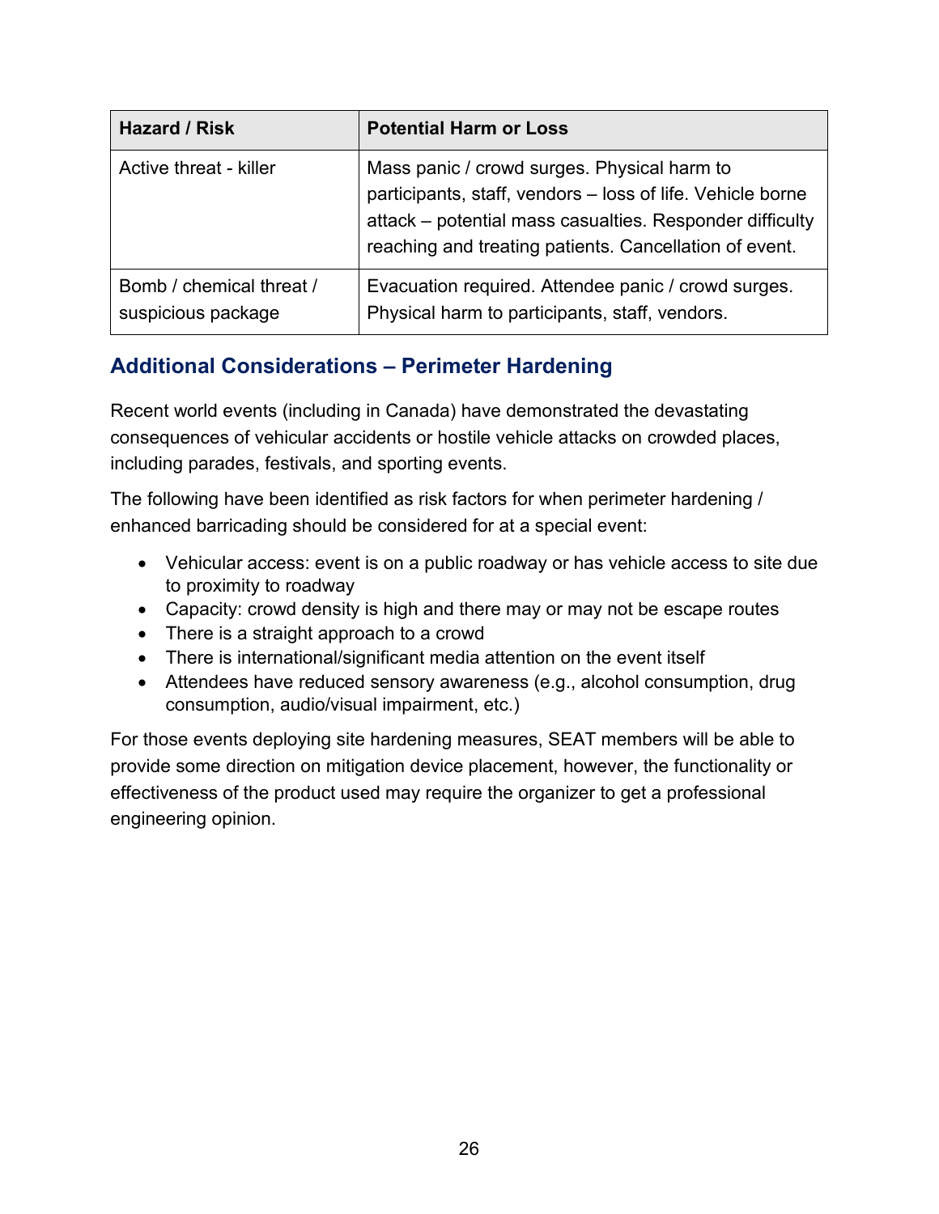| Hazard / Risk | Potential Harm or Loss |
| --- | --- |
| Active threat - killer | Mass panic / crowd surges. Physical harm to participants, staff, vendors – loss of life. Vehicle borne attack – potential mass casualties. Responder difficulty reaching and treating patients. Cancellation of event. |
| Bomb / chemical threat / suspicious package | Evacuation required. Attendee panic / crowd surges. Physical harm to participants, staff, vendors. |

## Additional Considerations – Perimeter Hardening

Recent world events (including in Canada) have demonstrated the devastating consequences of vehicular accidents or hostile vehicle attacks on crowded places, including parades, festivals, and sporting events.

The following have been identified as risk factors for when perimeter hardening / enhanced barricading should be considered for at a special event:

- Vehicular access: event is on a public roadway or has vehicle access to site due to proximity to roadway
- Capacity: crowd density is high and there may or may not be escape routes
- There is a straight approach to a crowd
- There is international/significant media attention on the event itself
- Attendees have reduced sensory awareness (e.g., alcohol consumption, drug consumption, audio/visual impairment, etc.)

For those events deploying site hardening measures, SEAT members will be able to provide some direction on mitigation device placement, however, the functionality or effectiveness of the product used may require the organizer to get a professional engineering opinion.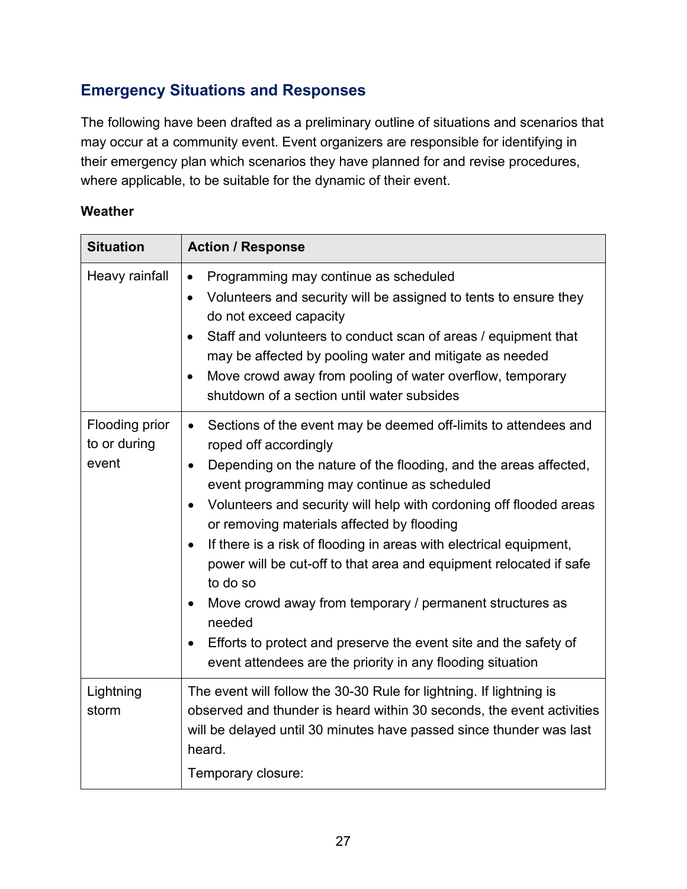## Emergency Situations and Responses

The following have been drafted as a preliminary outline of situations and scenarios that may occur at a community event. Event organizers are responsible for identifying in their emergency plan which scenarios they have planned for and revise procedures, where applicable, to be suitable for the dynamic of their event.

**Weather**

| Situation | Action / Response |
| --- | --- |
| Heavy rainfall | • Programming may continue as scheduled<br>• Volunteers and security will be assigned to tents to ensure they do not exceed capacity<br>• Staff and volunteers to conduct scan of areas / equipment that may be affected by pooling water and mitigate as needed<br>• Move crowd away from pooling of water overflow, temporary shutdown of a section until water subsides |
| Flooding prior to or during event | • Sections of the event may be deemed off-limits to attendees and roped off accordingly<br>• Depending on the nature of the flooding, and the areas affected, event programming may continue as scheduled<br>• Volunteers and security will help with cordoning off flooded areas or removing materials affected by flooding<br>• If there is a risk of flooding in areas with electrical equipment, power will be cut-off to that area and equipment relocated if safe to do so<br>• Move crowd away from temporary / permanent structures as needed<br>• Efforts to protect and preserve the event site and the safety of event attendees are the priority in any flooding situation |
| Lightning storm | The event will follow the 30-30 Rule for lightning. If lightning is observed and thunder is heard within 30 seconds, the event activities will be delayed until 30 minutes have passed since thunder was last heard.<br>Temporary closure: |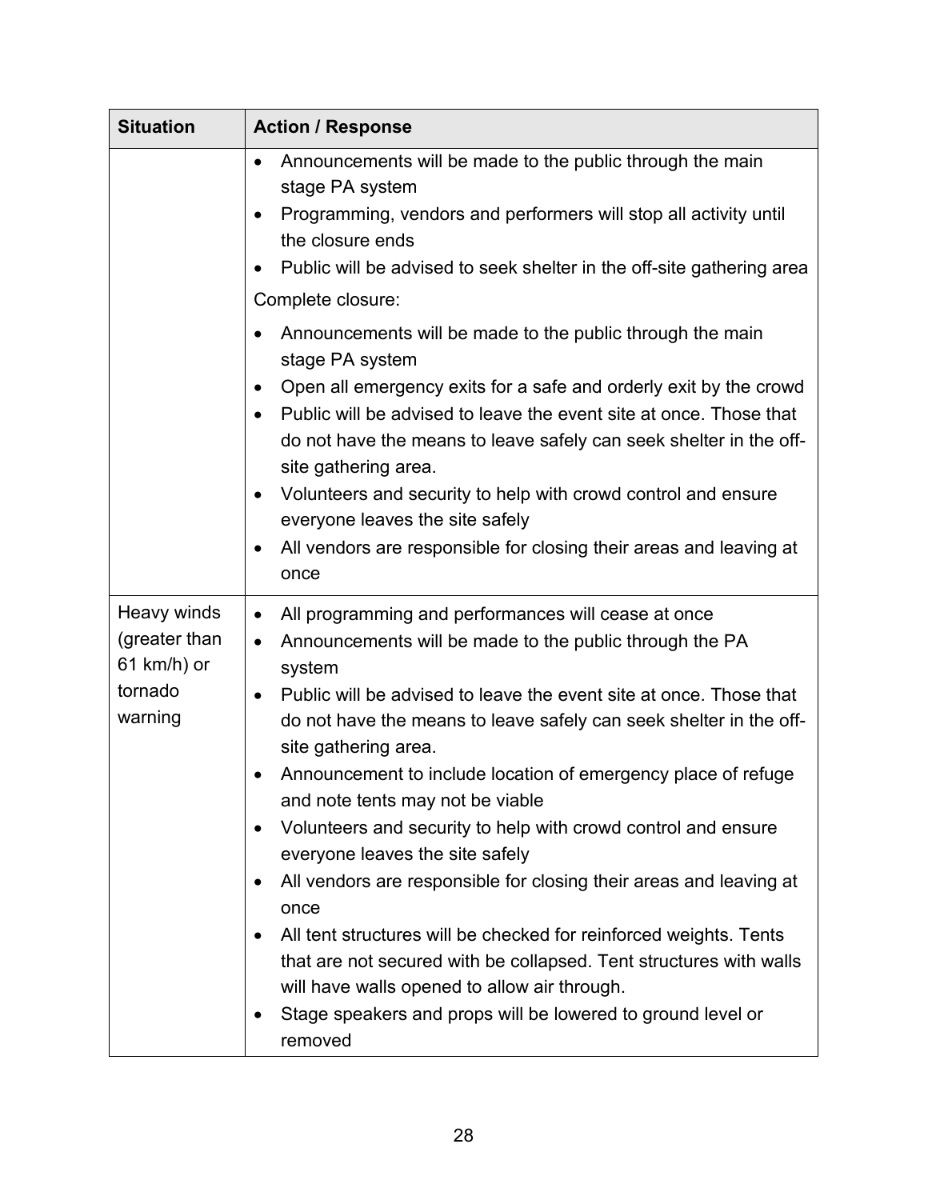| Situation | Action / Response |
|---|---|
| | • Announcements will be made to the public through the main stage PA system<br>• Programming, vendors and performers will stop all activity until the closure ends<br>• Public will be advised to seek shelter in the off-site gathering area<br>Complete closure:<br>• Announcements will be made to the public through the main stage PA system<br>• Open all emergency exits for a safe and orderly exit by the crowd<br>• Public will be advised to leave the event site at once. Those that do not have the means to leave safely can seek shelter in the off-site gathering area.<br>• Volunteers and security to help with crowd control and ensure everyone leaves the site safely<br>• All vendors are responsible for closing their areas and leaving at once |
| Heavy winds (greater than 61 km/h) or tornado warning | • All programming and performances will cease at once<br>• Announcements will be made to the public through the PA system<br>• Public will be advised to leave the event site at once. Those that do not have the means to leave safely can seek shelter in the off-site gathering area.<br>• Announcement to include location of emergency place of refuge and note tents may not be viable<br>• Volunteers and security to help with crowd control and ensure everyone leaves the site safely<br>• All vendors are responsible for closing their areas and leaving at once<br>• All tent structures will be checked for reinforced weights. Tents that are not secured with be collapsed. Tent structures with walls will have walls opened to allow air through.<br>• Stage speakers and props will be lowered to ground level or removed |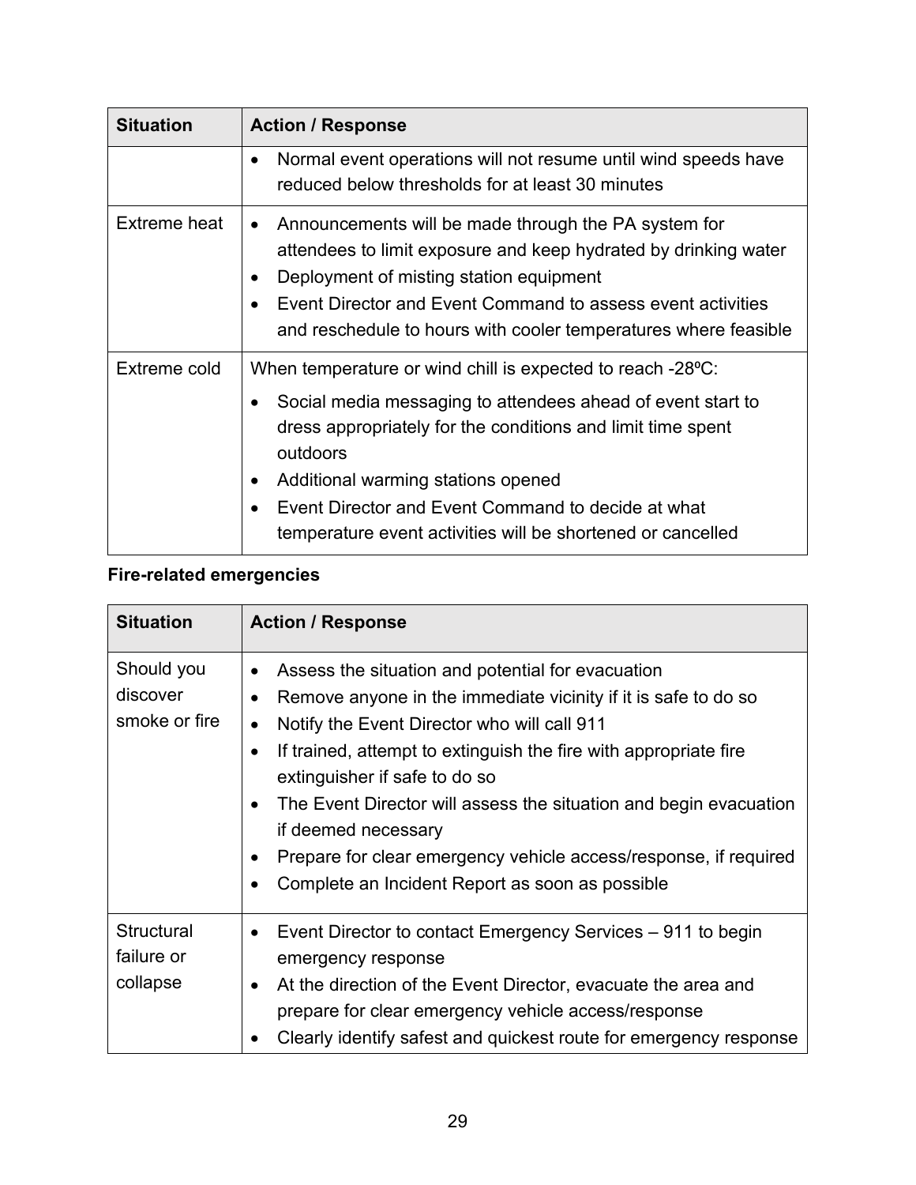| Situation | Action / Response |
| --- | --- |
| | • Normal event operations will not resume until wind speeds have reduced below thresholds for at least 30 minutes |
| Extreme heat | • Announcements will be made through the PA system for attendees to limit exposure and keep hydrated by drinking water<br>• Deployment of misting station equipment<br>• Event Director and Event Command to assess event activities and reschedule to hours with cooler temperatures where feasible |
| Extreme cold | When temperature or wind chill is expected to reach -28ºC:<br>• Social media messaging to attendees ahead of event start to dress appropriately for the conditions and limit time spent outdoors<br>• Additional warming stations opened<br>• Event Director and Event Command to decide at what temperature event activities will be shortened or cancelled |

**Fire-related emergencies**

| Situation | Action / Response |
| --- | --- |
| Should you discover smoke or fire | • Assess the situation and potential for evacuation<br>• Remove anyone in the immediate vicinity if it is safe to do so<br>• Notify the Event Director who will call 911<br>• If trained, attempt to extinguish the fire with appropriate fire extinguisher if safe to do so<br>• The Event Director will assess the situation and begin evacuation if deemed necessary<br>• Prepare for clear emergency vehicle access/response, if required<br>• Complete an Incident Report as soon as possible |
| Structural failure or collapse | • Event Director to contact Emergency Services – 911 to begin emergency response<br>• At the direction of the Event Director, evacuate the area and prepare for clear emergency vehicle access/response<br>• Clearly identify safest and quickest route for emergency response |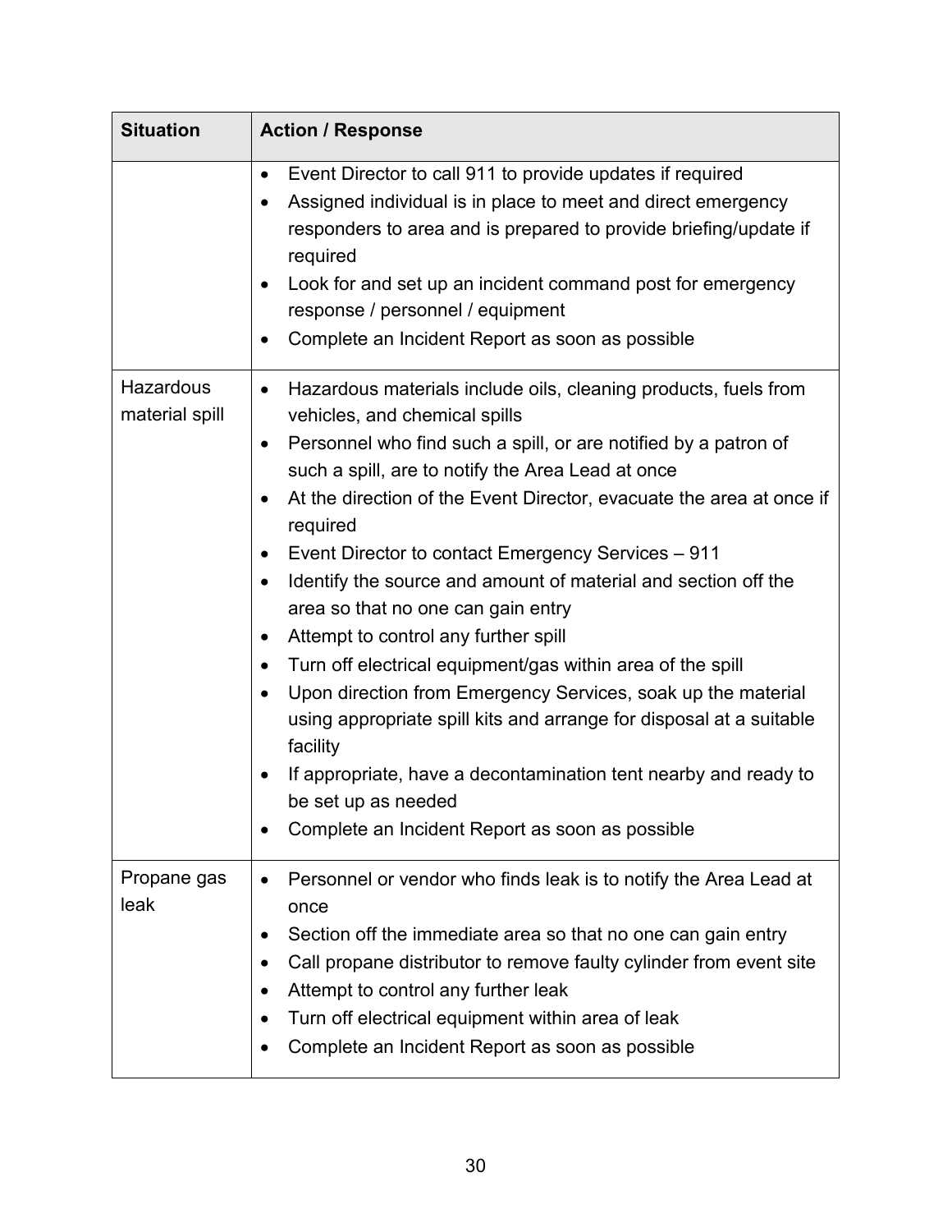| Situation | Action / Response |
| --- | --- |
| | • Event Director to call 911 to provide updates if required<br>• Assigned individual is in place to meet and direct emergency responders to area and is prepared to provide briefing/update if required<br>• Look for and set up an incident command post for emergency response / personnel / equipment<br>• Complete an Incident Report as soon as possible |
| Hazardous material spill | • Hazardous materials include oils, cleaning products, fuels from vehicles, and chemical spills<br>• Personnel who find such a spill, or are notified by a patron of such a spill, are to notify the Area Lead at once<br>• At the direction of the Event Director, evacuate the area at once if required<br>• Event Director to contact Emergency Services – 911<br>• Identify the source and amount of material and section off the area so that no one can gain entry<br>• Attempt to control any further spill<br>• Turn off electrical equipment/gas within area of the spill<br>• Upon direction from Emergency Services, soak up the material using appropriate spill kits and arrange for disposal at a suitable facility<br>• If appropriate, have a decontamination tent nearby and ready to be set up as needed<br>• Complete an Incident Report as soon as possible |
| Propane gas leak | • Personnel or vendor who finds leak is to notify the Area Lead at once<br>• Section off the immediate area so that no one can gain entry<br>• Call propane distributor to remove faulty cylinder from event site<br>• Attempt to control any further leak<br>• Turn off electrical equipment within area of leak<br>• Complete an Incident Report as soon as possible |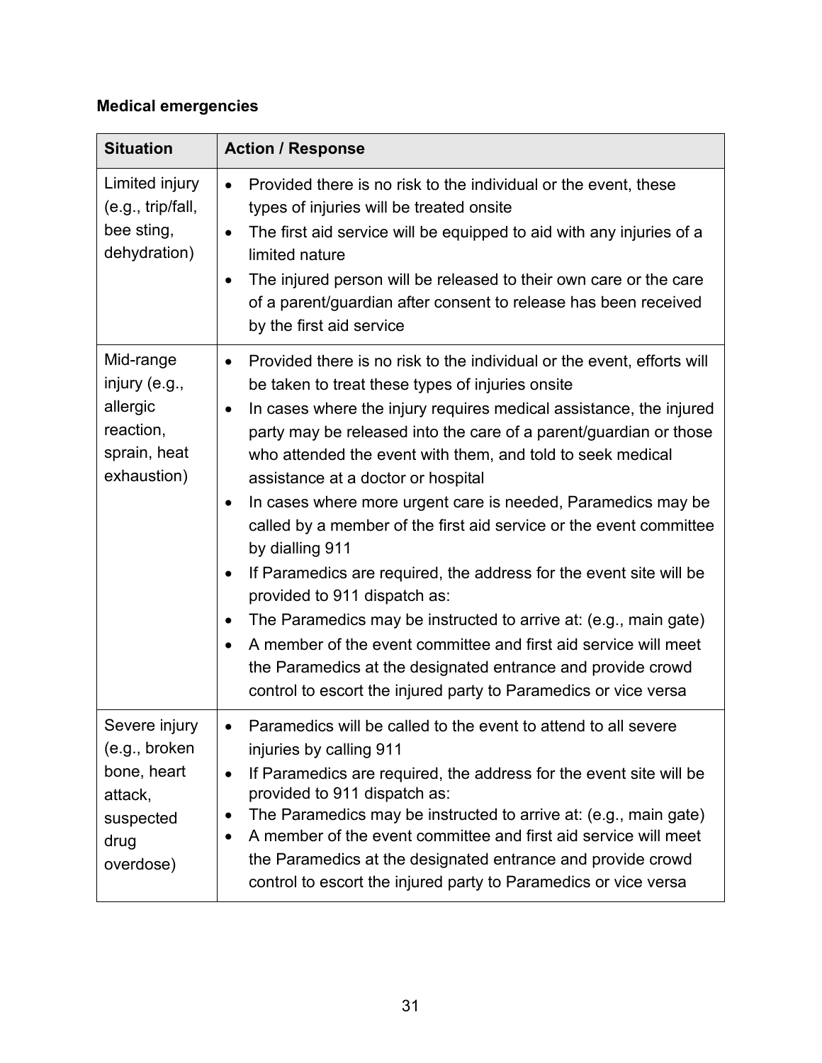**Medical emergencies**

| Situation | Action / Response |
| --- | --- |
| Limited injury (e.g., trip/fall, bee sting, dehydration) | • Provided there is no risk to the individual or the event, these types of injuries will be treated onsite<br>• The first aid service will be equipped to aid with any injuries of a limited nature<br>• The injured person will be released to their own care or the care of a parent/guardian after consent to release has been received by the first aid service |
| Mid-range injury (e.g., allergic reaction, sprain, heat exhaustion) | • Provided there is no risk to the individual or the event, efforts will be taken to treat these types of injuries onsite<br>• In cases where the injury requires medical assistance, the injured party may be released into the care of a parent/guardian or those who attended the event with them, and told to seek medical assistance at a doctor or hospital<br>• In cases where more urgent care is needed, Paramedics may be called by a member of the first aid service or the event committee by dialling 911<br>• If Paramedics are required, the address for the event site will be provided to 911 dispatch as:<br>• The Paramedics may be instructed to arrive at: (e.g., main gate)<br>• A member of the event committee and first aid service will meet the Paramedics at the designated entrance and provide crowd control to escort the injured party to Paramedics or vice versa |
| Severe injury (e.g., broken bone, heart attack, suspected drug overdose) | • Paramedics will be called to the event to attend to all severe injuries by calling 911<br>• If Paramedics are required, the address for the event site will be provided to 911 dispatch as:<br>• The Paramedics may be instructed to arrive at: (e.g., main gate)<br>• A member of the event committee and first aid service will meet the Paramedics at the designated entrance and provide crowd control to escort the injured party to Paramedics or vice versa |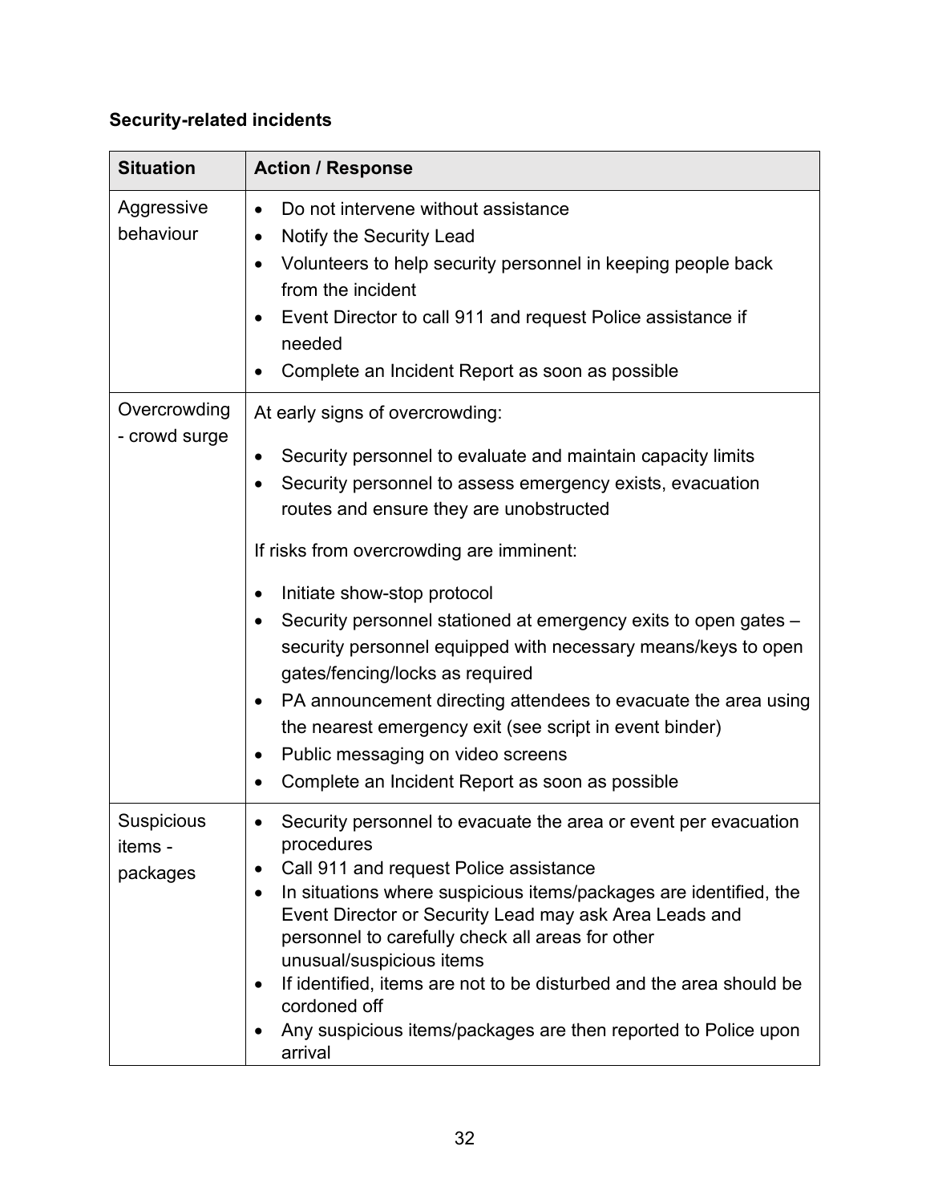**Security-related incidents**

| Situation | Action / Response |
|---|---|
| Aggressive behaviour | • Do not intervene without assistance<br>• Notify the Security Lead<br>• Volunteers to help security personnel in keeping people back from the incident<br>• Event Director to call 911 and request Police assistance if needed<br>• Complete an Incident Report as soon as possible |
| Overcrowding - crowd surge | At early signs of overcrowding:<br>• Security personnel to evaluate and maintain capacity limits<br>• Security personnel to assess emergency exists, evacuation routes and ensure they are unobstructed<br>If risks from overcrowding are imminent:<br>• Initiate show-stop protocol<br>• Security personnel stationed at emergency exits to open gates – security personnel equipped with necessary means/keys to open gates/fencing/locks as required<br>• PA announcement directing attendees to evacuate the area using the nearest emergency exit (see script in event binder)<br>• Public messaging on video screens<br>• Complete an Incident Report as soon as possible |
| Suspicious items - packages | • Security personnel to evacuate the area or event per evacuation procedures<br>• Call 911 and request Police assistance<br>• In situations where suspicious items/packages are identified, the Event Director or Security Lead may ask Area Leads and personnel to carefully check all areas for other unusual/suspicious items<br>• If identified, items are not to be disturbed and the area should be cordoned off<br>• Any suspicious items/packages are then reported to Police upon arrival |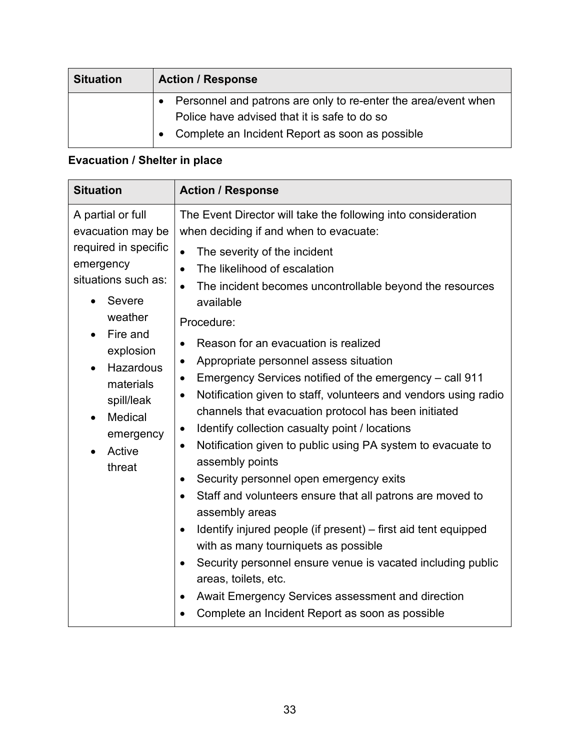| Situation | Action / Response |
|---|---|
| | • Personnel and patrons are only to re-enter the area/event when Police have advised that it is safe to do so<br>• Complete an Incident Report as soon as possible |

**Evacuation / Shelter in place**

| Situation | Action / Response |
|---|---|
| A partial or full evacuation may be required in specific emergency situations such as:<br>• Severe weather<br>• Fire and explosion<br>• Hazardous materials spill/leak<br>• Medical emergency<br>• Active threat | The Event Director will take the following into consideration when deciding if and when to evacuate:<br>• The severity of the incident<br>• The likelihood of escalation<br>• The incident becomes uncontrollable beyond the resources available<br>Procedure:<br>• Reason for an evacuation is realized<br>• Appropriate personnel assess situation<br>• Emergency Services notified of the emergency – call 911<br>• Notification given to staff, volunteers and vendors using radio channels that evacuation protocol has been initiated<br>• Identify collection casualty point / locations<br>• Notification given to public using PA system to evacuate to assembly points<br>• Security personnel open emergency exits<br>• Staff and volunteers ensure that all patrons are moved to assembly areas<br>• Identify injured people (if present) – first aid tent equipped with as many tourniquets as possible<br>• Security personnel ensure venue is vacated including public areas, toilets, etc.<br>• Await Emergency Services assessment and direction<br>• Complete an Incident Report as soon as possible |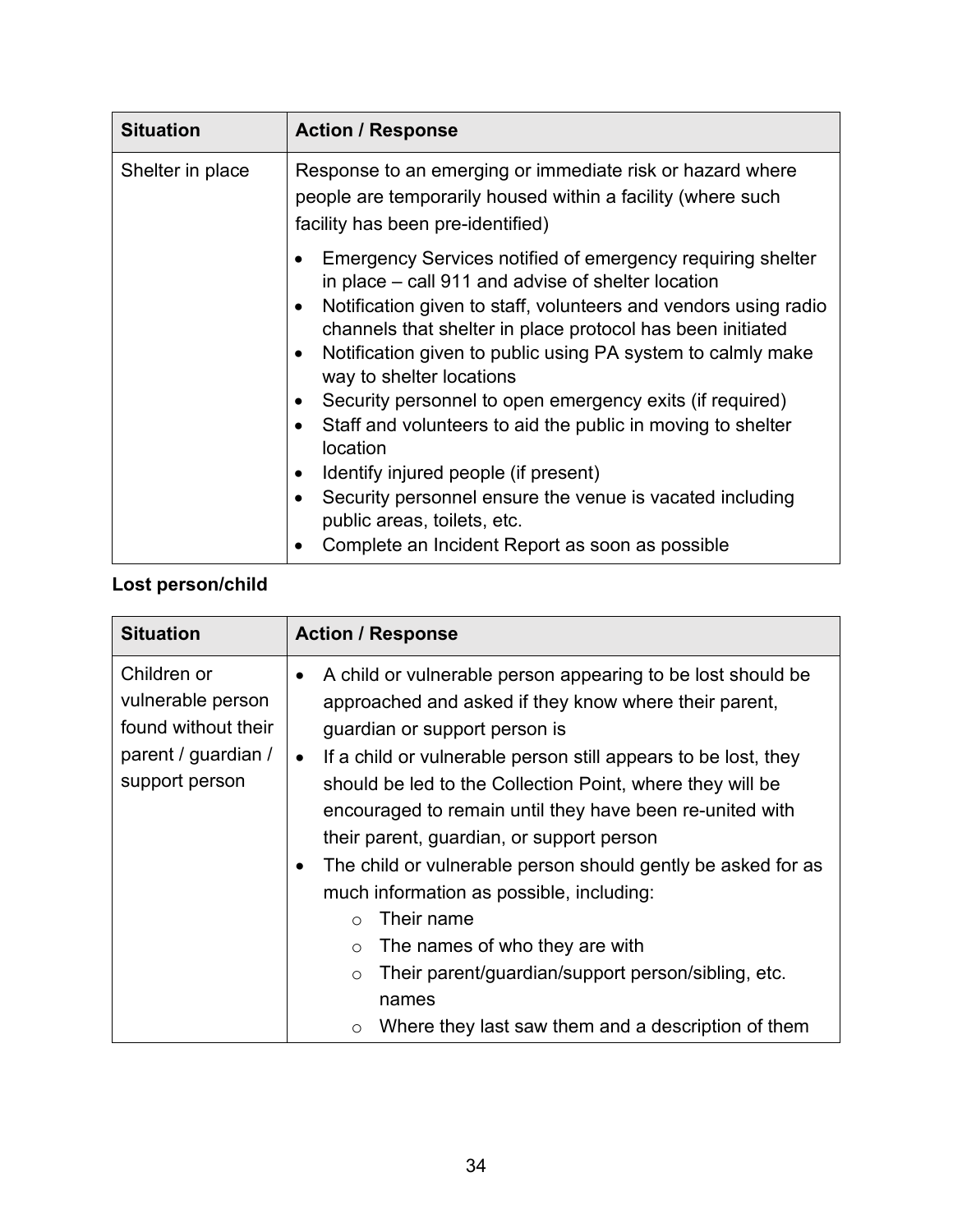| Situation | Action / Response |
| --- | --- |
| Shelter in place | Response to an emerging or immediate risk or hazard where people are temporarily housed within a facility (where such facility has been pre-identified)<br><br>• Emergency Services notified of emergency requiring shelter in place – call 911 and advise of shelter location<br>• Notification given to staff, volunteers and vendors using radio channels that shelter in place protocol has been initiated<br>• Notification given to public using PA system to calmly make way to shelter locations<br>• Security personnel to open emergency exits (if required)<br>• Staff and volunteers to aid the public in moving to shelter location<br>• Identify injured people (if present)<br>• Security personnel ensure the venue is vacated including public areas, toilets, etc.<br>• Complete an Incident Report as soon as possible |

**Lost person/child**

| Situation | Action / Response |
| --- | --- |
| Children or vulnerable person found without their parent / guardian / support person | • A child or vulnerable person appearing to be lost should be approached and asked if they know where their parent, guardian or support person is<br>• If a child or vulnerable person still appears to be lost, they should be led to the Collection Point, where they will be encouraged to remain until they have been re-united with their parent, guardian, or support person<br>• The child or vulnerable person should gently be asked for as much information as possible, including:<br>  ○ Their name<br>  ○ The names of who they are with<br>  ○ Their parent/guardian/support person/sibling, etc. names<br>  ○ Where they last saw them and a description of them |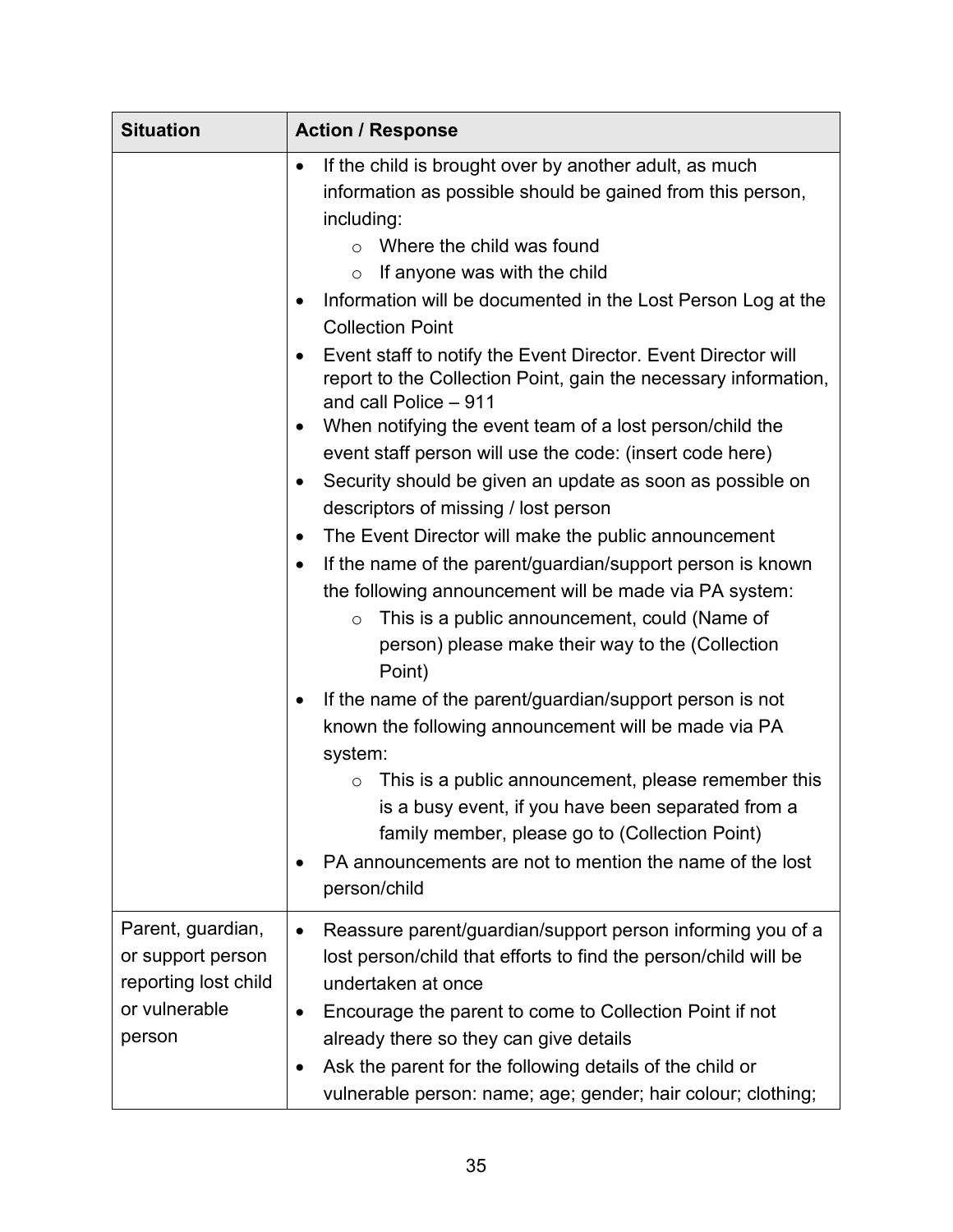| Situation | Action / Response |
| --- | --- |
| | • If the child is brought over by another adult, as much information as possible should be gained from this person, including:<br>  ○ Where the child was found<br>  ○ If anyone was with the child<br>• Information will be documented in the Lost Person Log at the Collection Point<br>• Event staff to notify the Event Director. Event Director will report to the Collection Point, gain the necessary information, and call Police – 911<br>• When notifying the event team of a lost person/child the event staff person will use the code: (insert code here)<br>• Security should be given an update as soon as possible on descriptors of missing / lost person<br>• The Event Director will make the public announcement<br>• If the name of the parent/guardian/support person is known the following announcement will be made via PA system:<br>  ○ This is a public announcement, could (Name of person) please make their way to the (Collection Point)<br>• If the name of the parent/guardian/support person is not known the following announcement will be made via PA system:<br>  ○ This is a public announcement, please remember this is a busy event, if you have been separated from a family member, please go to (Collection Point)<br>• PA announcements are not to mention the name of the lost person/child |
| Parent, guardian, or support person reporting lost child or vulnerable person | • Reassure parent/guardian/support person informing you of a lost person/child that efforts to find the person/child will be undertaken at once<br>• Encourage the parent to come to Collection Point if not already there so they can give details<br>• Ask the parent for the following details of the child or vulnerable person: name; age; gender; hair colour; clothing; |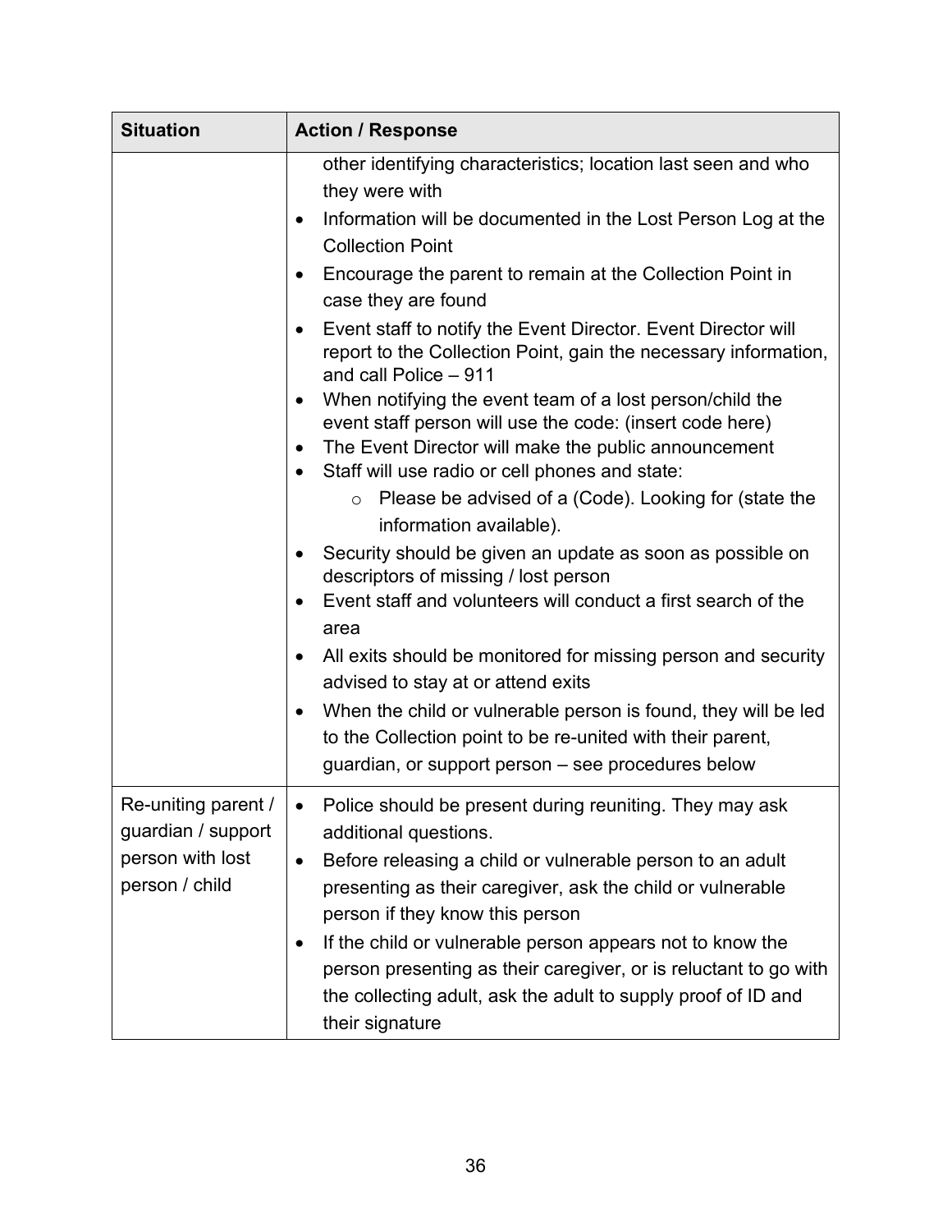| Situation | Action / Response |
| --- | --- |
| | other identifying characteristics; location last seen and who they were with<br>• Information will be documented in the Lost Person Log at the Collection Point<br>• Encourage the parent to remain at the Collection Point in case they are found<br>• Event staff to notify the Event Director. Event Director will report to the Collection Point, gain the necessary information, and call Police – 911<br>• When notifying the event team of a lost person/child the event staff person will use the code: (insert code here)<br>• The Event Director will make the public announcement<br>• Staff will use radio or cell phones and state:<br>&nbsp;&nbsp;&nbsp;&nbsp;○ Please be advised of a (Code). Looking for (state the information available).<br>• Security should be given an update as soon as possible on descriptors of missing / lost person<br>• Event staff and volunteers will conduct a first search of the area<br>• All exits should be monitored for missing person and security advised to stay at or attend exits<br>• When the child or vulnerable person is found, they will be led to the Collection point to be re-united with their parent, guardian, or support person – see procedures below |
| Re-uniting parent / guardian / support person with lost person / child | • Police should be present during reuniting. They may ask additional questions.<br>• Before releasing a child or vulnerable person to an adult presenting as their caregiver, ask the child or vulnerable person if they know this person<br>• If the child or vulnerable person appears not to know the person presenting as their caregiver, or is reluctant to go with the collecting adult, ask the adult to supply proof of ID and their signature |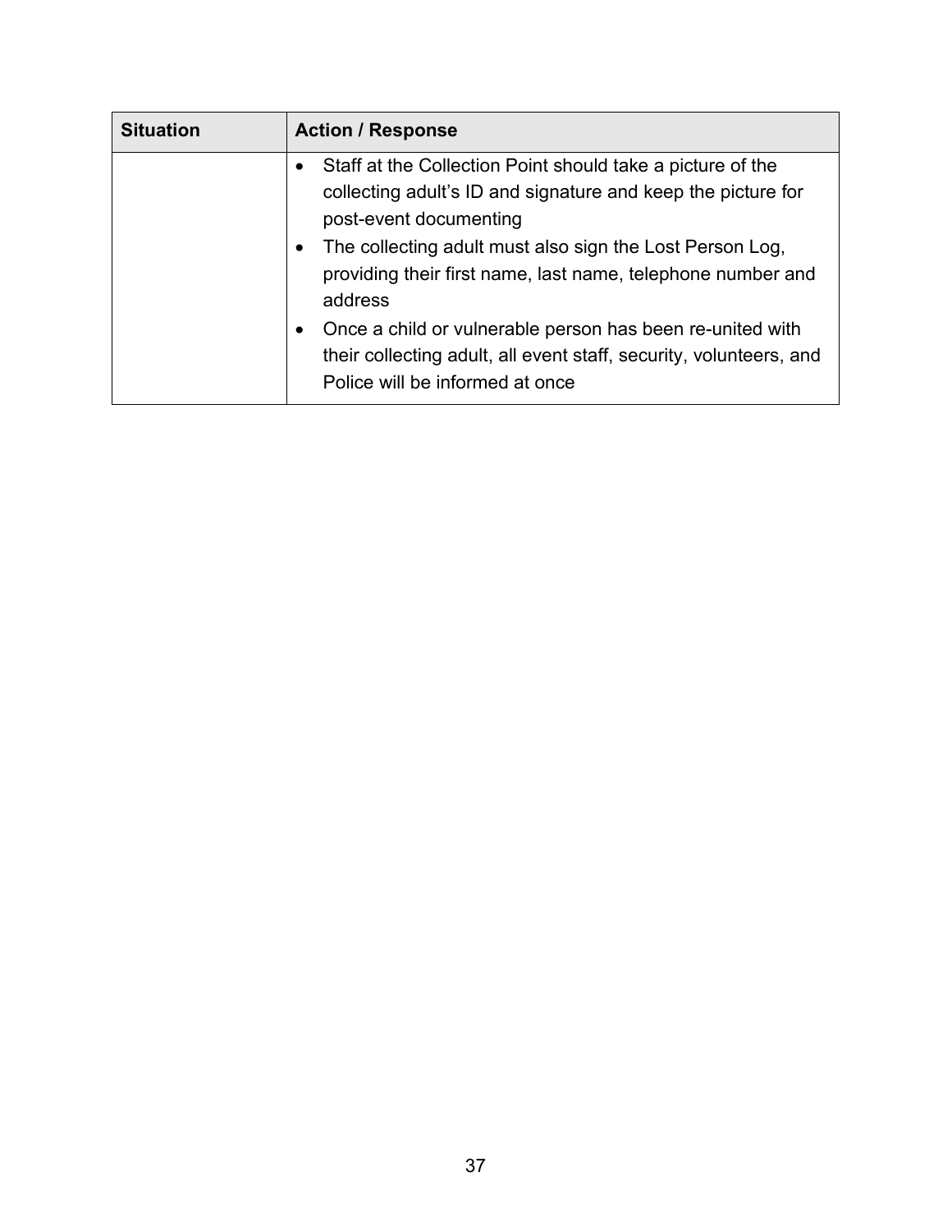| Situation | Action / Response |
| --- | --- |
| | • Staff at the Collection Point should take a picture of the collecting adult's ID and signature and keep the picture for post-event documenting<br>• The collecting adult must also sign the Lost Person Log, providing their first name, last name, telephone number and address<br>• Once a child or vulnerable person has been re-united with their collecting adult, all event staff, security, volunteers, and Police will be informed at once |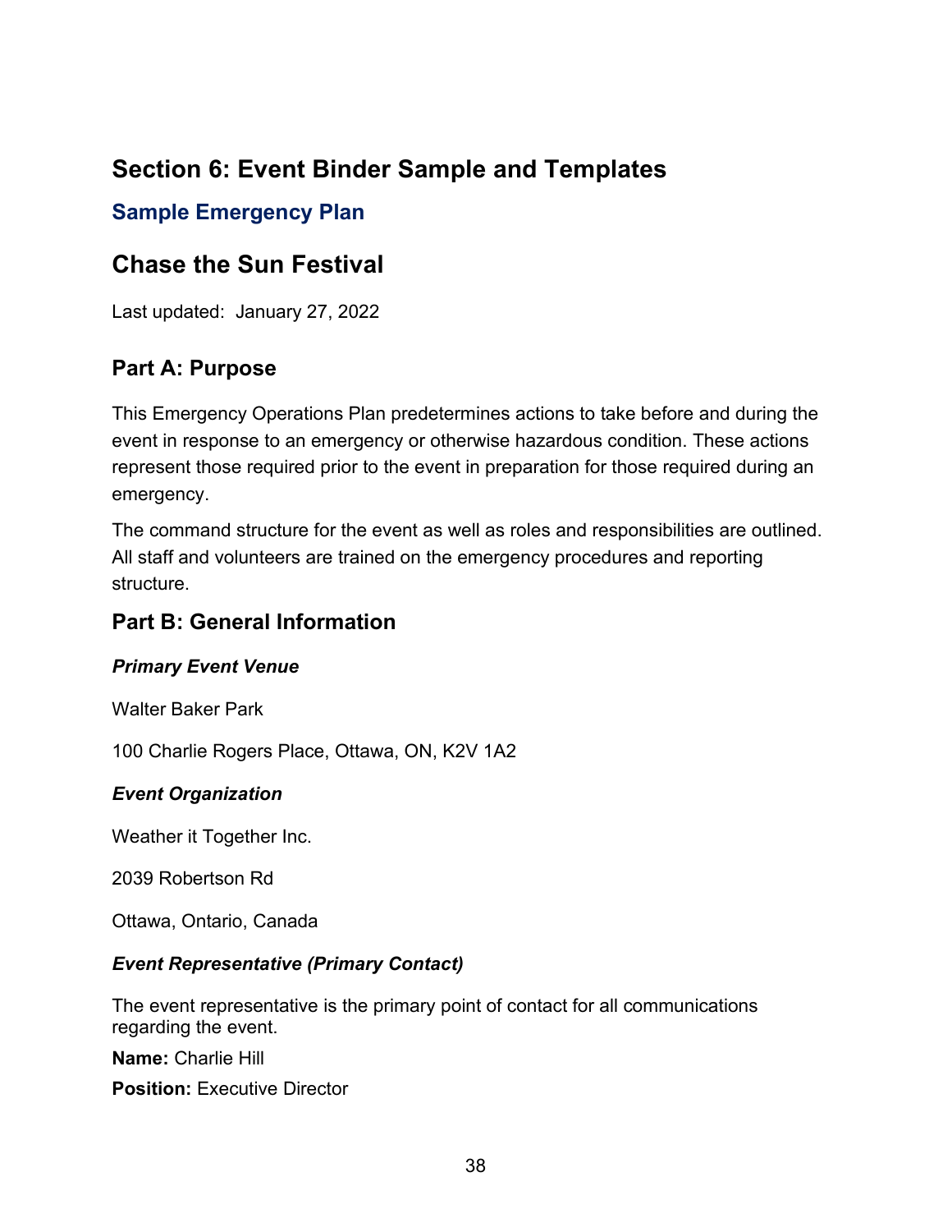# Section 6: Event Binder Sample and Templates

## Sample Emergency Plan

## Chase the Sun Festival

Last updated: January 27, 2022

### Part A: Purpose

This Emergency Operations Plan predetermines actions to take before and during the event in response to an emergency or otherwise hazardous condition. These actions represent those required prior to the event in preparation for those required during an emergency.

The command structure for the event as well as roles and responsibilities are outlined. All staff and volunteers are trained on the emergency procedures and reporting structure.

### Part B: General Information

#### *Primary Event Venue*

Walter Baker Park

100 Charlie Rogers Place, Ottawa, ON, K2V 1A2

#### *Event Organization*

Weather it Together Inc.

2039 Robertson Rd

Ottawa, Ontario, Canada

#### *Event Representative (Primary Contact)*

The event representative is the primary point of contact for all communications regarding the event.

**Name:** Charlie Hill

**Position:** Executive Director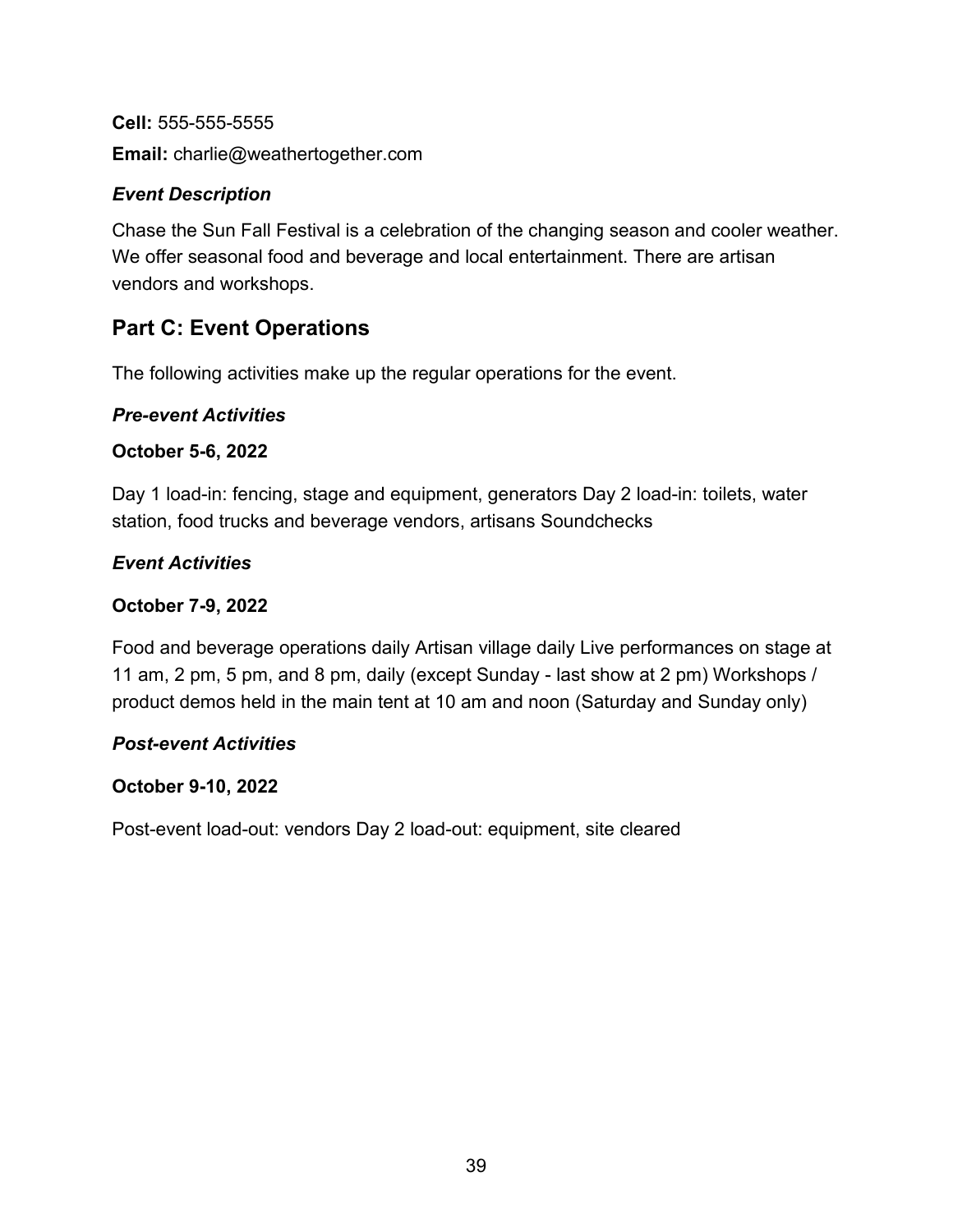**Cell:** 555-555-5555

**Email:** charlie@weathertogether.com

### *Event Description*

Chase the Sun Fall Festival is a celebration of the changing season and cooler weather. We offer seasonal food and beverage and local entertainment. There are artisan vendors and workshops.

## Part C: Event Operations

The following activities make up the regular operations for the event.

### *Pre-event Activities*

**October 5-6, 2022**

Day 1 load-in: fencing, stage and equipment, generators Day 2 load-in: toilets, water station, food trucks and beverage vendors, artisans Soundchecks

### *Event Activities*

**October 7-9, 2022**

Food and beverage operations daily Artisan village daily Live performances on stage at 11 am, 2 pm, 5 pm, and 8 pm, daily (except Sunday - last show at 2 pm) Workshops / product demos held in the main tent at 10 am and noon (Saturday and Sunday only)

### *Post-event Activities*

**October 9-10, 2022**

Post-event load-out: vendors Day 2 load-out: equipment, site cleared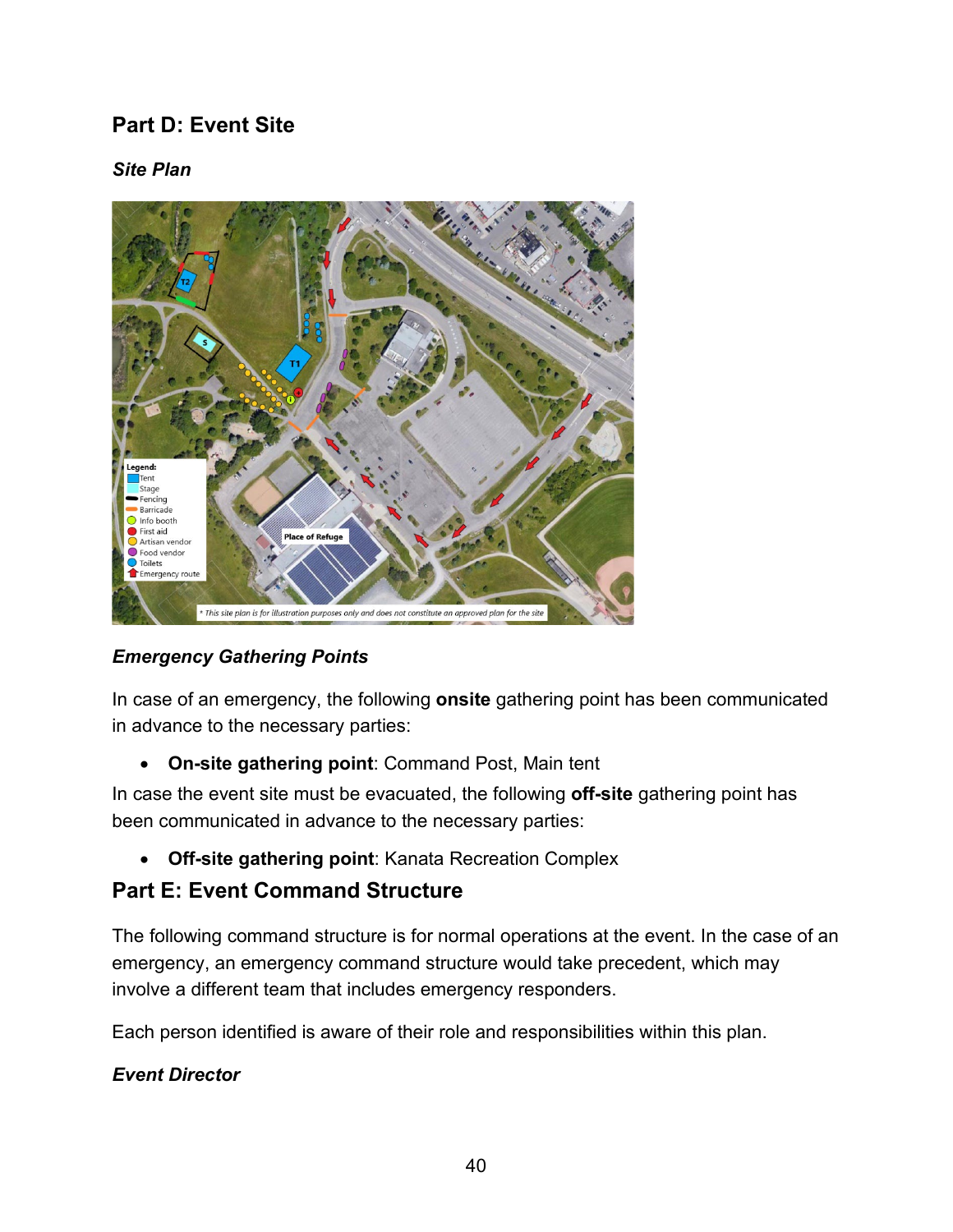## Part D: Event Site

### *Site Plan*

### *Emergency Gathering Points*

In case of an emergency, the following **onsite** gathering point has been communicated in advance to the necessary parties:

- **On-site gathering point**: Command Post, Main tent

In case the event site must be evacuated, the following **off-site** gathering point has been communicated in advance to the necessary parties:

- **Off-site gathering point**: Kanata Recreation Complex

## Part E: Event Command Structure

The following command structure is for normal operations at the event. In the case of an emergency, an emergency command structure would take precedent, which may involve a different team that includes emergency responders.

Each person identified is aware of their role and responsibilities within this plan.

### *Event Director*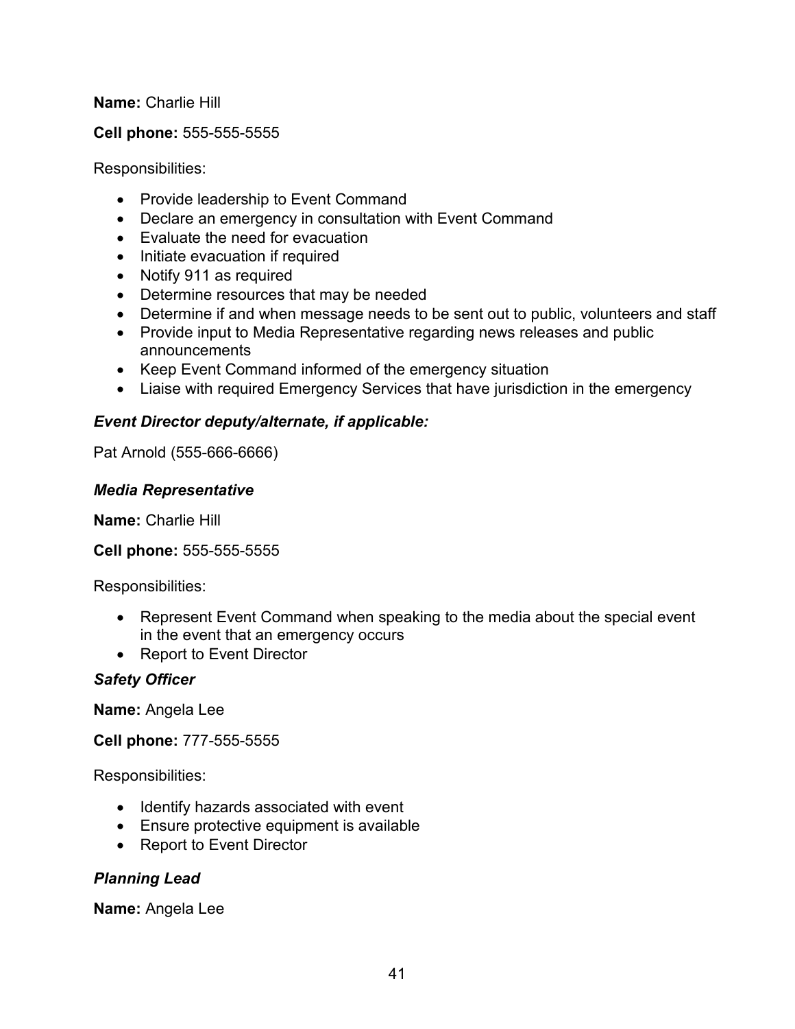**Name:** Charlie Hill

**Cell phone:** 555-555-5555

Responsibilities:

- Provide leadership to Event Command
- Declare an emergency in consultation with Event Command
- Evaluate the need for evacuation
- Initiate evacuation if required
- Notify 911 as required
- Determine resources that may be needed
- Determine if and when message needs to be sent out to public, volunteers and staff
- Provide input to Media Representative regarding news releases and public announcements
- Keep Event Command informed of the emergency situation
- Liaise with required Emergency Services that have jurisdiction in the emergency

***Event Director deputy/alternate, if applicable:***

Pat Arnold (555-666-6666)

***Media Representative***

**Name:** Charlie Hill

**Cell phone:** 555-555-5555

Responsibilities:

- Represent Event Command when speaking to the media about the special event in the event that an emergency occurs
- Report to Event Director

***Safety Officer***

**Name:** Angela Lee

**Cell phone:** 777-555-5555

Responsibilities:

- Identify hazards associated with event
- Ensure protective equipment is available
- Report to Event Director

***Planning Lead***

**Name:** Angela Lee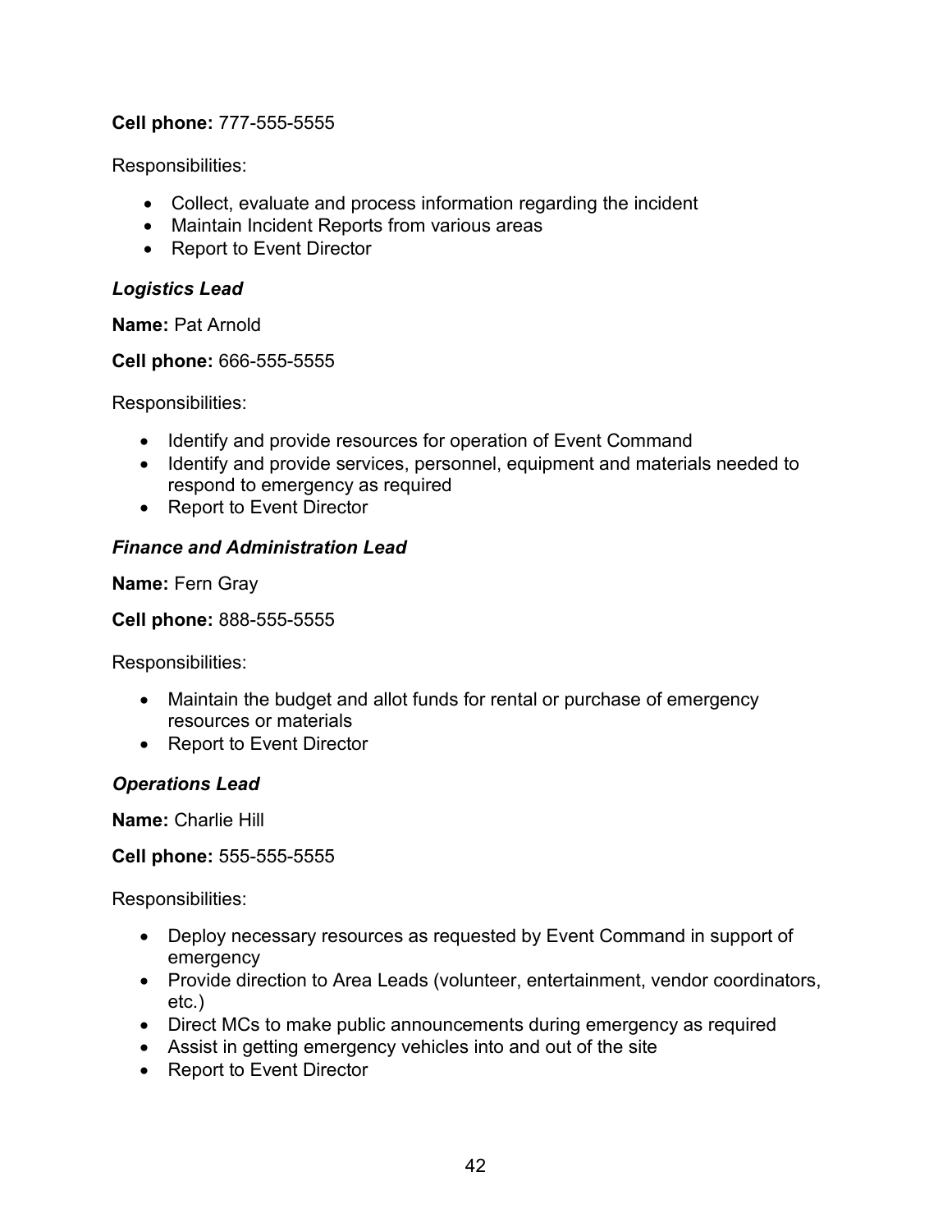**Cell phone:** 777-555-5555

Responsibilities:

- Collect, evaluate and process information regarding the incident
- Maintain Incident Reports from various areas
- Report to Event Director

***Logistics Lead***

**Name:** Pat Arnold

**Cell phone:** 666-555-5555

Responsibilities:

- Identify and provide resources for operation of Event Command
- Identify and provide services, personnel, equipment and materials needed to respond to emergency as required
- Report to Event Director

***Finance and Administration Lead***

**Name:** Fern Gray

**Cell phone:** 888-555-5555

Responsibilities:

- Maintain the budget and allot funds for rental or purchase of emergency resources or materials
- Report to Event Director

***Operations Lead***

**Name:** Charlie Hill

**Cell phone:** 555-555-5555

Responsibilities:

- Deploy necessary resources as requested by Event Command in support of emergency
- Provide direction to Area Leads (volunteer, entertainment, vendor coordinators, etc.)
- Direct MCs to make public announcements during emergency as required
- Assist in getting emergency vehicles into and out of the site
- Report to Event Director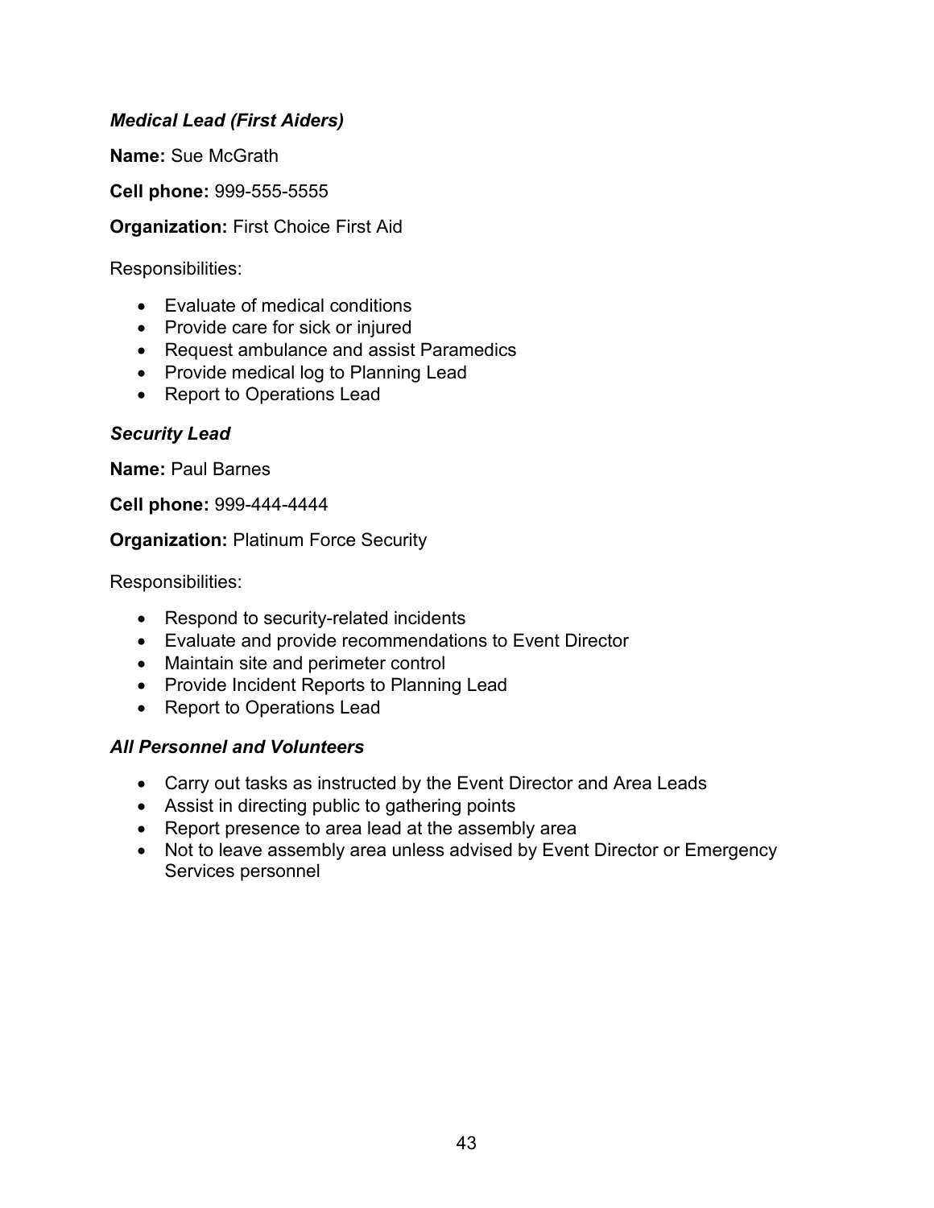***Medical Lead (First Aiders)***

**Name:** Sue McGrath

**Cell phone:** 999-555-5555

**Organization:** First Choice First Aid

Responsibilities:

- Evaluate of medical conditions
- Provide care for sick or injured
- Request ambulance and assist Paramedics
- Provide medical log to Planning Lead
- Report to Operations Lead

***Security Lead***

**Name:** Paul Barnes

**Cell phone:** 999-444-4444

**Organization:** Platinum Force Security

Responsibilities:

- Respond to security-related incidents
- Evaluate and provide recommendations to Event Director
- Maintain site and perimeter control
- Provide Incident Reports to Planning Lead
- Report to Operations Lead

***All Personnel and Volunteers***

- Carry out tasks as instructed by the Event Director and Area Leads
- Assist in directing public to gathering points
- Report presence to area lead at the assembly area
- Not to leave assembly area unless advised by Event Director or Emergency Services personnel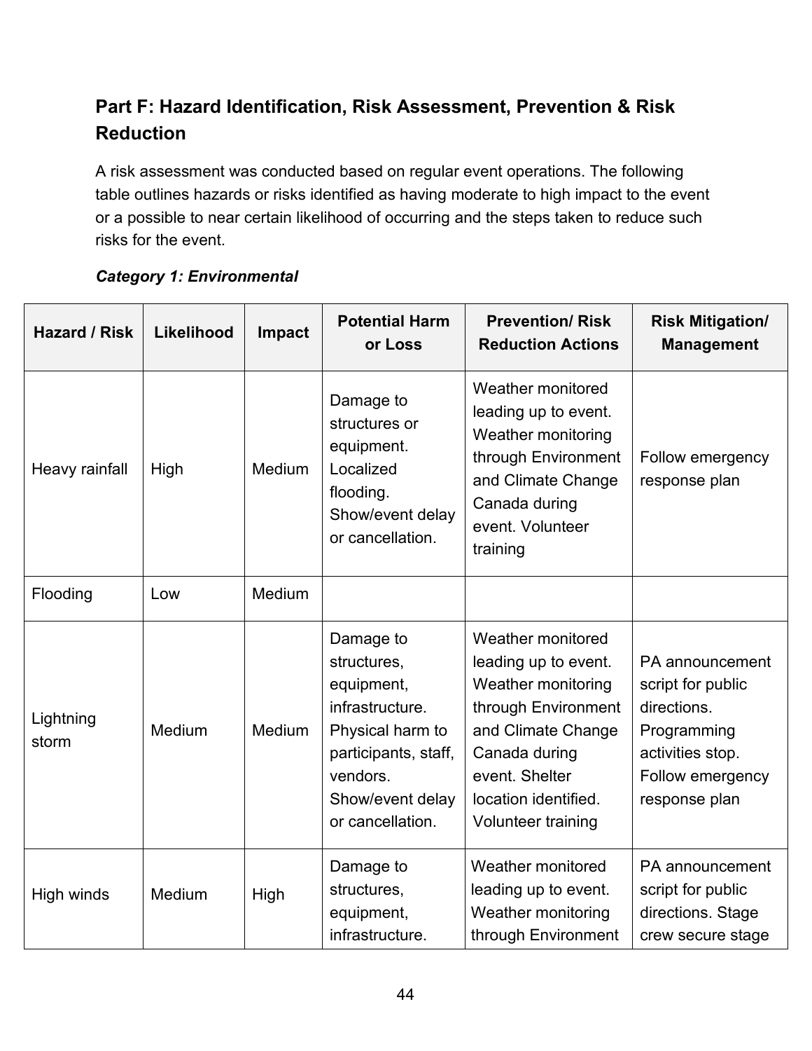## Part F: Hazard Identification, Risk Assessment, Prevention & Risk Reduction

A risk assessment was conducted based on regular event operations. The following table outlines hazards or risks identified as having moderate to high impact to the event or a possible to near certain likelihood of occurring and the steps taken to reduce such risks for the event.

***Category 1: Environmental***

| Hazard / Risk | Likelihood | Impact | Potential Harm or Loss | Prevention/ Risk Reduction Actions | Risk Mitigation/ Management |
|---|---|---|---|---|---|
| Heavy rainfall | High | Medium | Damage to structures or equipment. Localized flooding. Show/event delay or cancellation. | Weather monitored leading up to event. Weather monitoring through Environment and Climate Change Canada during event. Volunteer training | Follow emergency response plan |
| Flooding | Low | Medium | | | |
| Lightning storm | Medium | Medium | Damage to structures, equipment, infrastructure. Physical harm to participants, staff, vendors. Show/event delay or cancellation. | Weather monitored leading up to event. Weather monitoring through Environment and Climate Change Canada during event. Shelter location identified. Volunteer training | PA announcement script for public directions. Programming activities stop. Follow emergency response plan |
| High winds | Medium | High | Damage to structures, equipment, infrastructure. | Weather monitored leading up to event. Weather monitoring through Environment | PA announcement script for public directions. Stage crew secure stage |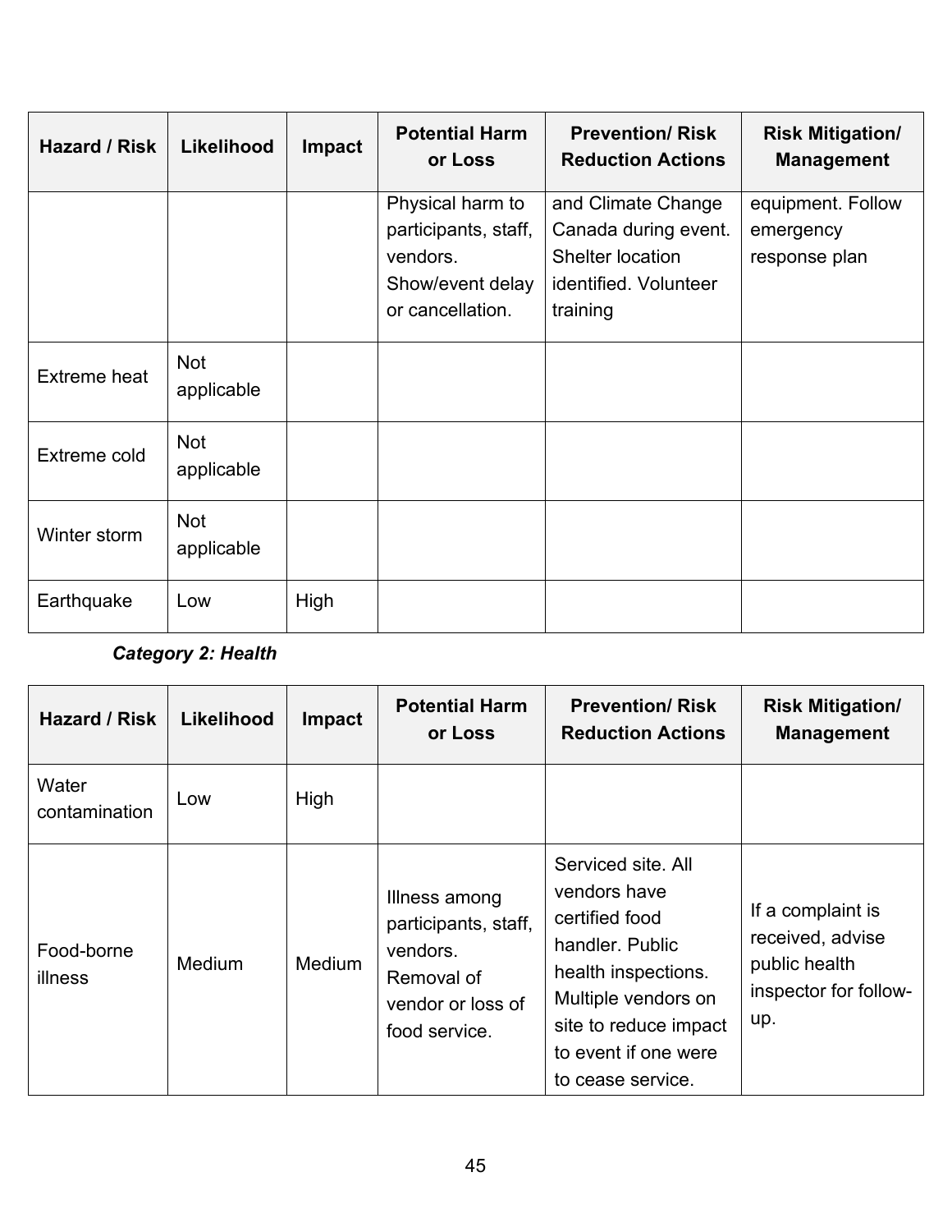| Hazard / Risk | Likelihood | Impact | Potential Harm or Loss | Prevention/ Risk Reduction Actions | Risk Mitigation/ Management |
|---|---|---|---|---|---|
| | | | Physical harm to participants, staff, vendors. Show/event delay or cancellation. | and Climate Change Canada during event. Shelter location identified. Volunteer training | equipment. Follow emergency response plan |
| Extreme heat | Not applicable | | | | |
| Extreme cold | Not applicable | | | | |
| Winter storm | Not applicable | | | | |
| Earthquake | Low | High | | | |

***Category 2: Health***

| Hazard / Risk | Likelihood | Impact | Potential Harm or Loss | Prevention/ Risk Reduction Actions | Risk Mitigation/ Management |
|---|---|---|---|---|---|
| Water contamination | Low | High | | | |
| Food-borne illness | Medium | Medium | Illness among participants, staff, vendors. Removal of vendor or loss of food service. | Serviced site. All vendors have certified food handler. Public health inspections. Multiple vendors on site to reduce impact to event if one were to cease service. | If a complaint is received, advise public health inspector for follow-up. |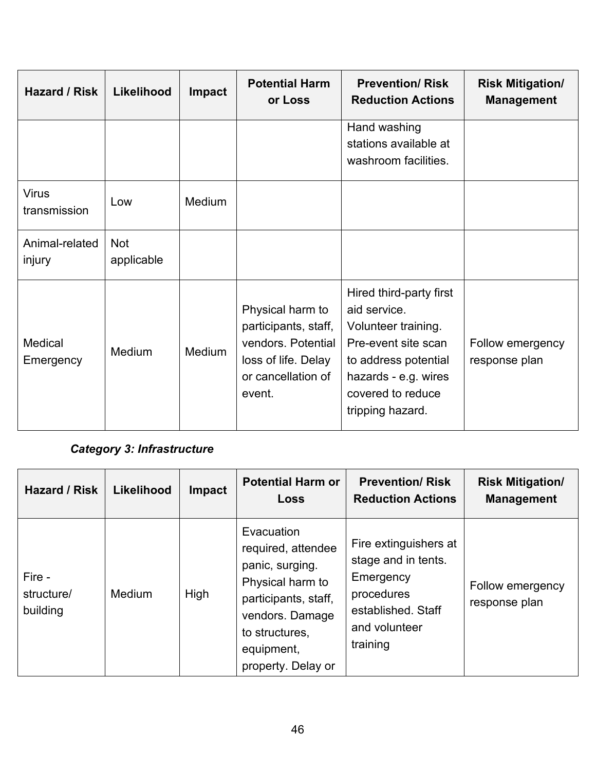| Hazard / Risk | Likelihood | Impact | Potential Harm or Loss | Prevention/ Risk Reduction Actions | Risk Mitigation/ Management |
| --- | --- | --- | --- | --- | --- |
| | | | | Hand washing stations available at washroom facilities. | |
| Virus transmission | Low | Medium | | | |
| Animal-related injury | Not applicable | | | | |
| Medical Emergency | Medium | Medium | Physical harm to participants, staff, vendors. Potential loss of life. Delay or cancellation of event. | Hired third-party first aid service. Volunteer training. Pre-event site scan to address potential hazards - e.g. wires covered to reduce tripping hazard. | Follow emergency response plan |

***Category 3: Infrastructure***

| Hazard / Risk | Likelihood | Impact | Potential Harm or Loss | Prevention/ Risk Reduction Actions | Risk Mitigation/ Management |
| --- | --- | --- | --- | --- | --- |
| Fire - structure/ building | Medium | High | Evacuation required, attendee panic, surging. Physical harm to participants, staff, vendors. Damage to structures, equipment, property. Delay or | Fire extinguishers at stage and in tents. Emergency procedures established. Staff and volunteer training | Follow emergency response plan |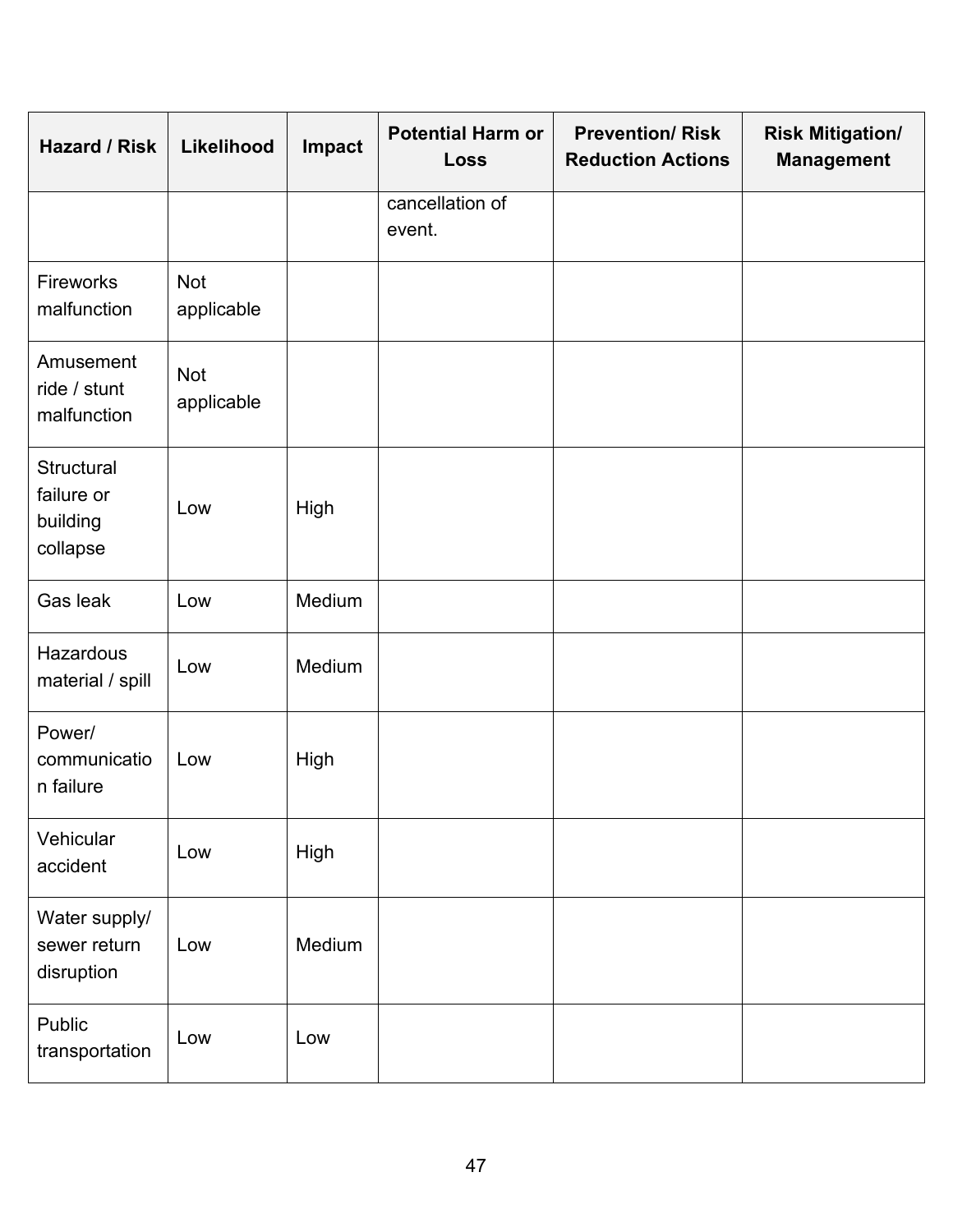| Hazard / Risk | Likelihood | Impact | Potential Harm or Loss | Prevention/ Risk Reduction Actions | Risk Mitigation/ Management |
|---|---|---|---|---|---|
| | | | cancellation of event. | | |
| Fireworks malfunction | Not applicable | | | | |
| Amusement ride / stunt malfunction | Not applicable | | | | |
| Structural failure or building collapse | Low | High | | | |
| Gas leak | Low | Medium | | | |
| Hazardous material / spill | Low | Medium | | | |
| Power/ communication failure | Low | High | | | |
| Vehicular accident | Low | High | | | |
| Water supply/ sewer return disruption | Low | Medium | | | |
| Public transportation | Low | Low | | | |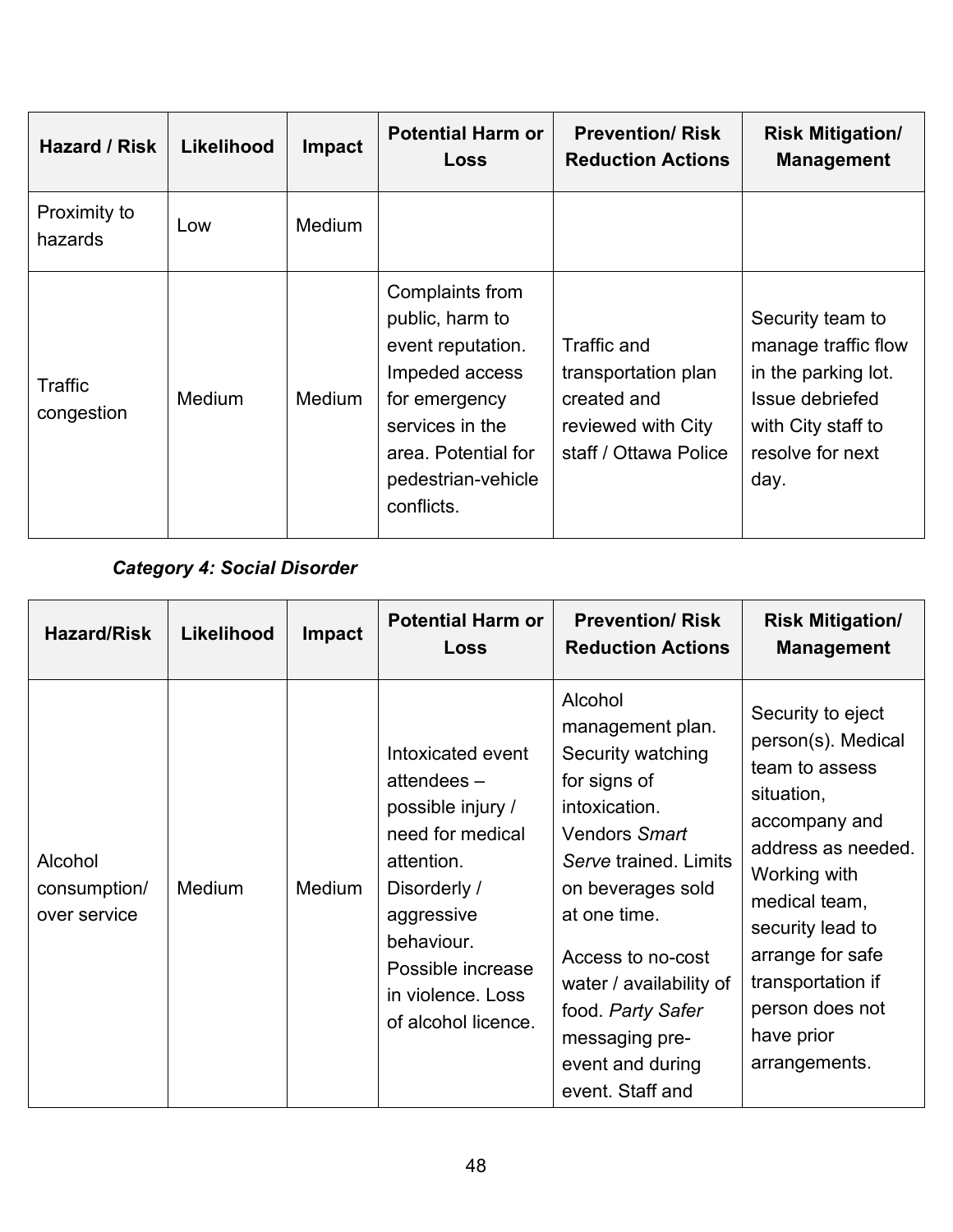| Hazard / Risk | Likelihood | Impact | Potential Harm or Loss | Prevention/ Risk Reduction Actions | Risk Mitigation/ Management |
|---|---|---|---|---|---|
| Proximity to hazards | Low | Medium | | | |
| Traffic congestion | Medium | Medium | Complaints from public, harm to event reputation. Impeded access for emergency services in the area. Potential for pedestrian-vehicle conflicts. | Traffic and transportation plan created and reviewed with City staff / Ottawa Police | Security team to manage traffic flow in the parking lot. Issue debriefed with City staff to resolve for next day. |

***Category 4: Social Disorder***

| Hazard/Risk | Likelihood | Impact | Potential Harm or Loss | Prevention/ Risk Reduction Actions | Risk Mitigation/ Management |
|---|---|---|---|---|---|
| Alcohol consumption/ over service | Medium | Medium | Intoxicated event attendees – possible injury / need for medical attention. Disorderly / aggressive behaviour. Possible increase in violence. Loss of alcohol licence. | Alcohol management plan. Security watching for signs of intoxication. Vendors *Smart Serve* trained. Limits on beverages sold at one time. Access to no-cost water / availability of food. *Party Safer* messaging pre-event and during event. Staff and | Security to eject person(s). Medical team to assess situation, accompany and address as needed. Working with medical team, security lead to arrange for safe transportation if person does not have prior arrangements. |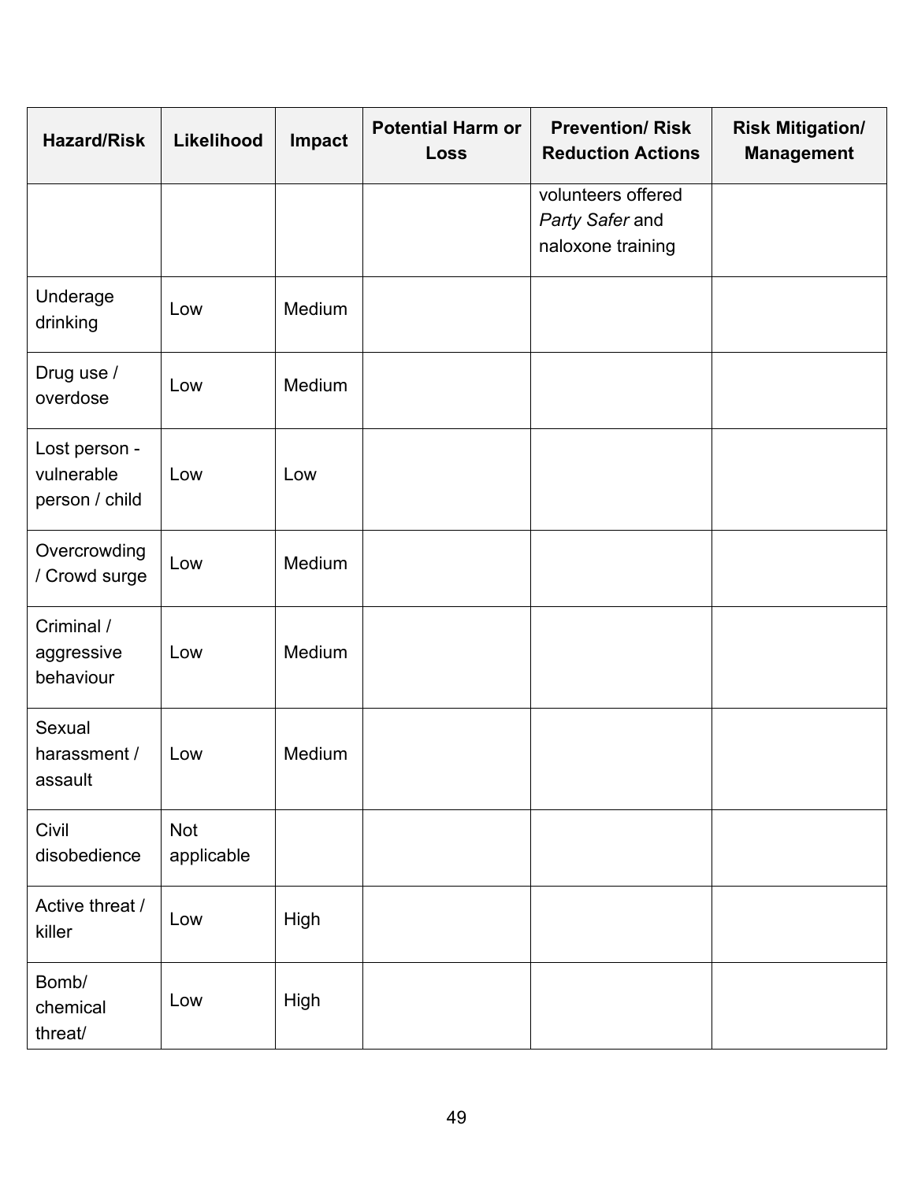| Hazard/Risk | Likelihood | Impact | Potential Harm or Loss | Prevention/ Risk Reduction Actions | Risk Mitigation/ Management |
|---|---|---|---|---|---|
| | | | | volunteers offered *Party Safer* and naloxone training | |
| Underage drinking | Low | Medium | | | |
| Drug use / overdose | Low | Medium | | | |
| Lost person - vulnerable person / child | Low | Low | | | |
| Overcrowding / Crowd surge | Low | Medium | | | |
| Criminal / aggressive behaviour | Low | Medium | | | |
| Sexual harassment / assault | Low | Medium | | | |
| Civil disobedience | Not applicable | | | | |
| Active threat / killer | Low | High | | | |
| Bomb/ chemical threat/ | Low | High | | | |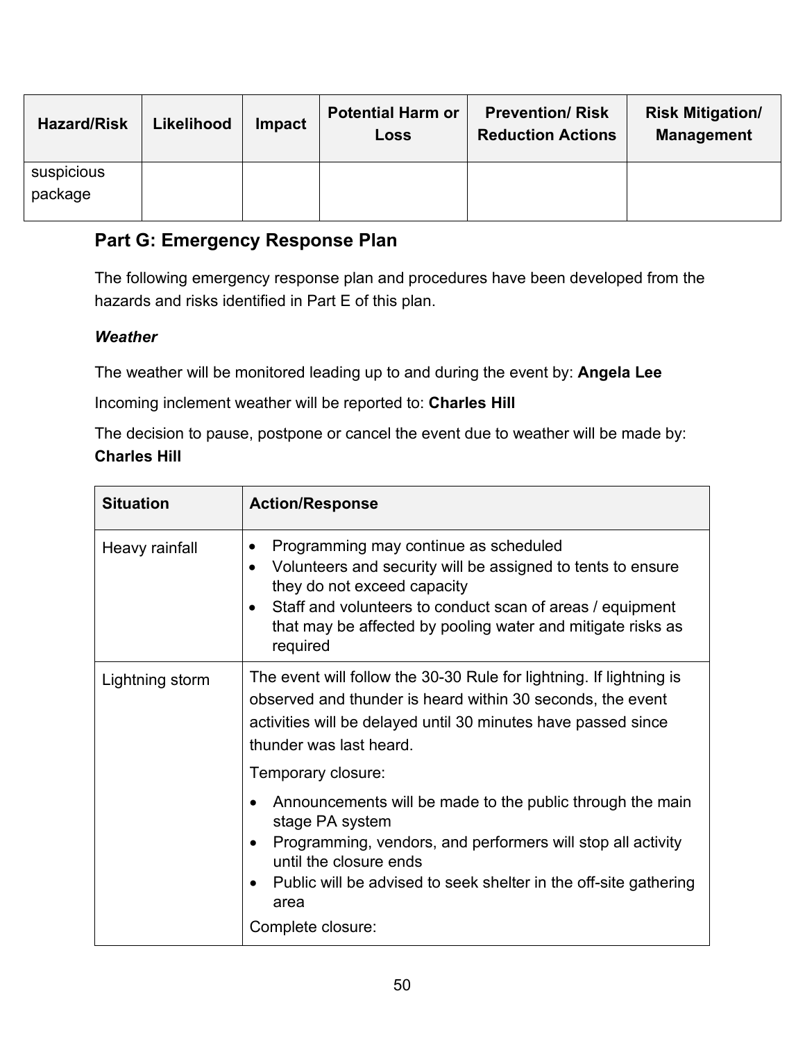| Hazard/Risk | Likelihood | Impact | Potential Harm or Loss | Prevention/ Risk Reduction Actions | Risk Mitigation/ Management |
|---|---|---|---|---|---|
| suspicious package | | | | | |

## Part G: Emergency Response Plan

The following emergency response plan and procedures have been developed from the hazards and risks identified in Part E of this plan.

### *Weather*

The weather will be monitored leading up to and during the event by: **Angela Lee**

Incoming inclement weather will be reported to: **Charles Hill**

The decision to pause, postpone or cancel the event due to weather will be made by: **Charles Hill**

| Situation | Action/Response |
|---|---|
| Heavy rainfall | • Programming may continue as scheduled<br>• Volunteers and security will be assigned to tents to ensure they do not exceed capacity<br>• Staff and volunteers to conduct scan of areas / equipment that may be affected by pooling water and mitigate risks as required |
| Lightning storm | The event will follow the 30-30 Rule for lightning. If lightning is observed and thunder is heard within 30 seconds, the event activities will be delayed until 30 minutes have passed since thunder was last heard.<br>Temporary closure:<br>• Announcements will be made to the public through the main stage PA system<br>• Programming, vendors, and performers will stop all activity until the closure ends<br>• Public will be advised to seek shelter in the off-site gathering area<br>Complete closure: |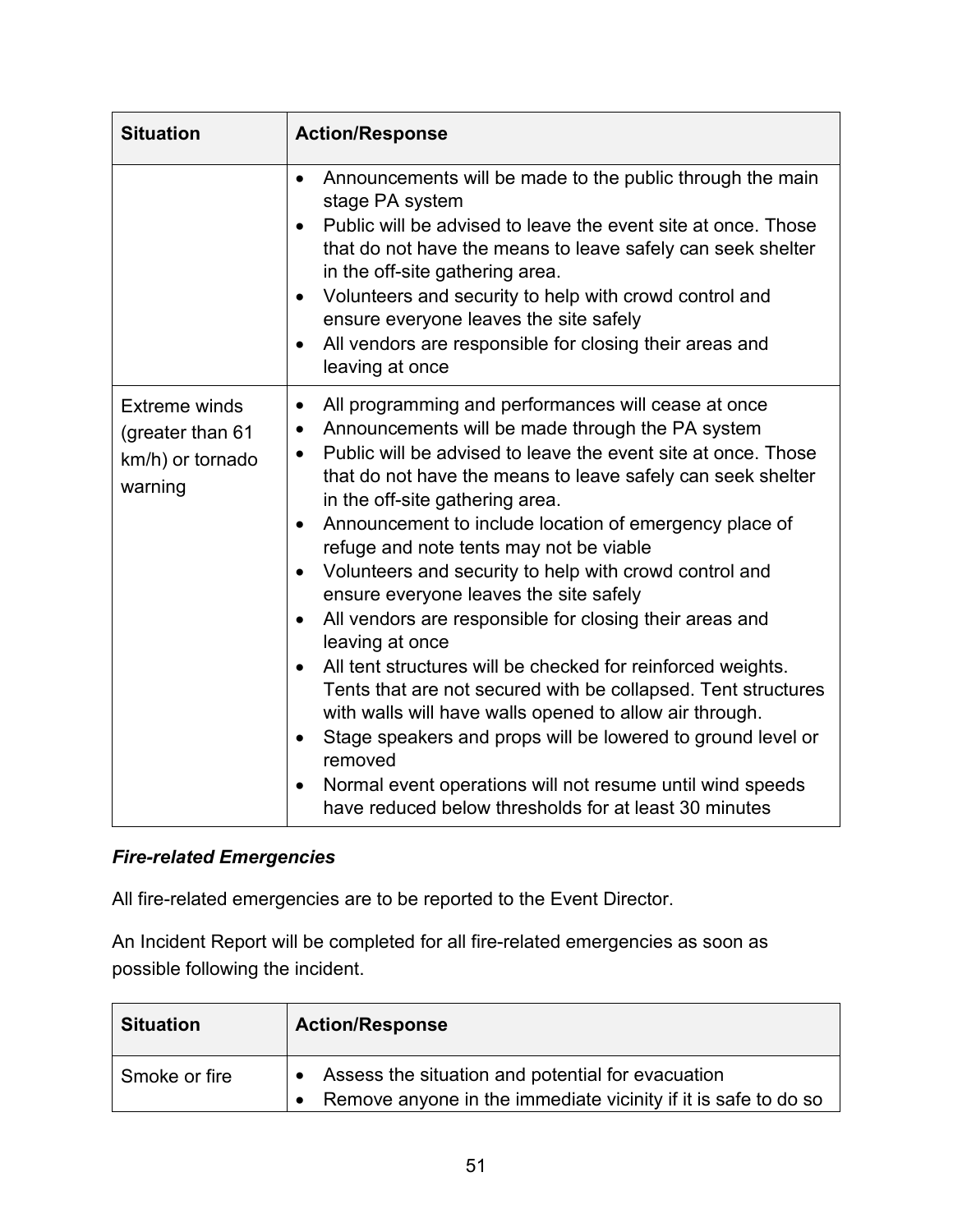| Situation | Action/Response |
|---|---|
| | • Announcements will be made to the public through the main stage PA system<br>• Public will be advised to leave the event site at once. Those that do not have the means to leave safely can seek shelter in the off-site gathering area.<br>• Volunteers and security to help with crowd control and ensure everyone leaves the site safely<br>• All vendors are responsible for closing their areas and leaving at once |
| Extreme winds (greater than 61 km/h) or tornado warning | • All programming and performances will cease at once<br>• Announcements will be made through the PA system<br>• Public will be advised to leave the event site at once. Those that do not have the means to leave safely can seek shelter in the off-site gathering area.<br>• Announcement to include location of emergency place of refuge and note tents may not be viable<br>• Volunteers and security to help with crowd control and ensure everyone leaves the site safely<br>• All vendors are responsible for closing their areas and leaving at once<br>• All tent structures will be checked for reinforced weights. Tents that are not secured with be collapsed. Tent structures with walls will have walls opened to allow air through.<br>• Stage speakers and props will be lowered to ground level or removed<br>• Normal event operations will not resume until wind speeds have reduced below thresholds for at least 30 minutes |

***Fire-related Emergencies***

All fire-related emergencies are to be reported to the Event Director.

An Incident Report will be completed for all fire-related emergencies as soon as possible following the incident.

| Situation | Action/Response |
|---|---|
| Smoke or fire | • Assess the situation and potential for evacuation<br>• Remove anyone in the immediate vicinity if it is safe to do so |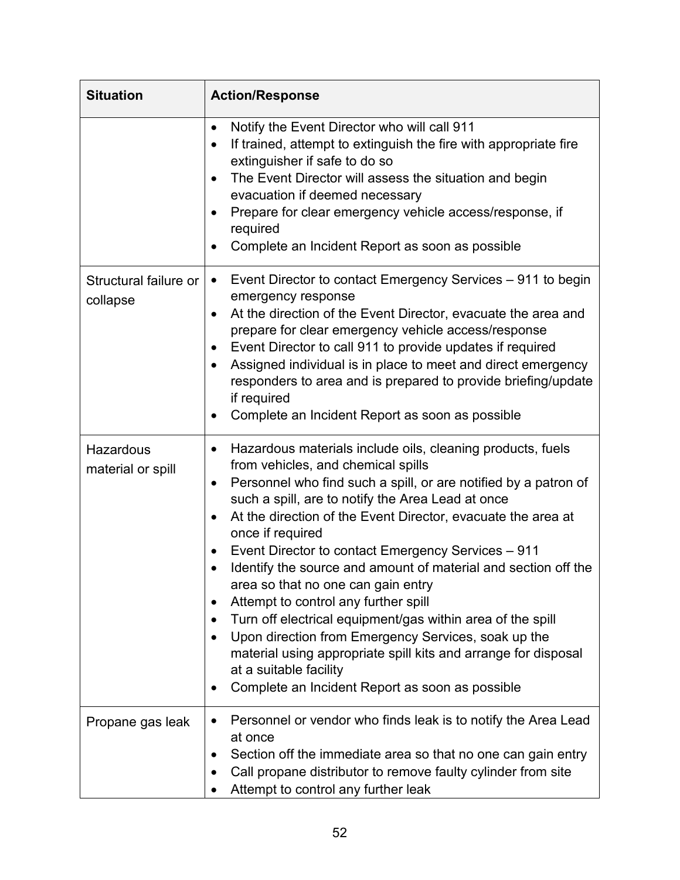| Situation | Action/Response |
|---|---|
| | • Notify the Event Director who will call 911<br>• If trained, attempt to extinguish the fire with appropriate fire extinguisher if safe to do so<br>• The Event Director will assess the situation and begin evacuation if deemed necessary<br>• Prepare for clear emergency vehicle access/response, if required<br>• Complete an Incident Report as soon as possible |
| Structural failure or collapse | • Event Director to contact Emergency Services – 911 to begin emergency response<br>• At the direction of the Event Director, evacuate the area and prepare for clear emergency vehicle access/response<br>• Event Director to call 911 to provide updates if required<br>• Assigned individual is in place to meet and direct emergency responders to area and is prepared to provide briefing/update if required<br>• Complete an Incident Report as soon as possible |
| Hazardous material or spill | • Hazardous materials include oils, cleaning products, fuels from vehicles, and chemical spills<br>• Personnel who find such a spill, or are notified by a patron of such a spill, are to notify the Area Lead at once<br>• At the direction of the Event Director, evacuate the area at once if required<br>• Event Director to contact Emergency Services – 911<br>• Identify the source and amount of material and section off the area so that no one can gain entry<br>• Attempt to control any further spill<br>• Turn off electrical equipment/gas within area of the spill<br>• Upon direction from Emergency Services, soak up the material using appropriate spill kits and arrange for disposal at a suitable facility<br>• Complete an Incident Report as soon as possible |
| Propane gas leak | • Personnel or vendor who finds leak is to notify the Area Lead at once<br>• Section off the immediate area so that no one can gain entry<br>• Call propane distributor to remove faulty cylinder from site<br>• Attempt to control any further leak |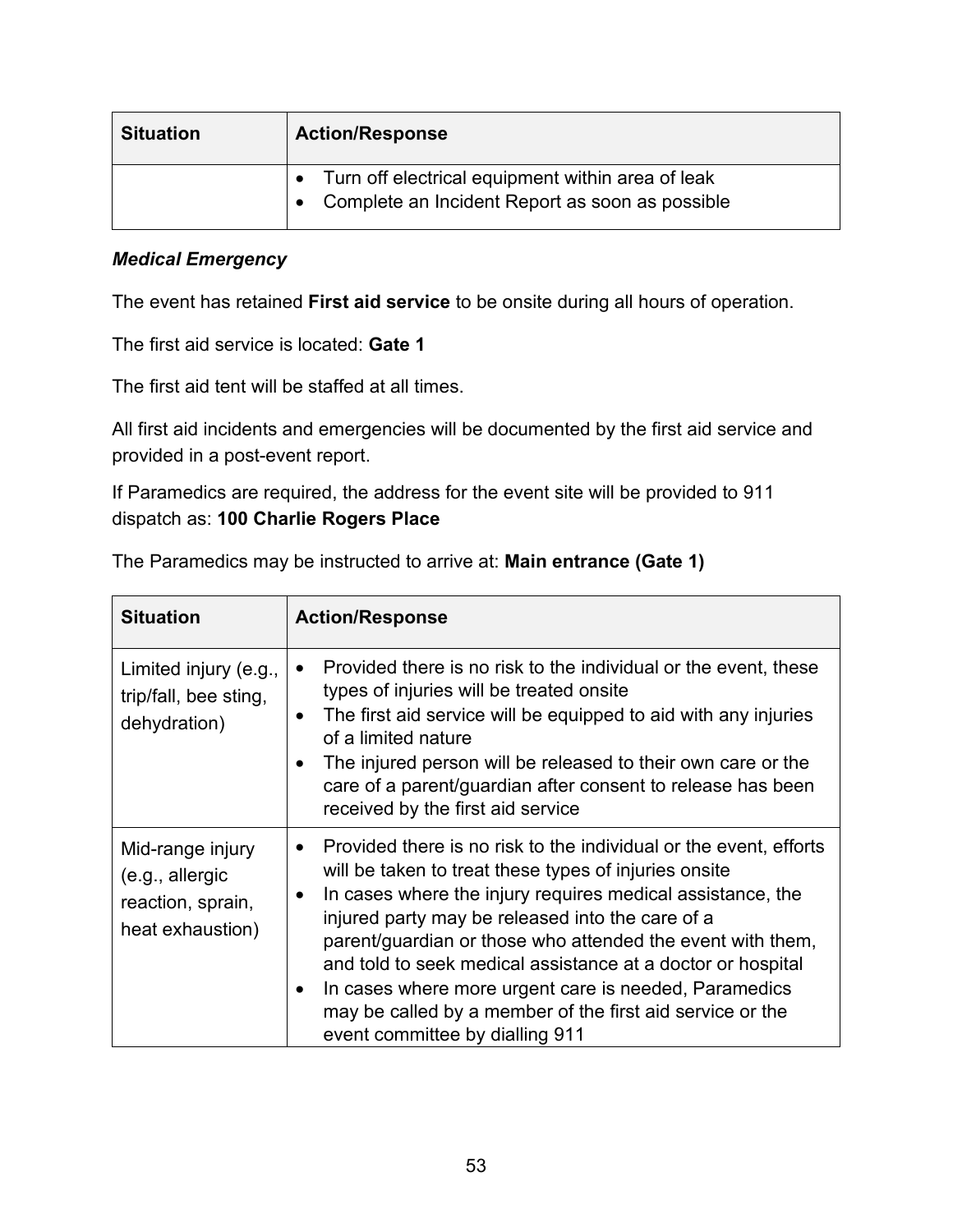| Situation | Action/Response |
| --- | --- |
| | • Turn off electrical equipment within area of leak<br>• Complete an Incident Report as soon as possible |

### *Medical Emergency*

The event has retained **First aid service** to be onsite during all hours of operation.

The first aid service is located: **Gate 1**

The first aid tent will be staffed at all times.

All first aid incidents and emergencies will be documented by the first aid service and provided in a post-event report.

If Paramedics are required, the address for the event site will be provided to 911 dispatch as: **100 Charlie Rogers Place**

The Paramedics may be instructed to arrive at: **Main entrance (Gate 1)**

| Situation | Action/Response |
| --- | --- |
| Limited injury (e.g., trip/fall, bee sting, dehydration) | • Provided there is no risk to the individual or the event, these types of injuries will be treated onsite<br>• The first aid service will be equipped to aid with any injuries of a limited nature<br>• The injured person will be released to their own care or the care of a parent/guardian after consent to release has been received by the first aid service |
| Mid-range injury (e.g., allergic reaction, sprain, heat exhaustion) | • Provided there is no risk to the individual or the event, efforts will be taken to treat these types of injuries onsite<br>• In cases where the injury requires medical assistance, the injured party may be released into the care of a parent/guardian or those who attended the event with them, and told to seek medical assistance at a doctor or hospital<br>• In cases where more urgent care is needed, Paramedics may be called by a member of the first aid service or the event committee by dialling 911 |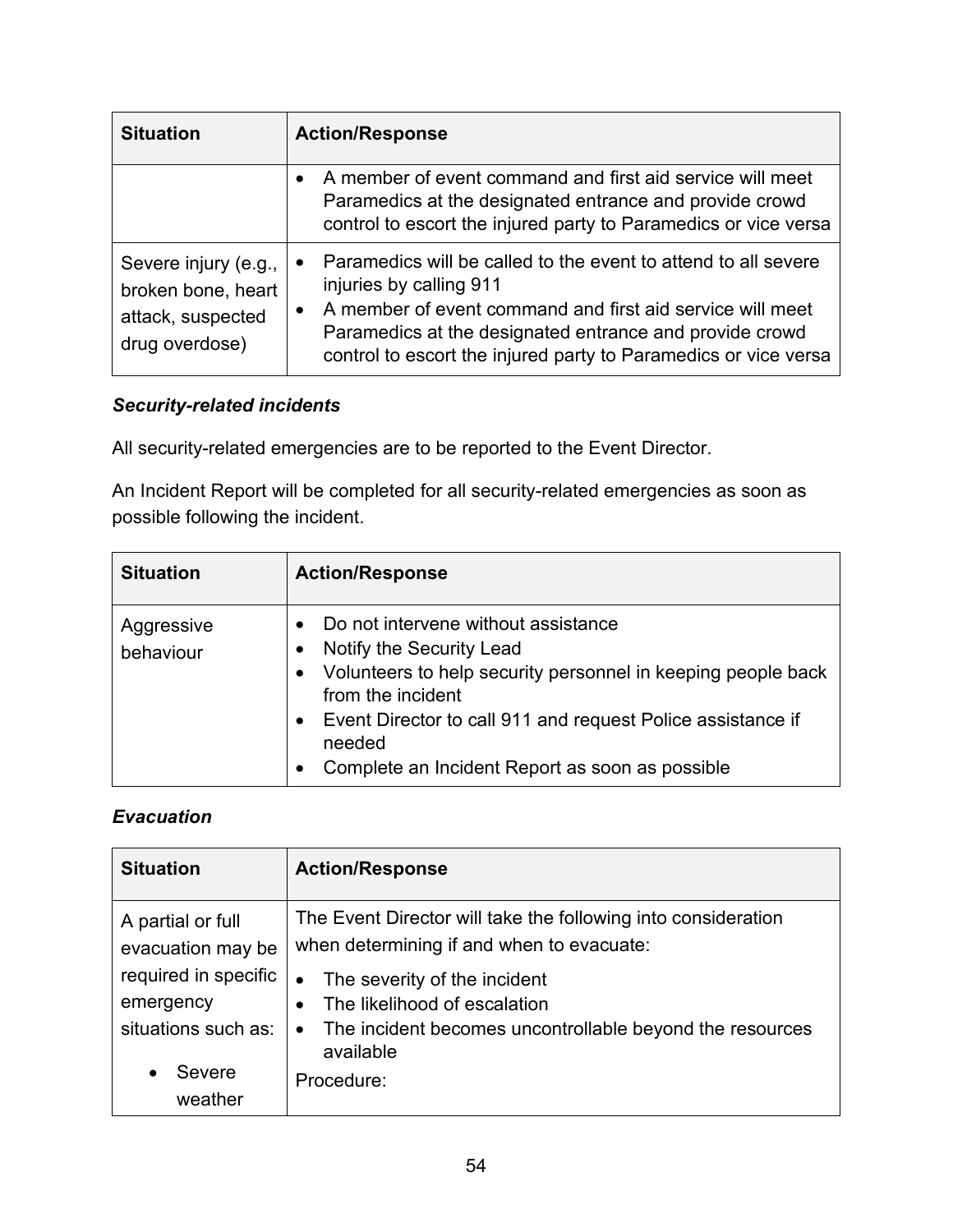| Situation | Action/Response |
|---|---|
| | • A member of event command and first aid service will meet Paramedics at the designated entrance and provide crowd control to escort the injured party to Paramedics or vice versa |
| Severe injury (e.g., broken bone, heart attack, suspected drug overdose) | • Paramedics will be called to the event to attend to all severe injuries by calling 911<br>• A member of event command and first aid service will meet Paramedics at the designated entrance and provide crowd control to escort the injured party to Paramedics or vice versa |

***Security-related incidents***

All security-related emergencies are to be reported to the Event Director.

An Incident Report will be completed for all security-related emergencies as soon as possible following the incident.

| Situation | Action/Response |
|---|---|
| Aggressive behaviour | • Do not intervene without assistance<br>• Notify the Security Lead<br>• Volunteers to help security personnel in keeping people back from the incident<br>• Event Director to call 911 and request Police assistance if needed<br>• Complete an Incident Report as soon as possible |

***Evacuation***

| Situation | Action/Response |
|---|---|
| A partial or full evacuation may be required in specific emergency situations such as:<br>• Severe weather | The Event Director will take the following into consideration when determining if and when to evacuate:<br>• The severity of the incident<br>• The likelihood of escalation<br>• The incident becomes uncontrollable beyond the resources available<br>Procedure: |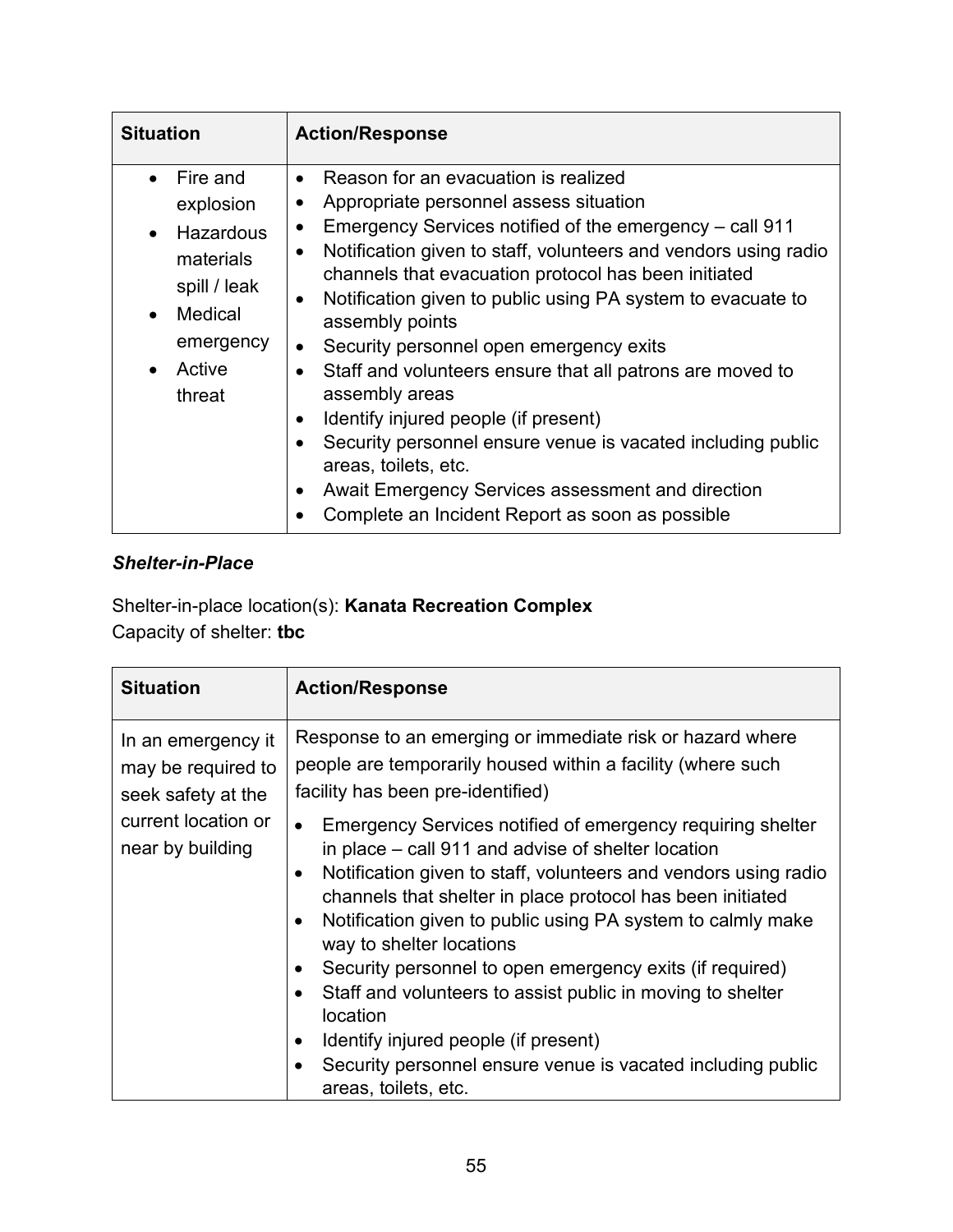| Situation | Action/Response |
| --- | --- |
| • Fire and explosion<br>• Hazardous materials spill / leak<br>• Medical emergency<br>• Active threat | • Reason for an evacuation is realized<br>• Appropriate personnel assess situation<br>• Emergency Services notified of the emergency – call 911<br>• Notification given to staff, volunteers and vendors using radio channels that evacuation protocol has been initiated<br>• Notification given to public using PA system to evacuate to assembly points<br>• Security personnel open emergency exits<br>• Staff and volunteers ensure that all patrons are moved to assembly areas<br>• Identify injured people (if present)<br>• Security personnel ensure venue is vacated including public areas, toilets, etc.<br>• Await Emergency Services assessment and direction<br>• Complete an Incident Report as soon as possible |

***Shelter-in-Place***

Shelter-in-place location(s): **Kanata Recreation Complex**
Capacity of shelter: **tbc**

| Situation | Action/Response |
| --- | --- |
| In an emergency it may be required to seek safety at the current location or near by building | Response to an emerging or immediate risk or hazard where people are temporarily housed within a facility (where such facility has been pre-identified)<br>• Emergency Services notified of emergency requiring shelter in place – call 911 and advise of shelter location<br>• Notification given to staff, volunteers and vendors using radio channels that shelter in place protocol has been initiated<br>• Notification given to public using PA system to calmly make way to shelter locations<br>• Security personnel to open emergency exits (if required)<br>• Staff and volunteers to assist public in moving to shelter location<br>• Identify injured people (if present)<br>• Security personnel ensure venue is vacated including public areas, toilets, etc. |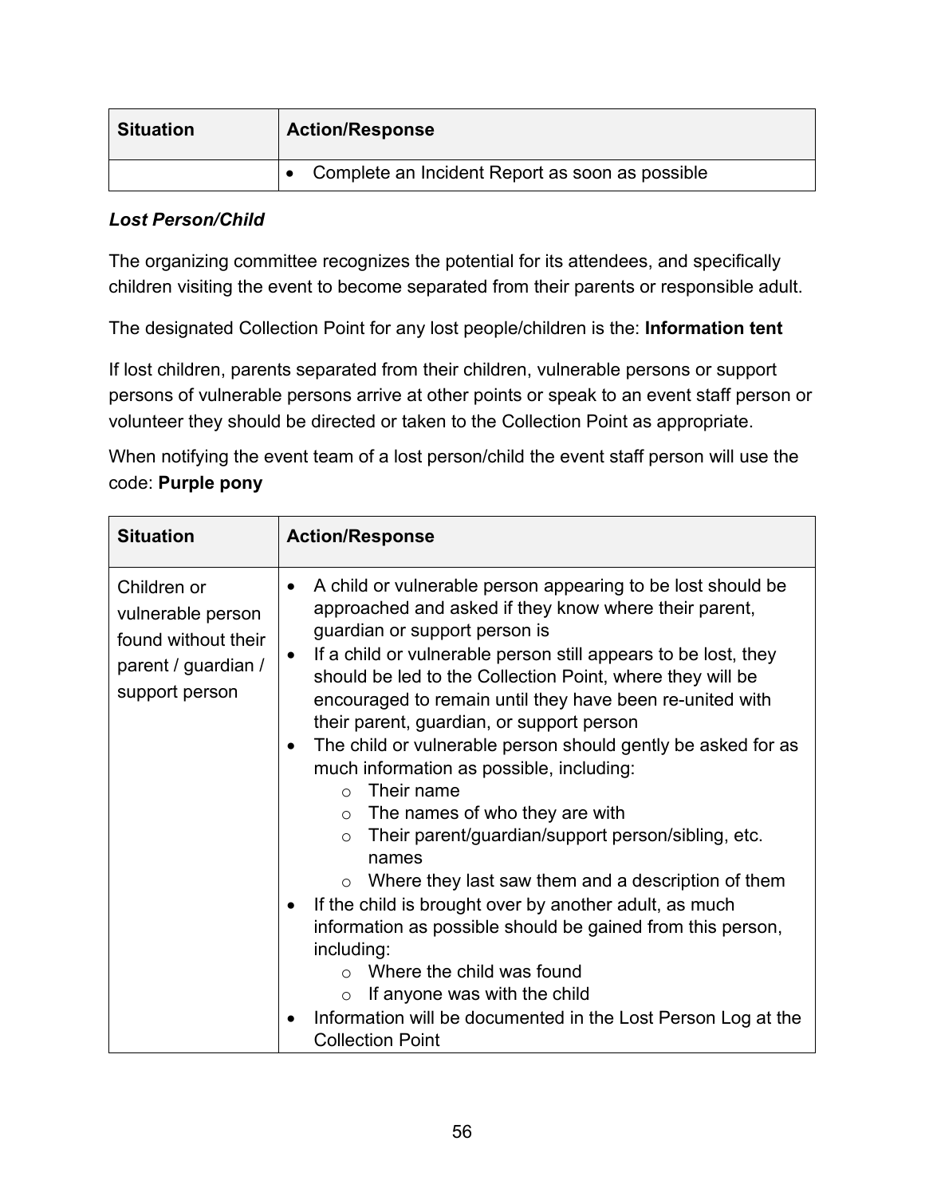| Situation | Action/Response |
| --- | --- |
| | • Complete an Incident Report as soon as possible |

***Lost Person/Child***

The organizing committee recognizes the potential for its attendees, and specifically children visiting the event to become separated from their parents or responsible adult.

The designated Collection Point for any lost people/children is the: **Information tent**

If lost children, parents separated from their children, vulnerable persons or support persons of vulnerable persons arrive at other points or speak to an event staff person or volunteer they should be directed or taken to the Collection Point as appropriate.

When notifying the event team of a lost person/child the event staff person will use the code: **Purple pony**

| Situation | Action/Response |
| --- | --- |
| Children or vulnerable person found without their parent / guardian / support person | • A child or vulnerable person appearing to be lost should be approached and asked if they know where their parent, guardian or support person is<br>• If a child or vulnerable person still appears to be lost, they should be led to the Collection Point, where they will be encouraged to remain until they have been re-united with their parent, guardian, or support person<br>• The child or vulnerable person should gently be asked for as much information as possible, including:<br>&nbsp;&nbsp;&nbsp;&nbsp;○ Their name<br>&nbsp;&nbsp;&nbsp;&nbsp;○ The names of who they are with<br>&nbsp;&nbsp;&nbsp;&nbsp;○ Their parent/guardian/support person/sibling, etc. names<br>&nbsp;&nbsp;&nbsp;&nbsp;○ Where they last saw them and a description of them<br>• If the child is brought over by another adult, as much information as possible should be gained from this person, including:<br>&nbsp;&nbsp;&nbsp;&nbsp;○ Where the child was found<br>&nbsp;&nbsp;&nbsp;&nbsp;○ If anyone was with the child<br>• Information will be documented in the Lost Person Log at the Collection Point |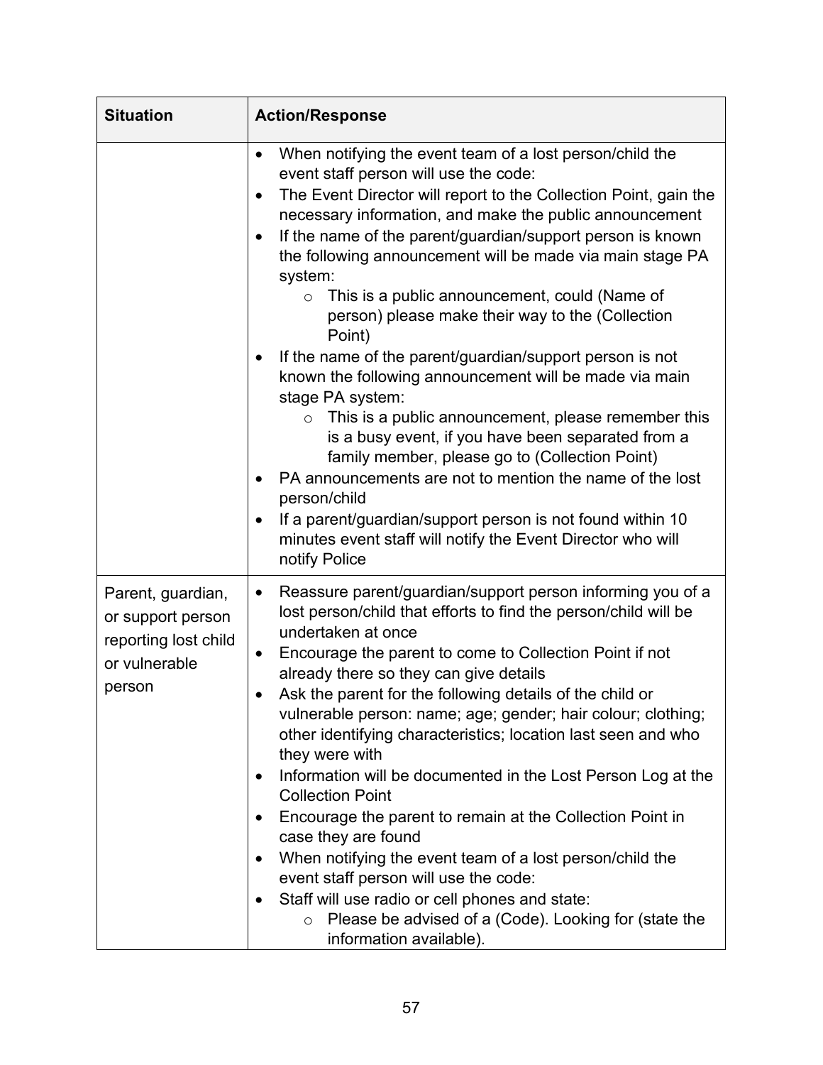| Situation | Action/Response |
|---|---|
| | • When notifying the event team of a lost person/child the event staff person will use the code:<br>• The Event Director will report to the Collection Point, gain the necessary information, and make the public announcement<br>• If the name of the parent/guardian/support person is known the following announcement will be made via main stage PA system:<br>&nbsp;&nbsp;&nbsp;&nbsp;o This is a public announcement, could (Name of person) please make their way to the (Collection Point)<br>• If the name of the parent/guardian/support person is not known the following announcement will be made via main stage PA system:<br>&nbsp;&nbsp;&nbsp;&nbsp;o This is a public announcement, please remember this is a busy event, if you have been separated from a family member, please go to (Collection Point)<br>• PA announcements are not to mention the name of the lost person/child<br>• If a parent/guardian/support person is not found within 10 minutes event staff will notify the Event Director who will notify Police |
| Parent, guardian, or support person reporting lost child or vulnerable person | • Reassure parent/guardian/support person informing you of a lost person/child that efforts to find the person/child will be undertaken at once<br>• Encourage the parent to come to Collection Point if not already there so they can give details<br>• Ask the parent for the following details of the child or vulnerable person: name; age; gender; hair colour; clothing; other identifying characteristics; location last seen and who they were with<br>• Information will be documented in the Lost Person Log at the Collection Point<br>• Encourage the parent to remain at the Collection Point in case they are found<br>• When notifying the event team of a lost person/child the event staff person will use the code:<br>• Staff will use radio or cell phones and state:<br>&nbsp;&nbsp;&nbsp;&nbsp;o Please be advised of a (Code). Looking for (state the information available). |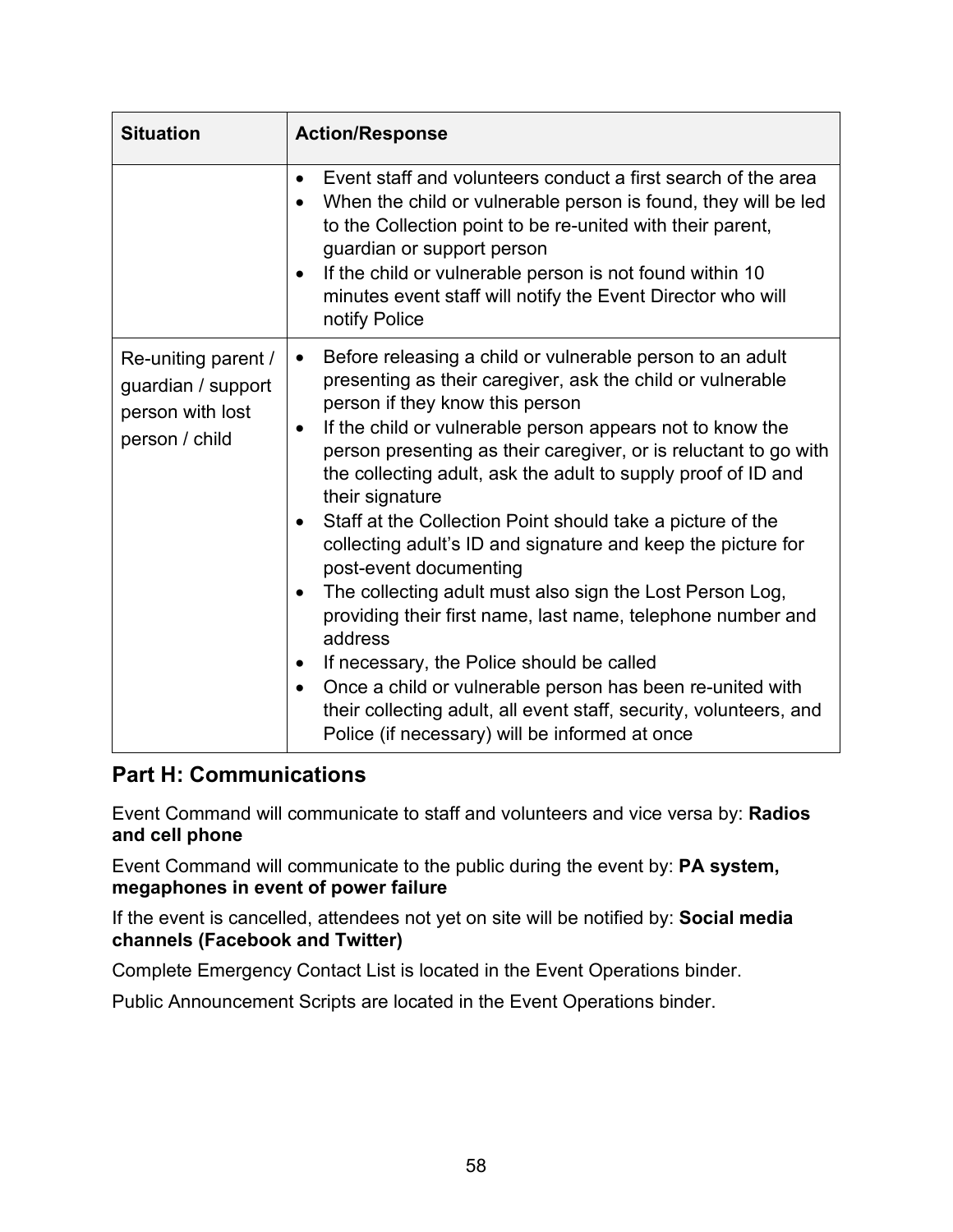| Situation | Action/Response |
| --- | --- |
| | • Event staff and volunteers conduct a first search of the area<br>• When the child or vulnerable person is found, they will be led to the Collection point to be re-united with their parent, guardian or support person<br>• If the child or vulnerable person is not found within 10 minutes event staff will notify the Event Director who will notify Police |
| Re-uniting parent / guardian / support person with lost person / child | • Before releasing a child or vulnerable person to an adult presenting as their caregiver, ask the child or vulnerable person if they know this person<br>• If the child or vulnerable person appears not to know the person presenting as their caregiver, or is reluctant to go with the collecting adult, ask the adult to supply proof of ID and their signature<br>• Staff at the Collection Point should take a picture of the collecting adult's ID and signature and keep the picture for post-event documenting<br>• The collecting adult must also sign the Lost Person Log, providing their first name, last name, telephone number and address<br>• If necessary, the Police should be called<br>• Once a child or vulnerable person has been re-united with their collecting adult, all event staff, security, volunteers, and Police (if necessary) will be informed at once |

## Part H: Communications

Event Command will communicate to staff and volunteers and vice versa by: **Radios and cell phone**

Event Command will communicate to the public during the event by: **PA system, megaphones in event of power failure**

If the event is cancelled, attendees not yet on site will be notified by: **Social media channels (Facebook and Twitter)**

Complete Emergency Contact List is located in the Event Operations binder.

Public Announcement Scripts are located in the Event Operations binder.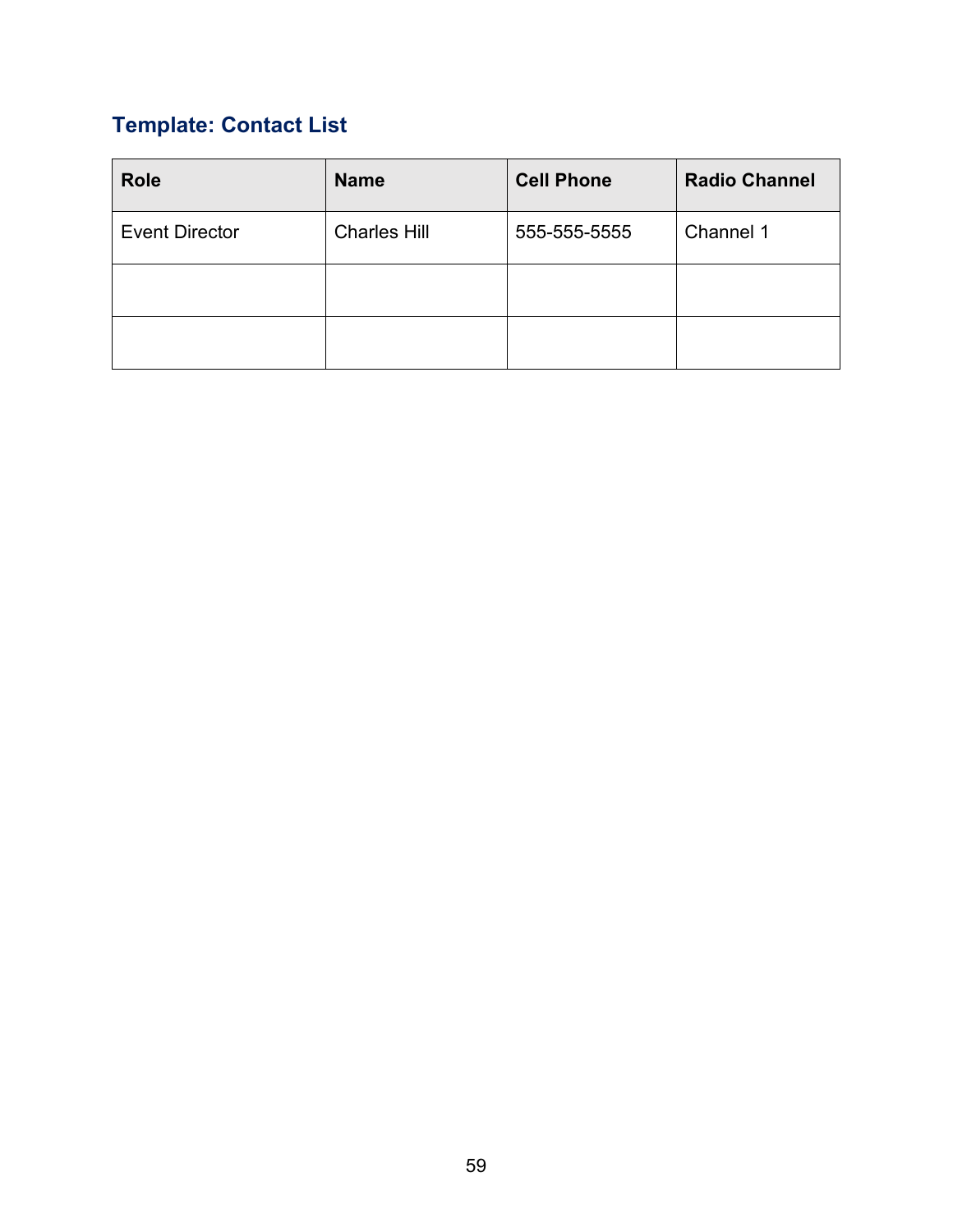### Template: Contact List

| Role | Name | Cell Phone | Radio Channel |
| --- | --- | --- | --- |
| Event Director | Charles Hill | 555-555-5555 | Channel 1 |
| | | | |
| | | | |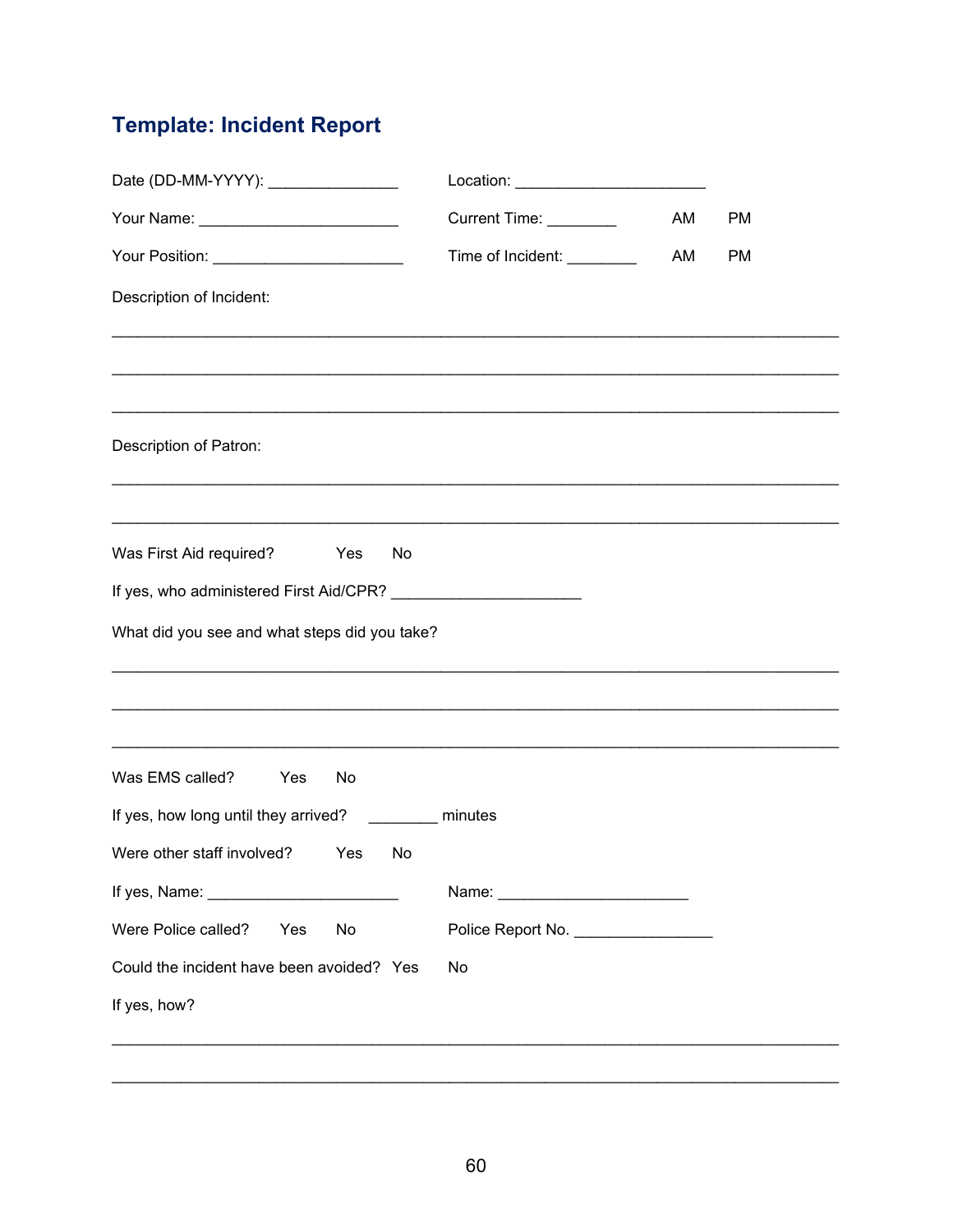## Template: Incident Report

Date (DD-MM-YYYY): _______________ Location: ______________________

Your Name: _______________________ Current Time: ________ AM PM

Your Position: ______________________ Time of Incident: ________ AM PM

Description of Incident:

_______________________________________________________________________________

_______________________________________________________________________________

_______________________________________________________________________________

Description of Patron:

_______________________________________________________________________________

_______________________________________________________________________________

Was First Aid required? Yes No

If yes, who administered First Aid/CPR? ______________________

What did you see and what steps did you take?

_______________________________________________________________________________

_______________________________________________________________________________

_______________________________________________________________________________

Was EMS called? Yes No

If yes, how long until they arrived? ________ minutes

Were other staff involved? Yes No

If yes, Name: ______________________ Name: ______________________

Were Police called? Yes No Police Report No. ________________

Could the incident have been avoided? Yes No

If yes, how?

_______________________________________________________________________________

_______________________________________________________________________________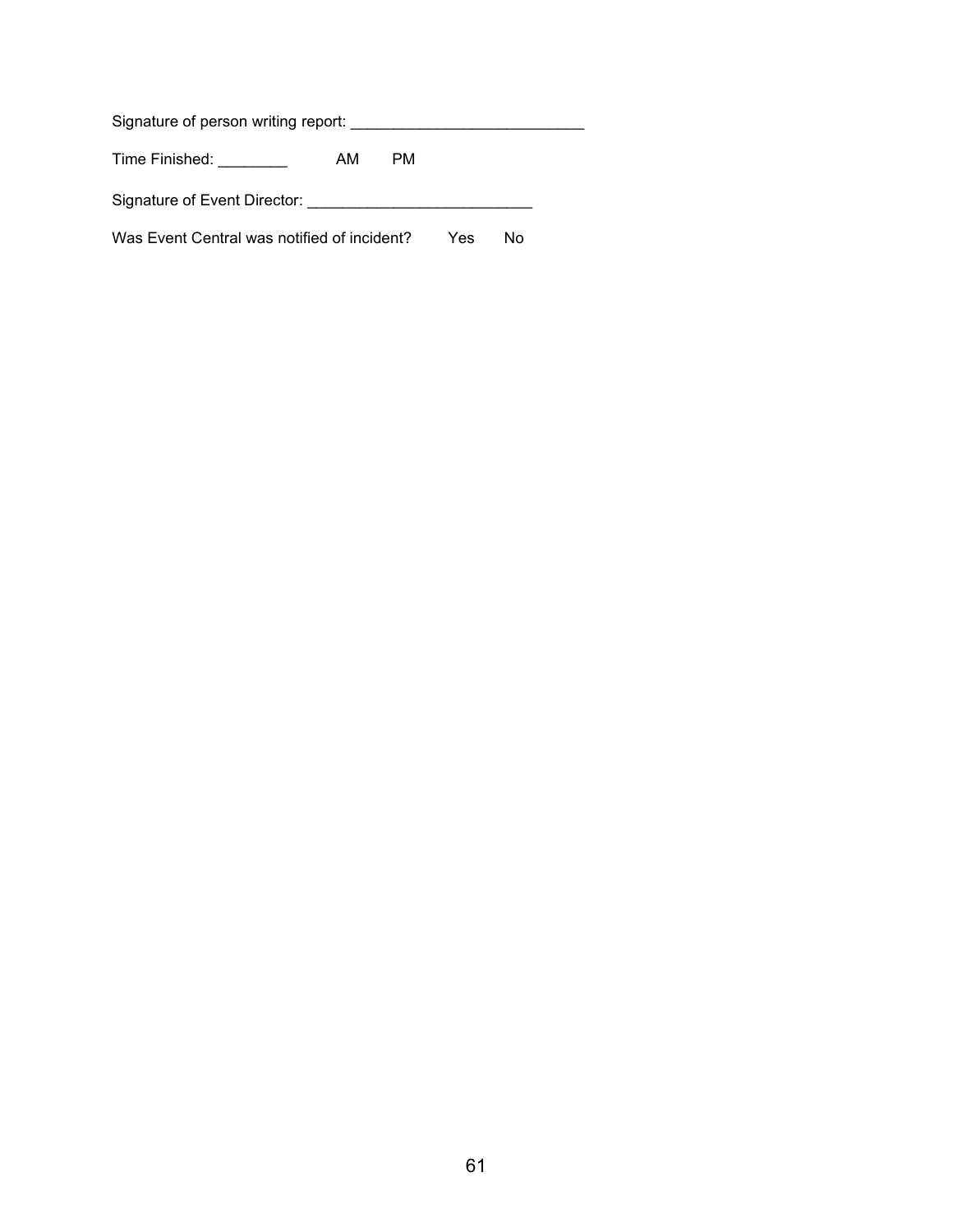Signature of person writing report: ___________________________

Time Finished: ________ AM PM

Signature of Event Director: __________________________

Was Event Central was notified of incident? Yes No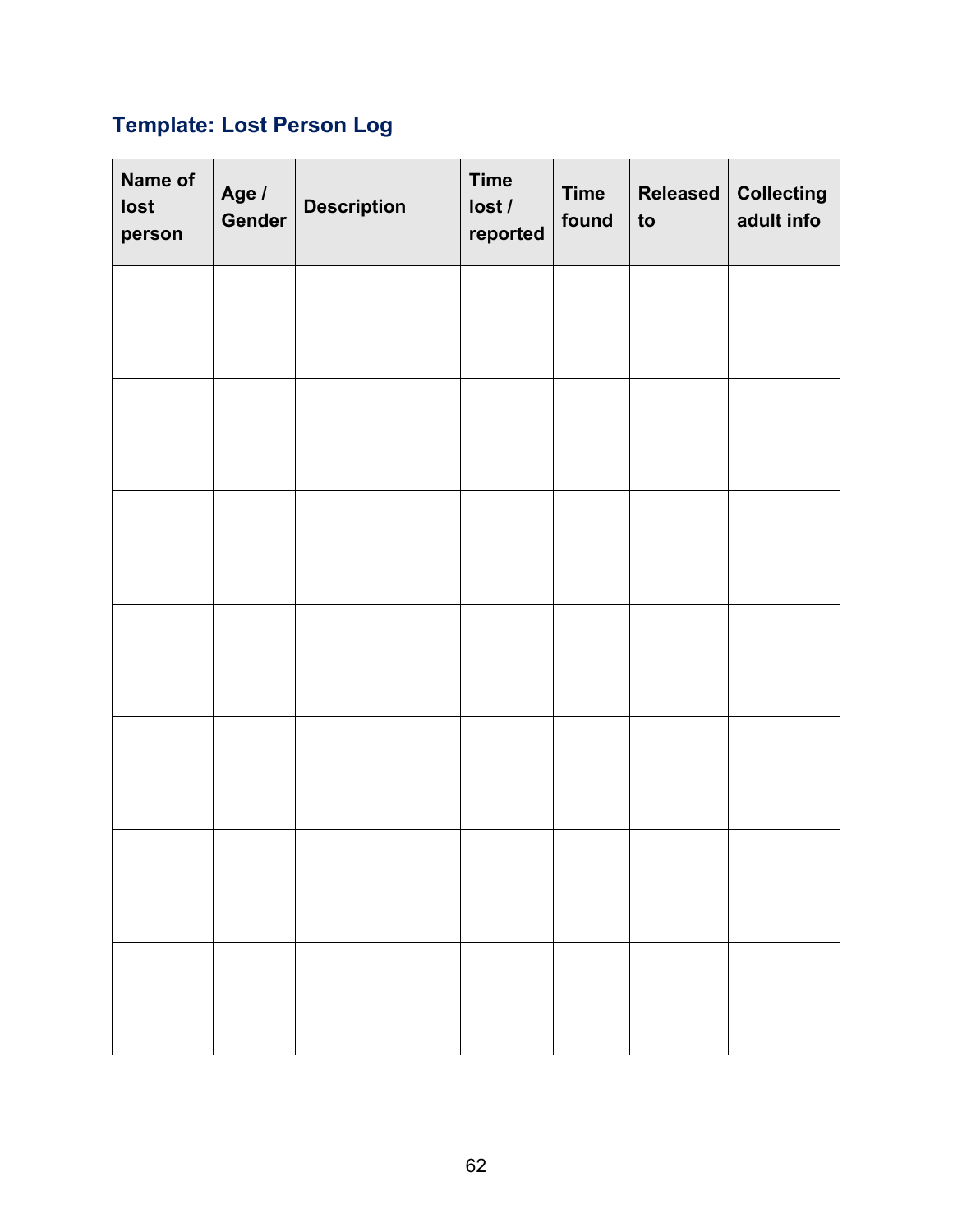### Template: Lost Person Log

| Name of lost person | Age / Gender | Description | Time lost / reported | Time found | Released to | Collecting adult info |
|---|---|---|---|---|---|---|
| | | | | | | |
| | | | | | | |
| | | | | | | |
| | | | | | | |
| | | | | | | |
| | | | | | | |
| | | | | | | |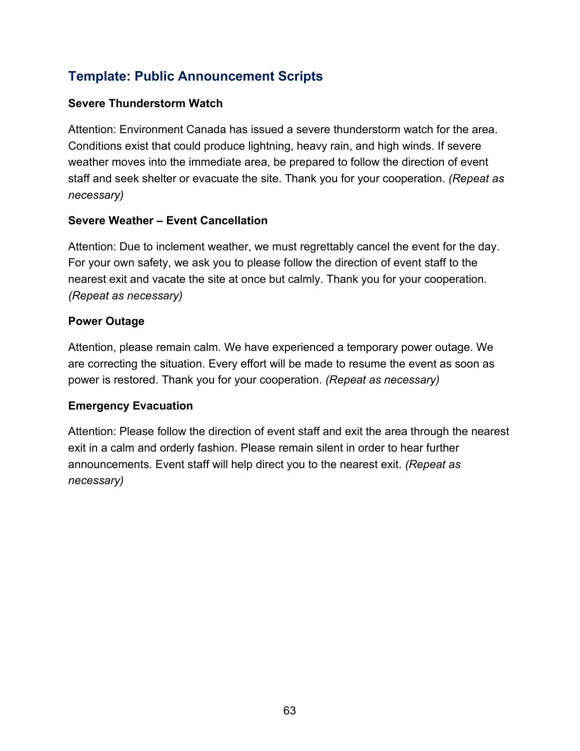## Template: Public Announcement Scripts

**Severe Thunderstorm Watch**

Attention: Environment Canada has issued a severe thunderstorm watch for the area. Conditions exist that could produce lightning, heavy rain, and high winds. If severe weather moves into the immediate area, be prepared to follow the direction of event staff and seek shelter or evacuate the site. Thank you for your cooperation. *(Repeat as necessary)*

**Severe Weather – Event Cancellation**

Attention: Due to inclement weather, we must regrettably cancel the event for the day. For your own safety, we ask you to please follow the direction of event staff to the nearest exit and vacate the site at once but calmly. Thank you for your cooperation. *(Repeat as necessary)*

**Power Outage**

Attention, please remain calm. We have experienced a temporary power outage. We are correcting the situation. Every effort will be made to resume the event as soon as power is restored. Thank you for your cooperation. *(Repeat as necessary)*

**Emergency Evacuation**

Attention: Please follow the direction of event staff and exit the area through the nearest exit in a calm and orderly fashion. Please remain silent in order to hear further announcements. Event staff will help direct you to the nearest exit. *(Repeat as necessary)*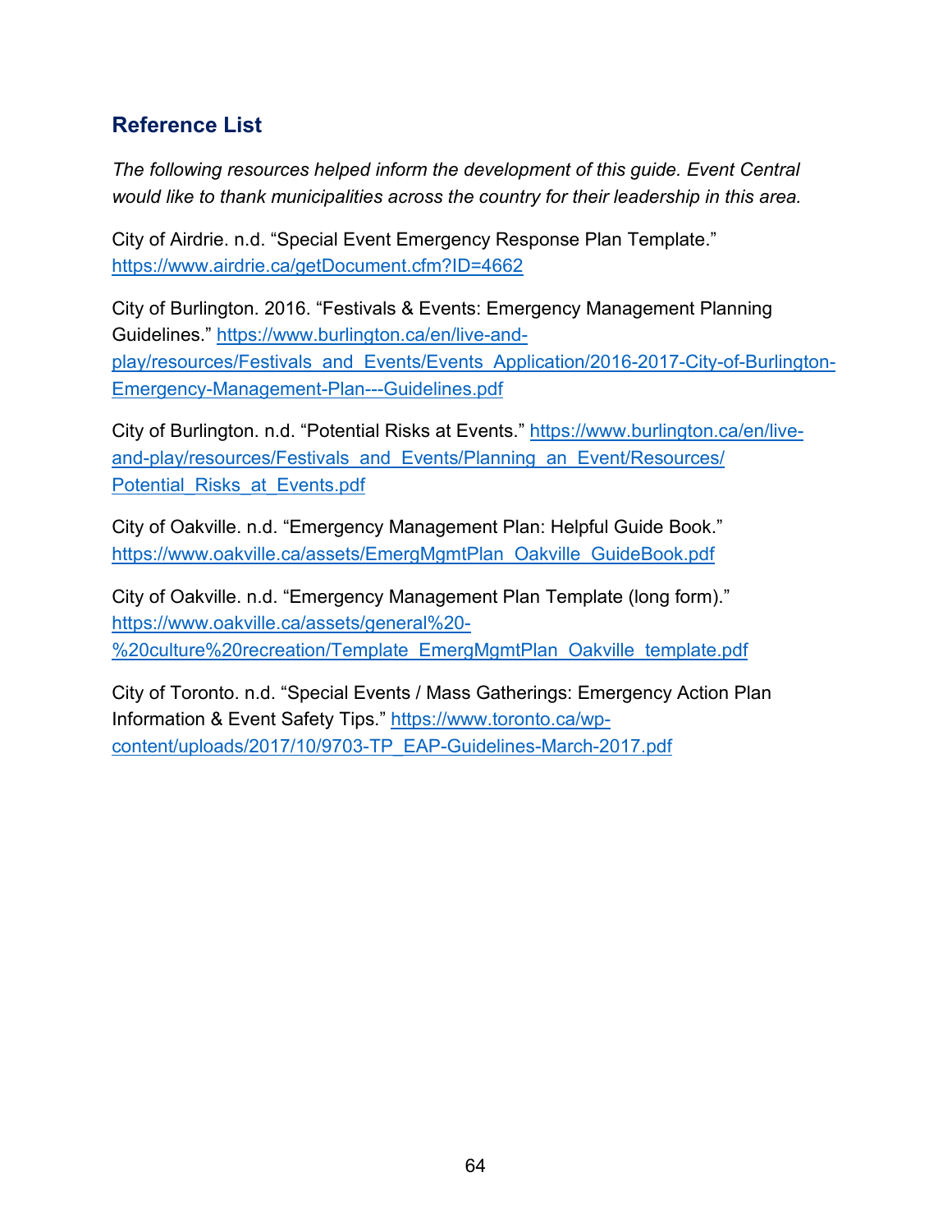## Reference List

*The following resources helped inform the development of this guide. Event Central would like to thank municipalities across the country for their leadership in this area.*

City of Airdrie. n.d. "Special Event Emergency Response Plan Template." https://www.airdrie.ca/getDocument.cfm?ID=4662

City of Burlington. 2016. "Festivals & Events: Emergency Management Planning Guidelines." https://www.burlington.ca/en/live-and-play/resources/Festivals_and_Events/Events_Application/2016-2017-City-of-Burlington-Emergency-Management-Plan---Guidelines.pdf

City of Burlington. n.d. "Potential Risks at Events." https://www.burlington.ca/en/live-and-play/resources/Festivals_and_Events/Planning_an_Event/Resources/Potential_Risks_at_Events.pdf

City of Oakville. n.d. "Emergency Management Plan: Helpful Guide Book." https://www.oakville.ca/assets/EmergMgmtPlan_Oakville_GuideBook.pdf

City of Oakville. n.d. "Emergency Management Plan Template (long form)." https://www.oakville.ca/assets/general%20-%20culture%20recreation/Template_EmergMgmtPlan_Oakville_template.pdf

City of Toronto. n.d. "Special Events / Mass Gatherings: Emergency Action Plan Information & Event Safety Tips." https://www.toronto.ca/wp-content/uploads/2017/10/9703-TP_EAP-Guidelines-March-2017.pdf